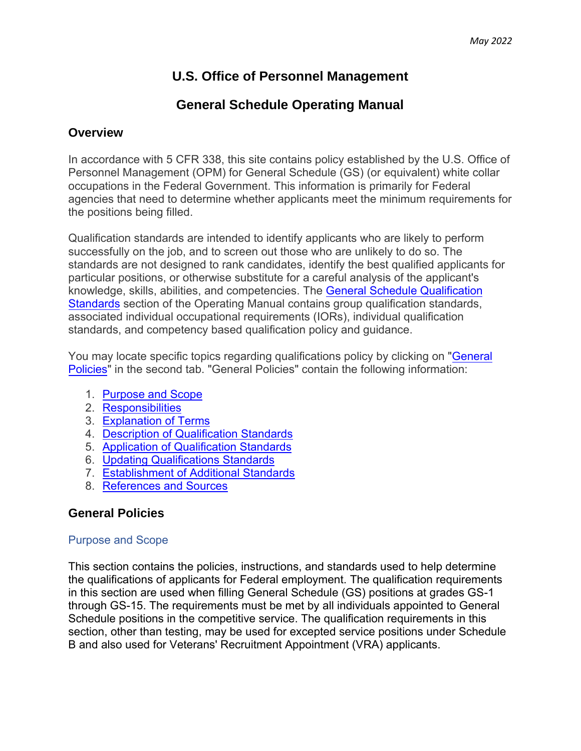*May 2022*

# U.S. Office of Personnel Management

# General Schedule Operating Manual

## Overview

In accordance with 5 CFR 338, this site contains policy established by the U.S. Office of Personnel Management (OPM) for General Schedule (GS) (or equivalent) white collar occupations in the Federal Government. This information is primarily for Federal agencies that need to determine whether applicants meet the minimum requirements for the positions being filled.

Qualification standards are intended to identify applicants who are likely to perform successfully on the job, and to screen out those who are unlikely to do so. The standards are not designed to rank candidates, identify the best qualified applicants for particular positions, or otherwise substitute for a careful analysis of the applicant's knowledge, skills, abilities, and competencies. The General Schedule Qualification Standards section of the Operating Manual contains group qualification standards, associated individual occupational requirements (IORs), individual qualification standards, and competency based qualification policy and guidance.

You may locate specific topics regarding qualifications policy by clicking on "General Policies" in the second tab. "General Policies" contain the following information:

1. Purpose and Scope
2. Responsibilities
3. Explanation of Terms
4. Description of Qualification Standards
5. Application of Qualification Standards
6. Updating Qualifications Standards
7. Establishment of Additional Standards
8. References and Sources

## General Policies

### Purpose and Scope

This section contains the policies, instructions, and standards used to help determine the qualifications of applicants for Federal employment. The qualification requirements in this section are used when filling General Schedule (GS) positions at grades GS-1 through GS-15. The requirements must be met by all individuals appointed to General Schedule positions in the competitive service. The qualification requirements in this section, other than testing, may be used for excepted service positions under Schedule B and also used for Veterans' Recruitment Appointment (VRA) applicants.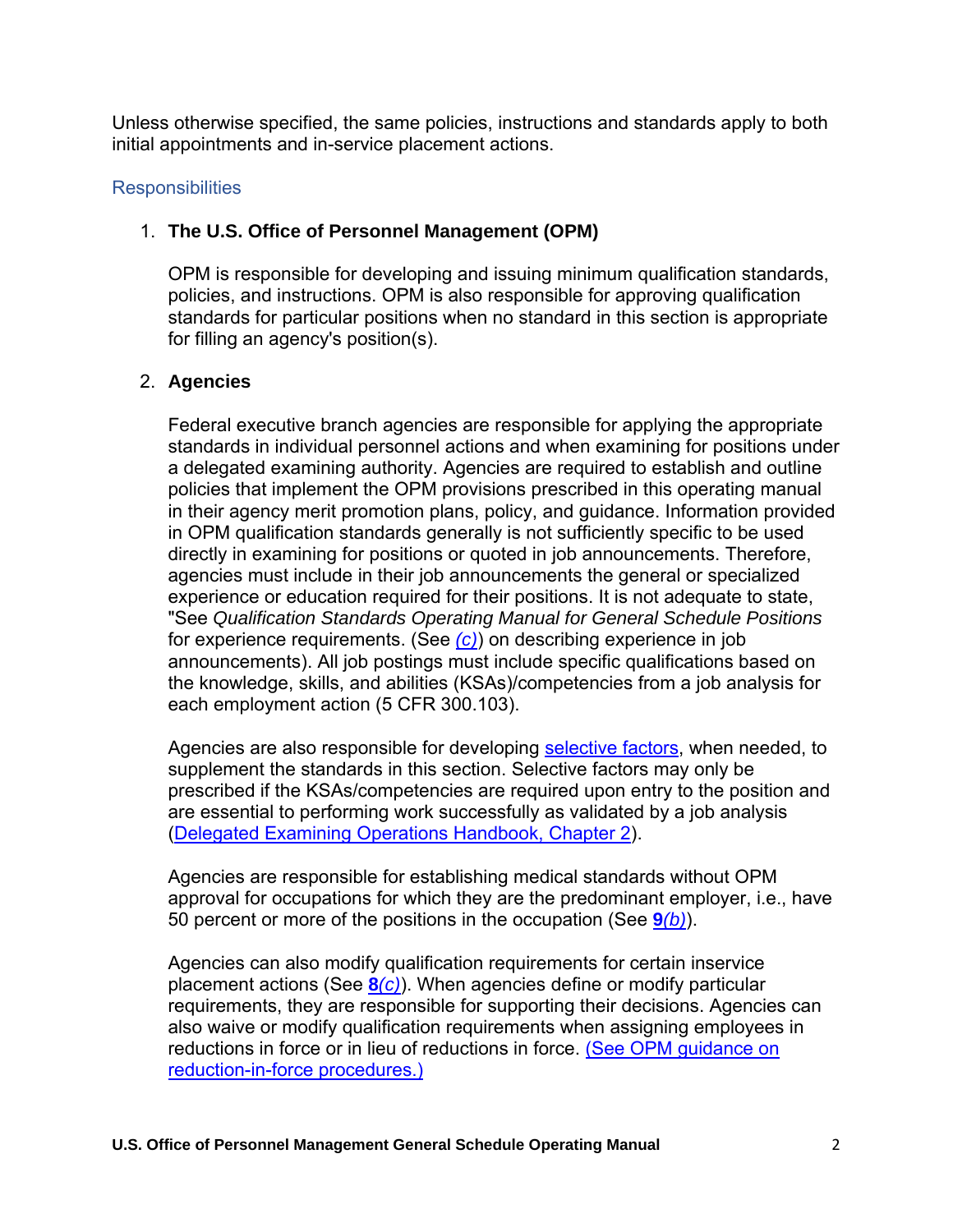Unless otherwise specified, the same policies, instructions and standards apply to both initial appointments and in-service placement actions.

## Responsibilities

1. **The U.S. Office of Personnel Management (OPM)**

   OPM is responsible for developing and issuing minimum qualification standards, policies, and instructions. OPM is also responsible for approving qualification standards for particular positions when no standard in this section is appropriate for filling an agency's position(s).

2. **Agencies**

   Federal executive branch agencies are responsible for applying the appropriate standards in individual personnel actions and when examining for positions under a delegated examining authority. Agencies are required to establish and outline policies that implement the OPM provisions prescribed in this operating manual in their agency merit promotion plans, policy, and guidance. Information provided in OPM qualification standards generally is not sufficiently specific to be used directly in examining for positions or quoted in job announcements. Therefore, agencies must include in their job announcements the general or specialized experience or education required for their positions. It is not adequate to state, "See *Qualification Standards Operating Manual for General Schedule Positions* for experience requirements. (See *(c)*) on describing experience in job announcements). All job postings must include specific qualifications based on the knowledge, skills, and abilities (KSAs)/competencies from a job analysis for each employment action (5 CFR 300.103).

   Agencies are also responsible for developing selective factors, when needed, to supplement the standards in this section. Selective factors may only be prescribed if the KSAs/competencies are required upon entry to the position and are essential to performing work successfully as validated by a job analysis (Delegated Examining Operations Handbook, Chapter 2).

   Agencies are responsible for establishing medical standards without OPM approval for occupations for which they are the predominant employer, i.e., have 50 percent or more of the positions in the occupation (See **9***(b)*).

   Agencies can also modify qualification requirements for certain inservice placement actions (See **8***(c)*). When agencies define or modify particular requirements, they are responsible for supporting their decisions. Agencies can also waive or modify qualification requirements when assigning employees in reductions in force or in lieu of reductions in force. (See OPM guidance on reduction-in-force procedures.)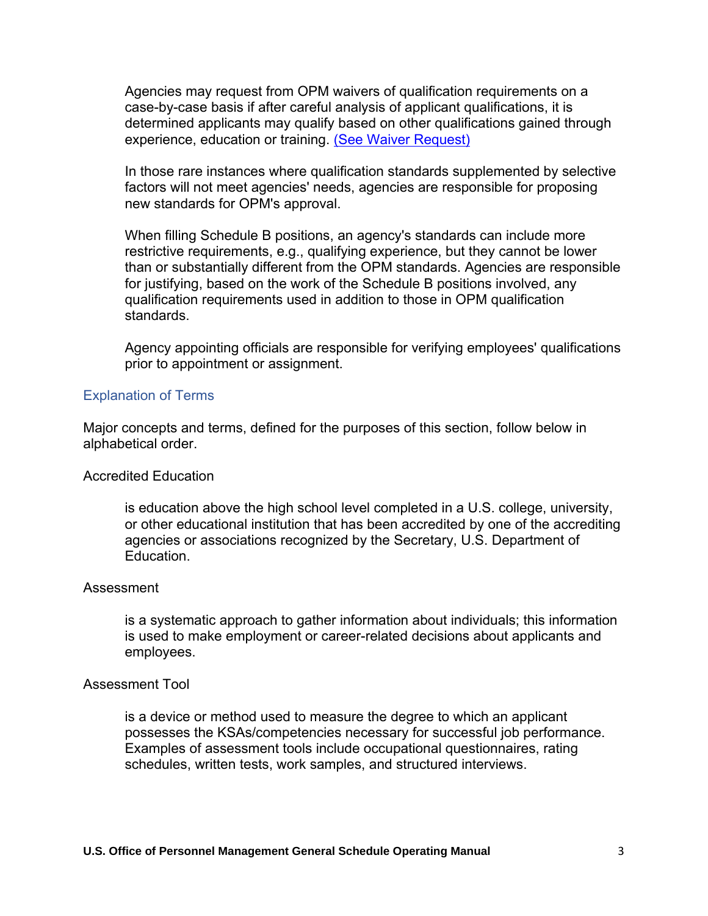Agencies may request from OPM waivers of qualification requirements on a case-by-case basis if after careful analysis of applicant qualifications, it is determined applicants may qualify based on other qualifications gained through experience, education or training. (See Waiver Request)

In those rare instances where qualification standards supplemented by selective factors will not meet agencies' needs, agencies are responsible for proposing new standards for OPM's approval.

When filling Schedule B positions, an agency's standards can include more restrictive requirements, e.g., qualifying experience, but they cannot be lower than or substantially different from the OPM standards. Agencies are responsible for justifying, based on the work of the Schedule B positions involved, any qualification requirements used in addition to those in OPM qualification standards.

Agency appointing officials are responsible for verifying employees' qualifications prior to appointment or assignment.

## Explanation of Terms

Major concepts and terms, defined for the purposes of this section, follow below in alphabetical order.

### Accredited Education

is education above the high school level completed in a U.S. college, university, or other educational institution that has been accredited by one of the accrediting agencies or associations recognized by the Secretary, U.S. Department of Education.

### Assessment

is a systematic approach to gather information about individuals; this information is used to make employment or career-related decisions about applicants and employees.

### Assessment Tool

is a device or method used to measure the degree to which an applicant possesses the KSAs/competencies necessary for successful job performance. Examples of assessment tools include occupational questionnaires, rating schedules, written tests, work samples, and structured interviews.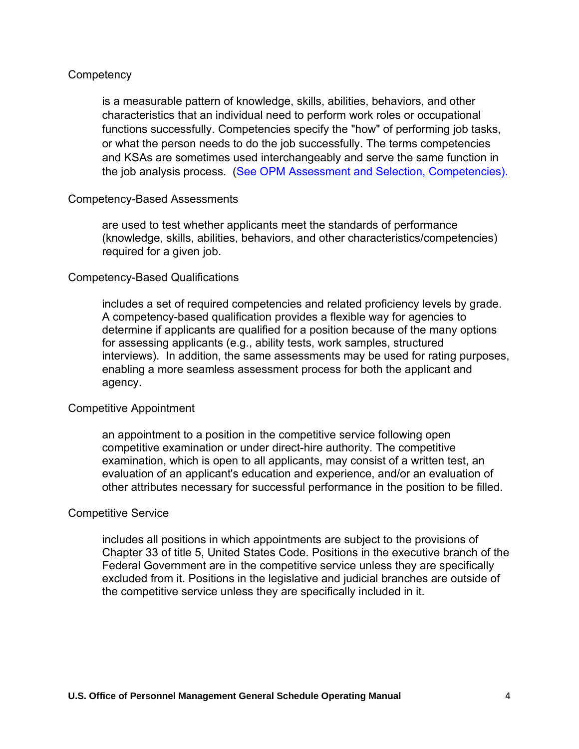Competency

is a measurable pattern of knowledge, skills, abilities, behaviors, and other characteristics that an individual need to perform work roles or occupational functions successfully. Competencies specify the "how" of performing job tasks, or what the person needs to do the job successfully. The terms competencies and KSAs are sometimes used interchangeably and serve the same function in the job analysis process. (See OPM Assessment and Selection, Competencies).

Competency-Based Assessments

are used to test whether applicants meet the standards of performance (knowledge, skills, abilities, behaviors, and other characteristics/competencies) required for a given job.

Competency-Based Qualifications

includes a set of required competencies and related proficiency levels by grade. A competency-based qualification provides a flexible way for agencies to determine if applicants are qualified for a position because of the many options for assessing applicants (e.g., ability tests, work samples, structured interviews). In addition, the same assessments may be used for rating purposes, enabling a more seamless assessment process for both the applicant and agency.

Competitive Appointment

an appointment to a position in the competitive service following open competitive examination or under direct-hire authority. The competitive examination, which is open to all applicants, may consist of a written test, an evaluation of an applicant's education and experience, and/or an evaluation of other attributes necessary for successful performance in the position to be filled.

Competitive Service

includes all positions in which appointments are subject to the provisions of Chapter 33 of title 5, United States Code. Positions in the executive branch of the Federal Government are in the competitive service unless they are specifically excluded from it. Positions in the legislative and judicial branches are outside of the competitive service unless they are specifically included in it.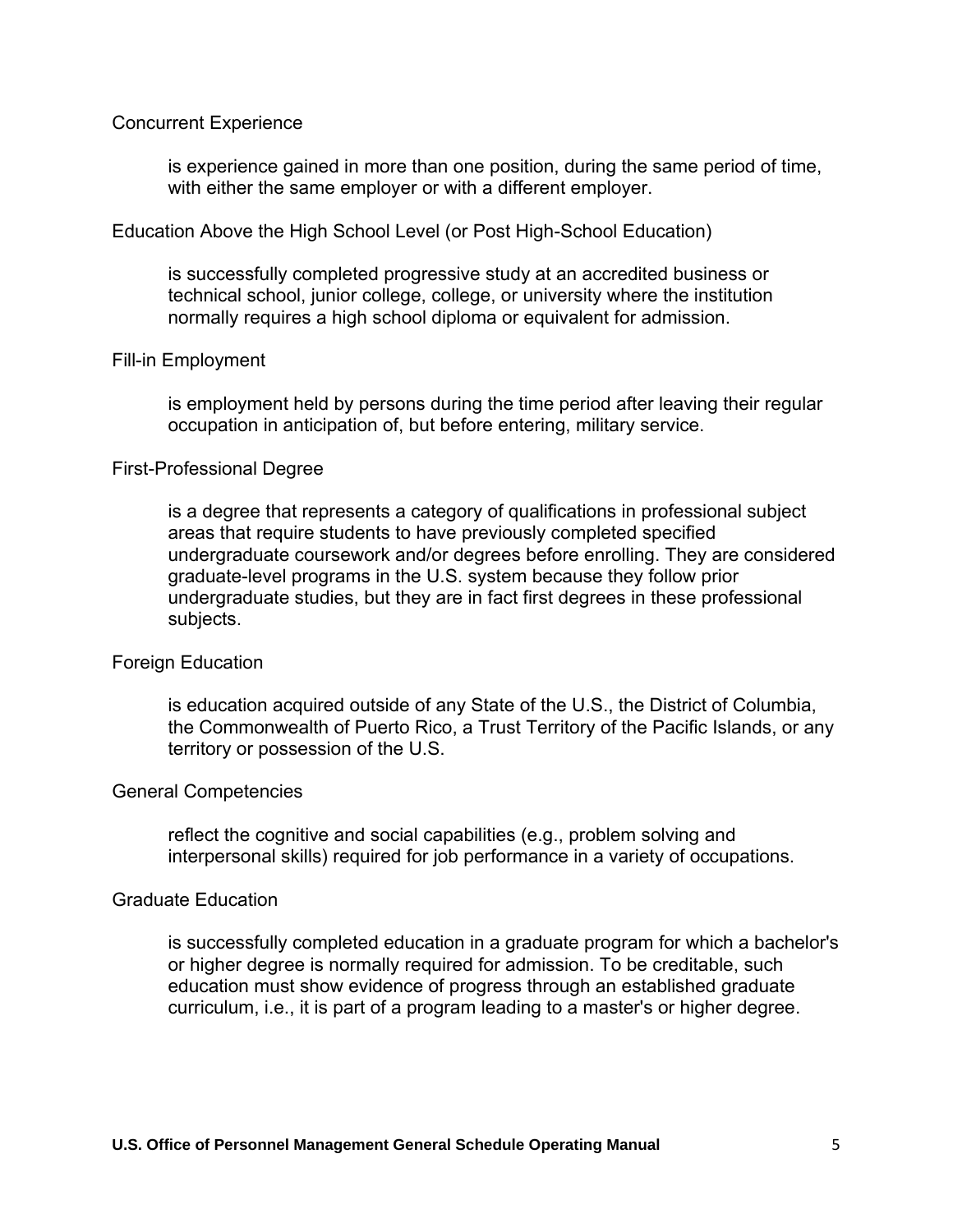Concurrent Experience

> is experience gained in more than one position, during the same period of time, with either the same employer or with a different employer.

Education Above the High School Level (or Post High-School Education)

> is successfully completed progressive study at an accredited business or technical school, junior college, college, or university where the institution normally requires a high school diploma or equivalent for admission.

Fill-in Employment

> is employment held by persons during the time period after leaving their regular occupation in anticipation of, but before entering, military service.

First-Professional Degree

> is a degree that represents a category of qualifications in professional subject areas that require students to have previously completed specified undergraduate coursework and/or degrees before enrolling. They are considered graduate-level programs in the U.S. system because they follow prior undergraduate studies, but they are in fact first degrees in these professional subjects.

Foreign Education

> is education acquired outside of any State of the U.S., the District of Columbia, the Commonwealth of Puerto Rico, a Trust Territory of the Pacific Islands, or any territory or possession of the U.S.

General Competencies

> reflect the cognitive and social capabilities (e.g., problem solving and interpersonal skills) required for job performance in a variety of occupations.

Graduate Education

> is successfully completed education in a graduate program for which a bachelor's or higher degree is normally required for admission. To be creditable, such education must show evidence of progress through an established graduate curriculum, i.e., it is part of a program leading to a master's or higher degree.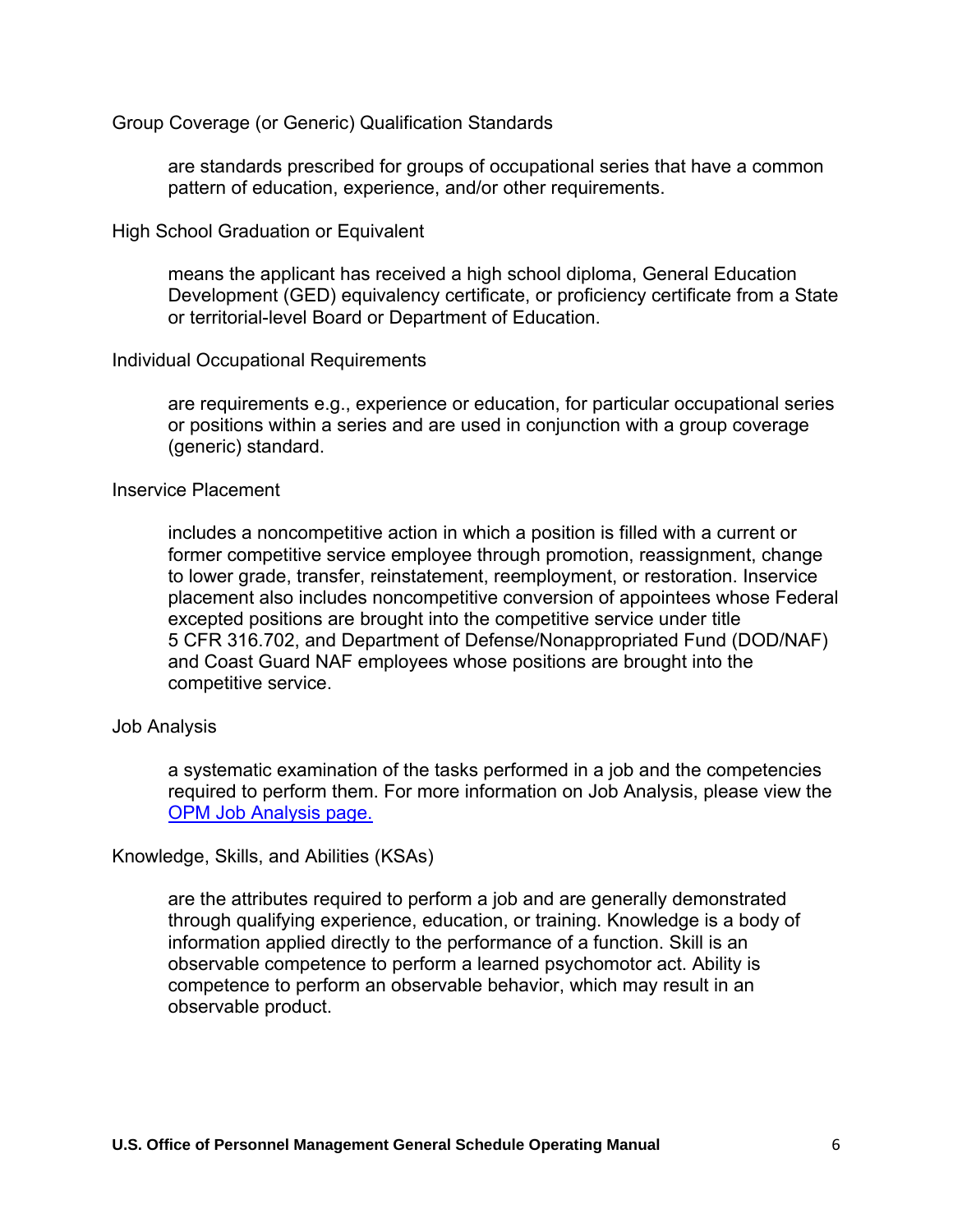Group Coverage (or Generic) Qualification Standards

> are standards prescribed for groups of occupational series that have a common pattern of education, experience, and/or other requirements.

High School Graduation or Equivalent

> means the applicant has received a high school diploma, General Education Development (GED) equivalency certificate, or proficiency certificate from a State or territorial-level Board or Department of Education.

Individual Occupational Requirements

> are requirements e.g., experience or education, for particular occupational series or positions within a series and are used in conjunction with a group coverage (generic) standard.

Inservice Placement

> includes a noncompetitive action in which a position is filled with a current or former competitive service employee through promotion, reassignment, change to lower grade, transfer, reinstatement, reemployment, or restoration. Inservice placement also includes noncompetitive conversion of appointees whose Federal excepted positions are brought into the competitive service under title 5 CFR 316.702, and Department of Defense/Nonappropriated Fund (DOD/NAF) and Coast Guard NAF employees whose positions are brought into the competitive service.

Job Analysis

> a systematic examination of the tasks performed in a job and the competencies required to perform them. For more information on Job Analysis, please view the [OPM Job Analysis page.]

Knowledge, Skills, and Abilities (KSAs)

> are the attributes required to perform a job and are generally demonstrated through qualifying experience, education, or training. Knowledge is a body of information applied directly to the performance of a function. Skill is an observable competence to perform a learned psychomotor act. Ability is competence to perform an observable behavior, which may result in an observable product.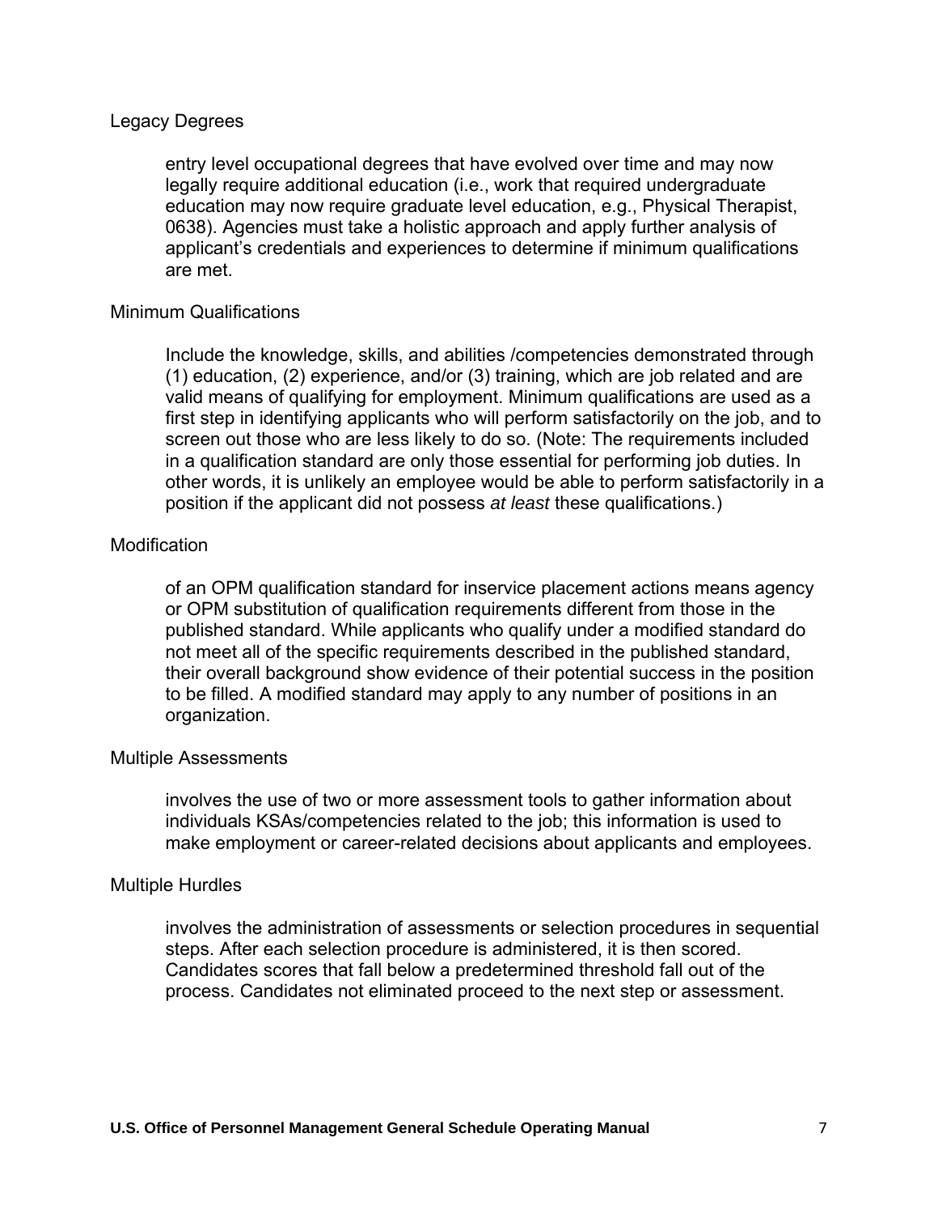Legacy Degrees

> entry level occupational degrees that have evolved over time and may now legally require additional education (i.e., work that required undergraduate education may now require graduate level education, e.g., Physical Therapist, 0638). Agencies must take a holistic approach and apply further analysis of applicant's credentials and experiences to determine if minimum qualifications are met.

Minimum Qualifications

> Include the knowledge, skills, and abilities /competencies demonstrated through (1) education, (2) experience, and/or (3) training, which are job related and are valid means of qualifying for employment. Minimum qualifications are used as a first step in identifying applicants who will perform satisfactorily on the job, and to screen out those who are less likely to do so. (Note: The requirements included in a qualification standard are only those essential for performing job duties. In other words, it is unlikely an employee would be able to perform satisfactorily in a position if the applicant did not possess *at least* these qualifications.)

Modification

> of an OPM qualification standard for inservice placement actions means agency or OPM substitution of qualification requirements different from those in the published standard. While applicants who qualify under a modified standard do not meet all of the specific requirements described in the published standard, their overall background show evidence of their potential success in the position to be filled. A modified standard may apply to any number of positions in an organization.

Multiple Assessments

> involves the use of two or more assessment tools to gather information about individuals KSAs/competencies related to the job; this information is used to make employment or career-related decisions about applicants and employees.

Multiple Hurdles

> involves the administration of assessments or selection procedures in sequential steps. After each selection procedure is administered, it is then scored. Candidates scores that fall below a predetermined threshold fall out of the process. Candidates not eliminated proceed to the next step or assessment.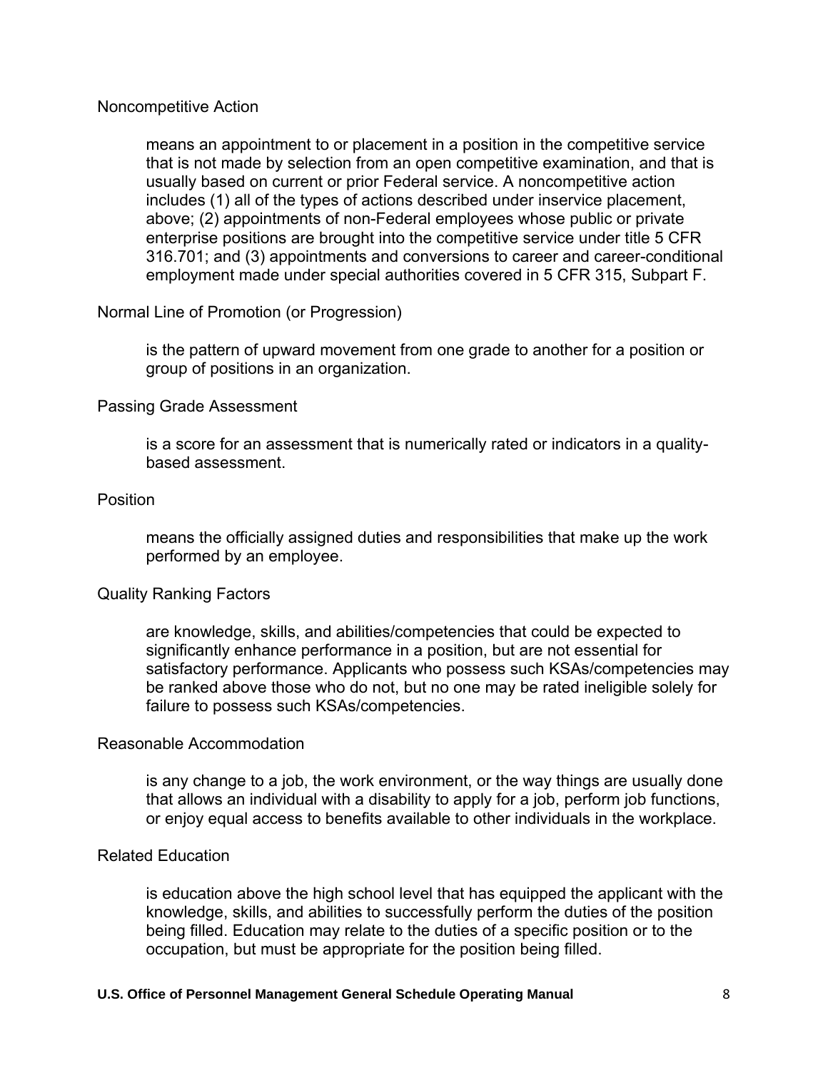Noncompetitive Action

> means an appointment to or placement in a position in the competitive service that is not made by selection from an open competitive examination, and that is usually based on current or prior Federal service. A noncompetitive action includes (1) all of the types of actions described under inservice placement, above; (2) appointments of non-Federal employees whose public or private enterprise positions are brought into the competitive service under title 5 CFR 316.701; and (3) appointments and conversions to career and career-conditional employment made under special authorities covered in 5 CFR 315, Subpart F.

Normal Line of Promotion (or Progression)

> is the pattern of upward movement from one grade to another for a position or group of positions in an organization.

Passing Grade Assessment

> is a score for an assessment that is numerically rated or indicators in a quality-based assessment.

Position

> means the officially assigned duties and responsibilities that make up the work performed by an employee.

Quality Ranking Factors

> are knowledge, skills, and abilities/competencies that could be expected to significantly enhance performance in a position, but are not essential for satisfactory performance. Applicants who possess such KSAs/competencies may be ranked above those who do not, but no one may be rated ineligible solely for failure to possess such KSAs/competencies.

Reasonable Accommodation

> is any change to a job, the work environment, or the way things are usually done that allows an individual with a disability to apply for a job, perform job functions, or enjoy equal access to benefits available to other individuals in the workplace.

Related Education

> is education above the high school level that has equipped the applicant with the knowledge, skills, and abilities to successfully perform the duties of the position being filled. Education may relate to the duties of a specific position or to the occupation, but must be appropriate for the position being filled.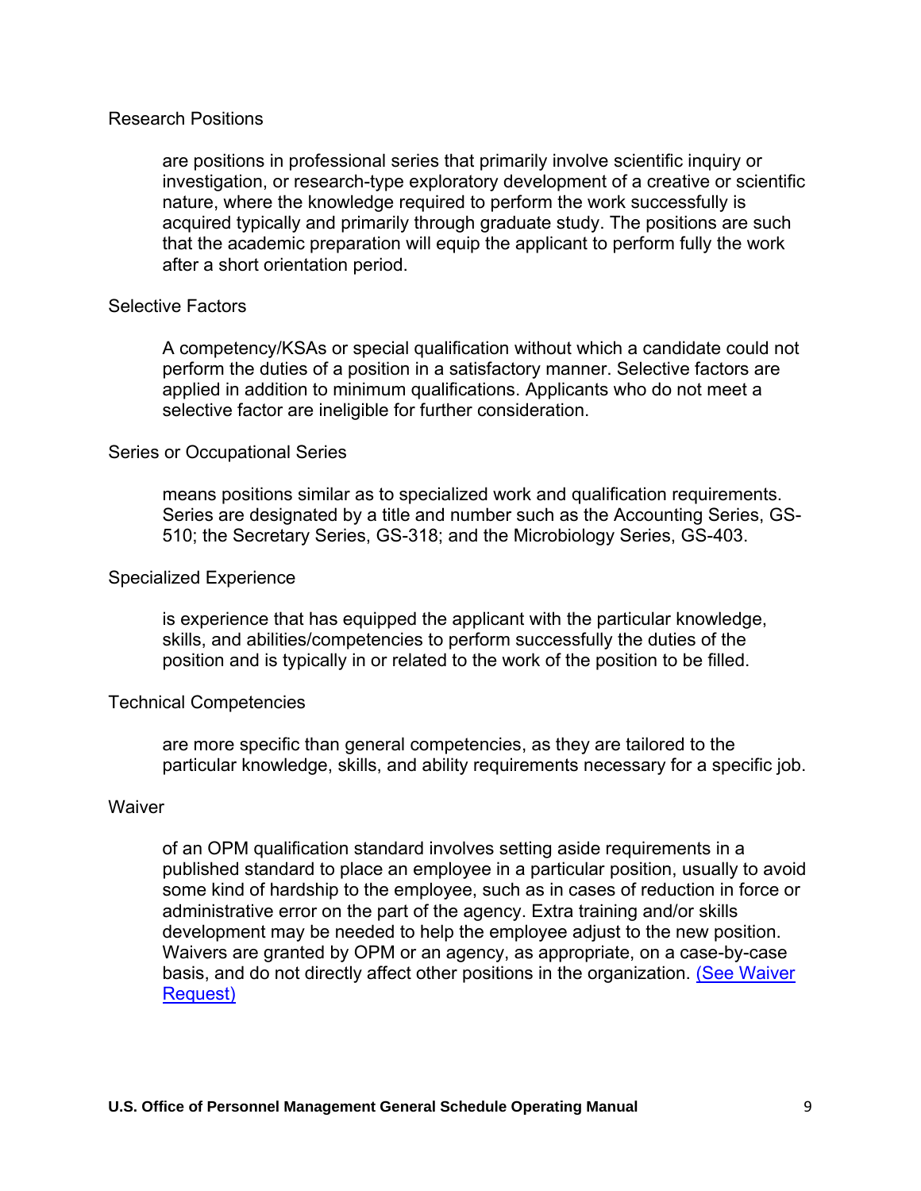Research Positions

> are positions in professional series that primarily involve scientific inquiry or investigation, or research-type exploratory development of a creative or scientific nature, where the knowledge required to perform the work successfully is acquired typically and primarily through graduate study. The positions are such that the academic preparation will equip the applicant to perform fully the work after a short orientation period.

Selective Factors

> A competency/KSAs or special qualification without which a candidate could not perform the duties of a position in a satisfactory manner. Selective factors are applied in addition to minimum qualifications. Applicants who do not meet a selective factor are ineligible for further consideration.

Series or Occupational Series

> means positions similar as to specialized work and qualification requirements. Series are designated by a title and number such as the Accounting Series, GS-510; the Secretary Series, GS-318; and the Microbiology Series, GS-403.

Specialized Experience

> is experience that has equipped the applicant with the particular knowledge, skills, and abilities/competencies to perform successfully the duties of the position and is typically in or related to the work of the position to be filled.

Technical Competencies

> are more specific than general competencies, as they are tailored to the particular knowledge, skills, and ability requirements necessary for a specific job.

Waiver

> of an OPM qualification standard involves setting aside requirements in a published standard to place an employee in a particular position, usually to avoid some kind of hardship to the employee, such as in cases of reduction in force or administrative error on the part of the agency. Extra training and/or skills development may be needed to help the employee adjust to the new position. Waivers are granted by OPM or an agency, as appropriate, on a case-by-case basis, and do not directly affect other positions in the organization. (See Waiver Request)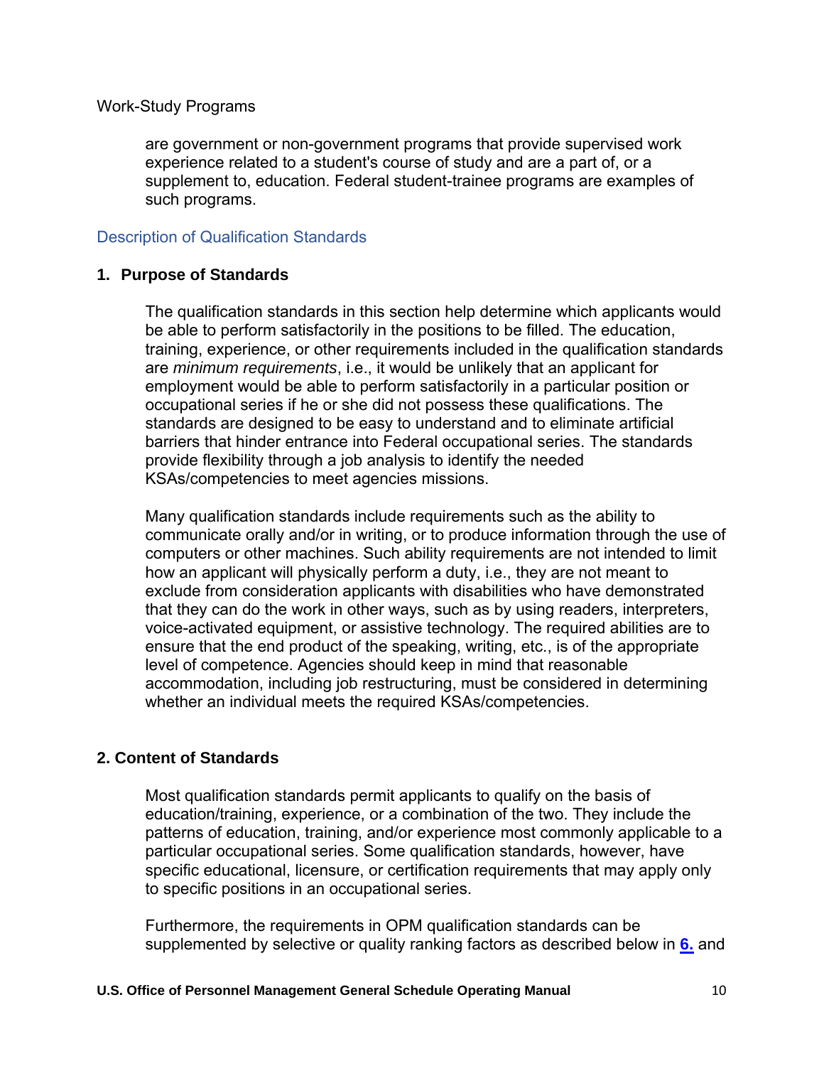Work-Study Programs

are government or non-government programs that provide supervised work experience related to a student's course of study and are a part of, or a supplement to, education. Federal student-trainee programs are examples of such programs.

## Description of Qualification Standards

### 1. Purpose of Standards

The qualification standards in this section help determine which applicants would be able to perform satisfactorily in the positions to be filled. The education, training, experience, or other requirements included in the qualification standards are *minimum requirements*, i.e., it would be unlikely that an applicant for employment would be able to perform satisfactorily in a particular position or occupational series if he or she did not possess these qualifications. The standards are designed to be easy to understand and to eliminate artificial barriers that hinder entrance into Federal occupational series. The standards provide flexibility through a job analysis to identify the needed KSAs/competencies to meet agencies missions.

Many qualification standards include requirements such as the ability to communicate orally and/or in writing, or to produce information through the use of computers or other machines. Such ability requirements are not intended to limit how an applicant will physically perform a duty, i.e., they are not meant to exclude from consideration applicants with disabilities who have demonstrated that they can do the work in other ways, such as by using readers, interpreters, voice-activated equipment, or assistive technology. The required abilities are to ensure that the end product of the speaking, writing, etc., is of the appropriate level of competence. Agencies should keep in mind that reasonable accommodation, including job restructuring, must be considered in determining whether an individual meets the required KSAs/competencies.

### 2. Content of Standards

Most qualification standards permit applicants to qualify on the basis of education/training, experience, or a combination of the two. They include the patterns of education, training, and/or experience most commonly applicable to a particular occupational series. Some qualification standards, however, have specific educational, licensure, or certification requirements that may apply only to specific positions in an occupational series.

Furthermore, the requirements in OPM qualification standards can be supplemented by selective or quality ranking factors as described below in **6.** and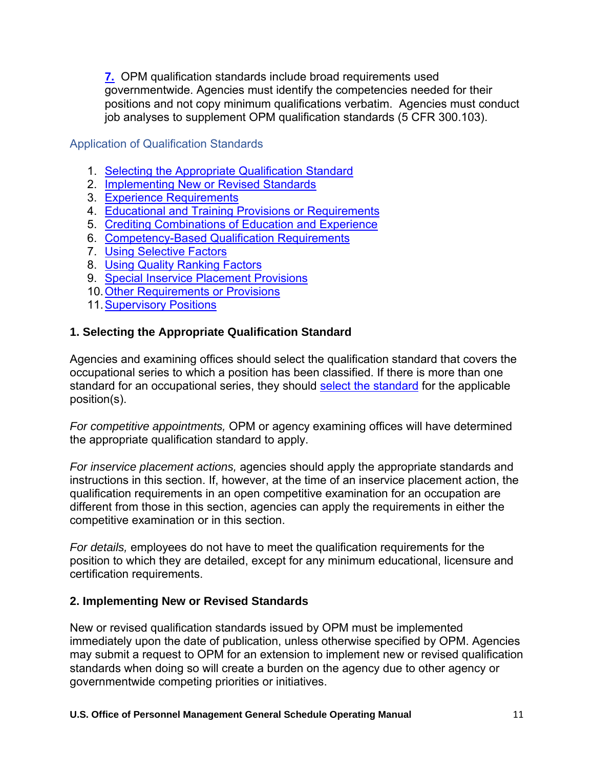**7.** OPM qualification standards include broad requirements used governmentwide. Agencies must identify the competencies needed for their positions and not copy minimum qualifications verbatim. Agencies must conduct job analyses to supplement OPM qualification standards (5 CFR 300.103).

## Application of Qualification Standards

1. Selecting the Appropriate Qualification Standard
2. Implementing New or Revised Standards
3. Experience Requirements
4. Educational and Training Provisions or Requirements
5. Crediting Combinations of Education and Experience
6. Competency-Based Qualification Requirements
7. Using Selective Factors
8. Using Quality Ranking Factors
9. Special Inservice Placement Provisions
10. Other Requirements or Provisions
11. Supervisory Positions

### 1. Selecting the Appropriate Qualification Standard

Agencies and examining offices should select the qualification standard that covers the occupational series to which a position has been classified. If there is more than one standard for an occupational series, they should select the standard for the applicable position(s).

*For competitive appointments,* OPM or agency examining offices will have determined the appropriate qualification standard to apply.

*For inservice placement actions,* agencies should apply the appropriate standards and instructions in this section. If, however, at the time of an inservice placement action, the qualification requirements in an open competitive examination for an occupation are different from those in this section, agencies can apply the requirements in either the competitive examination or in this section.

*For details,* employees do not have to meet the qualification requirements for the position to which they are detailed, except for any minimum educational, licensure and certification requirements.

### 2. Implementing New or Revised Standards

New or revised qualification standards issued by OPM must be implemented immediately upon the date of publication, unless otherwise specified by OPM. Agencies may submit a request to OPM for an extension to implement new or revised qualification standards when doing so will create a burden on the agency due to other agency or governmentwide competing priorities or initiatives.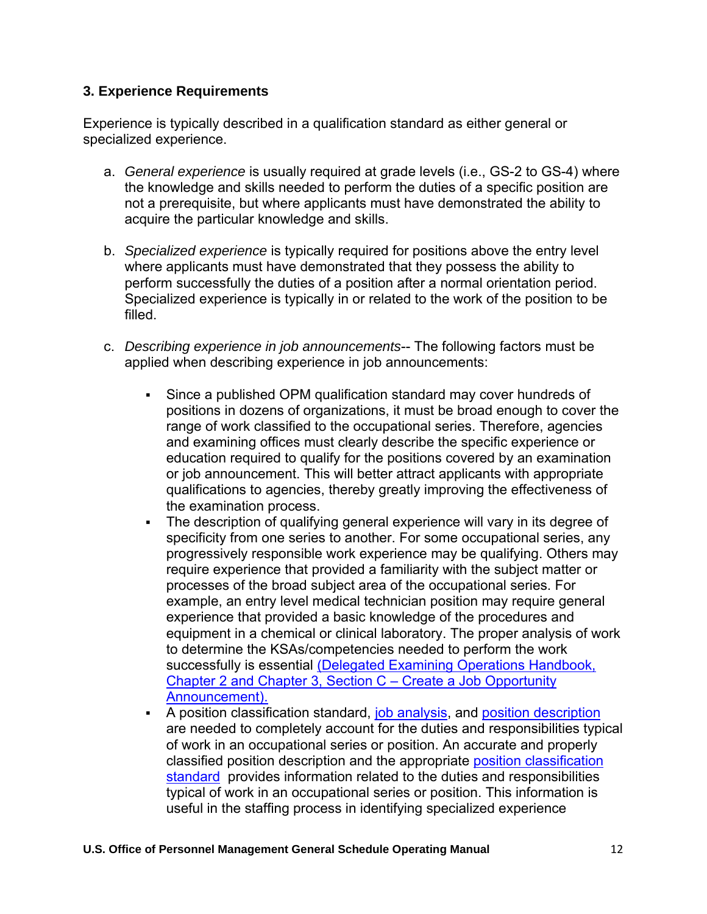### 3. Experience Requirements

Experience is typically described in a qualification standard as either general or specialized experience.

a. *General experience* is usually required at grade levels (i.e., GS-2 to GS-4) where the knowledge and skills needed to perform the duties of a specific position are not a prerequisite, but where applicants must have demonstrated the ability to acquire the particular knowledge and skills.

b. *Specialized experience* is typically required for positions above the entry level where applicants must have demonstrated that they possess the ability to perform successfully the duties of a position after a normal orientation period. Specialized experience is typically in or related to the work of the position to be filled.

c. *Describing experience in job announcements*-- The following factors must be applied when describing experience in job announcements:

- Since a published OPM qualification standard may cover hundreds of positions in dozens of organizations, it must be broad enough to cover the range of work classified to the occupational series. Therefore, agencies and examining offices must clearly describe the specific experience or education required to qualify for the positions covered by an examination or job announcement. This will better attract applicants with appropriate qualifications to agencies, thereby greatly improving the effectiveness of the examination process.
- The description of qualifying general experience will vary in its degree of specificity from one series to another. For some occupational series, any progressively responsible work experience may be qualifying. Others may require experience that provided a familiarity with the subject matter or processes of the broad subject area of the occupational series. For example, an entry level medical technician position may require general experience that provided a basic knowledge of the procedures and equipment in a chemical or clinical laboratory. The proper analysis of work to determine the KSAs/competencies needed to perform the work successfully is essential (Delegated Examining Operations Handbook, Chapter 2 and Chapter 3, Section C – Create a Job Opportunity Announcement).
- A position classification standard, job analysis, and position description are needed to completely account for the duties and responsibilities typical of work in an occupational series or position. An accurate and properly classified position description and the appropriate position classification standard provides information related to the duties and responsibilities typical of work in an occupational series or position. This information is useful in the staffing process in identifying specialized experience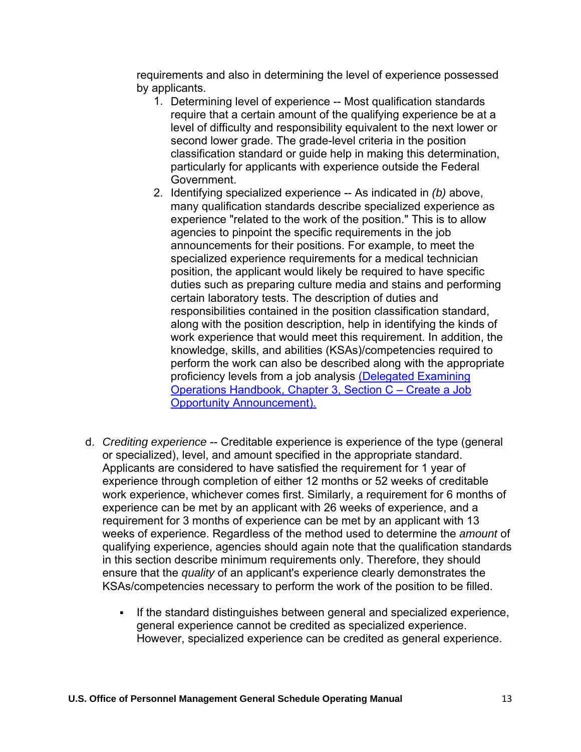requirements and also in determining the level of experience possessed by applicants.

1. Determining level of experience -- Most qualification standards require that a certain amount of the qualifying experience be at a level of difficulty and responsibility equivalent to the next lower or second lower grade. The grade-level criteria in the position classification standard or guide help in making this determination, particularly for applicants with experience outside the Federal Government.
2. Identifying specialized experience -- As indicated in *(b)* above, many qualification standards describe specialized experience as experience "related to the work of the position." This is to allow agencies to pinpoint the specific requirements in the job announcements for their positions. For example, to meet the specialized experience requirements for a medical technician position, the applicant would likely be required to have specific duties such as preparing culture media and stains and performing certain laboratory tests. The description of duties and responsibilities contained in the position classification standard, along with the position description, help in identifying the kinds of work experience that would meet this requirement. In addition, the knowledge, skills, and abilities (KSAs)/competencies required to perform the work can also be described along with the appropriate proficiency levels from a job analysis (Delegated Examining Operations Handbook, Chapter 3, Section C – Create a Job Opportunity Announcement).

d. *Crediting experience* -- Creditable experience is experience of the type (general or specialized), level, and amount specified in the appropriate standard. Applicants are considered to have satisfied the requirement for 1 year of experience through completion of either 12 months or 52 weeks of creditable work experience, whichever comes first. Similarly, a requirement for 6 months of experience can be met by an applicant with 26 weeks of experience, and a requirement for 3 months of experience can be met by an applicant with 13 weeks of experience. Regardless of the method used to determine the *amount* of qualifying experience, agencies should again note that the qualification standards in this section describe minimum requirements only. Therefore, they should ensure that the *quality* of an applicant's experience clearly demonstrates the KSAs/competencies necessary to perform the work of the position to be filled.

- If the standard distinguishes between general and specialized experience, general experience cannot be credited as specialized experience. However, specialized experience can be credited as general experience.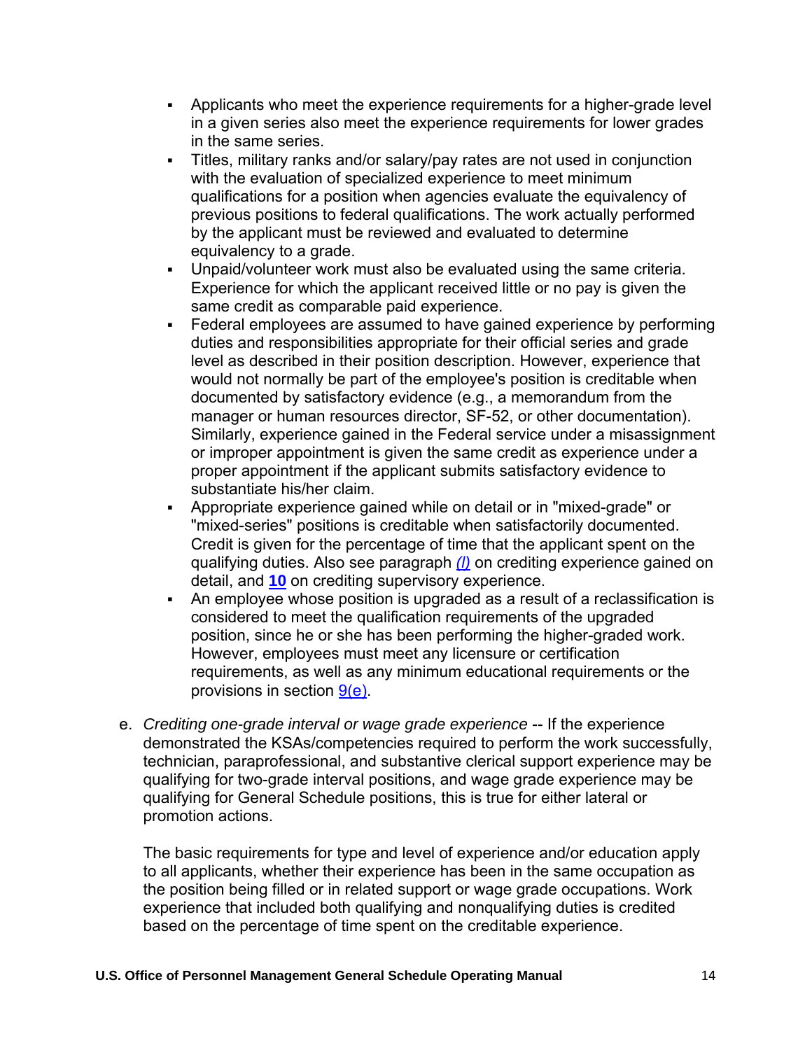- Applicants who meet the experience requirements for a higher-grade level in a given series also meet the experience requirements for lower grades in the same series.
- Titles, military ranks and/or salary/pay rates are not used in conjunction with the evaluation of specialized experience to meet minimum qualifications for a position when agencies evaluate the equivalency of previous positions to federal qualifications. The work actually performed by the applicant must be reviewed and evaluated to determine equivalency to a grade.
- Unpaid/volunteer work must also be evaluated using the same criteria. Experience for which the applicant received little or no pay is given the same credit as comparable paid experience.
- Federal employees are assumed to have gained experience by performing duties and responsibilities appropriate for their official series and grade level as described in their position description. However, experience that would not normally be part of the employee's position is creditable when documented by satisfactory evidence (e.g., a memorandum from the manager or human resources director, SF-52, or other documentation). Similarly, experience gained in the Federal service under a misassignment or improper appointment is given the same credit as experience under a proper appointment if the applicant submits satisfactory evidence to substantiate his/her claim.
- Appropriate experience gained while on detail or in "mixed-grade" or "mixed-series" positions is creditable when satisfactorily documented. Credit is given for the percentage of time that the applicant spent on the qualifying duties. Also see paragraph *(l)* on crediting experience gained on detail, and **10** on crediting supervisory experience.
- An employee whose position is upgraded as a result of a reclassification is considered to meet the qualification requirements of the upgraded position, since he or she has been performing the higher-graded work. However, employees must meet any licensure or certification requirements, as well as any minimum educational requirements or the provisions in section 9(e).

e. *Crediting one-grade interval or wage grade experience* -- If the experience demonstrated the KSAs/competencies required to perform the work successfully, technician, paraprofessional, and substantive clerical support experience may be qualifying for two-grade interval positions, and wage grade experience may be qualifying for General Schedule positions, this is true for either lateral or promotion actions.

   The basic requirements for type and level of experience and/or education apply to all applicants, whether their experience has been in the same occupation as the position being filled or in related support or wage grade occupations. Work experience that included both qualifying and nonqualifying duties is credited based on the percentage of time spent on the creditable experience.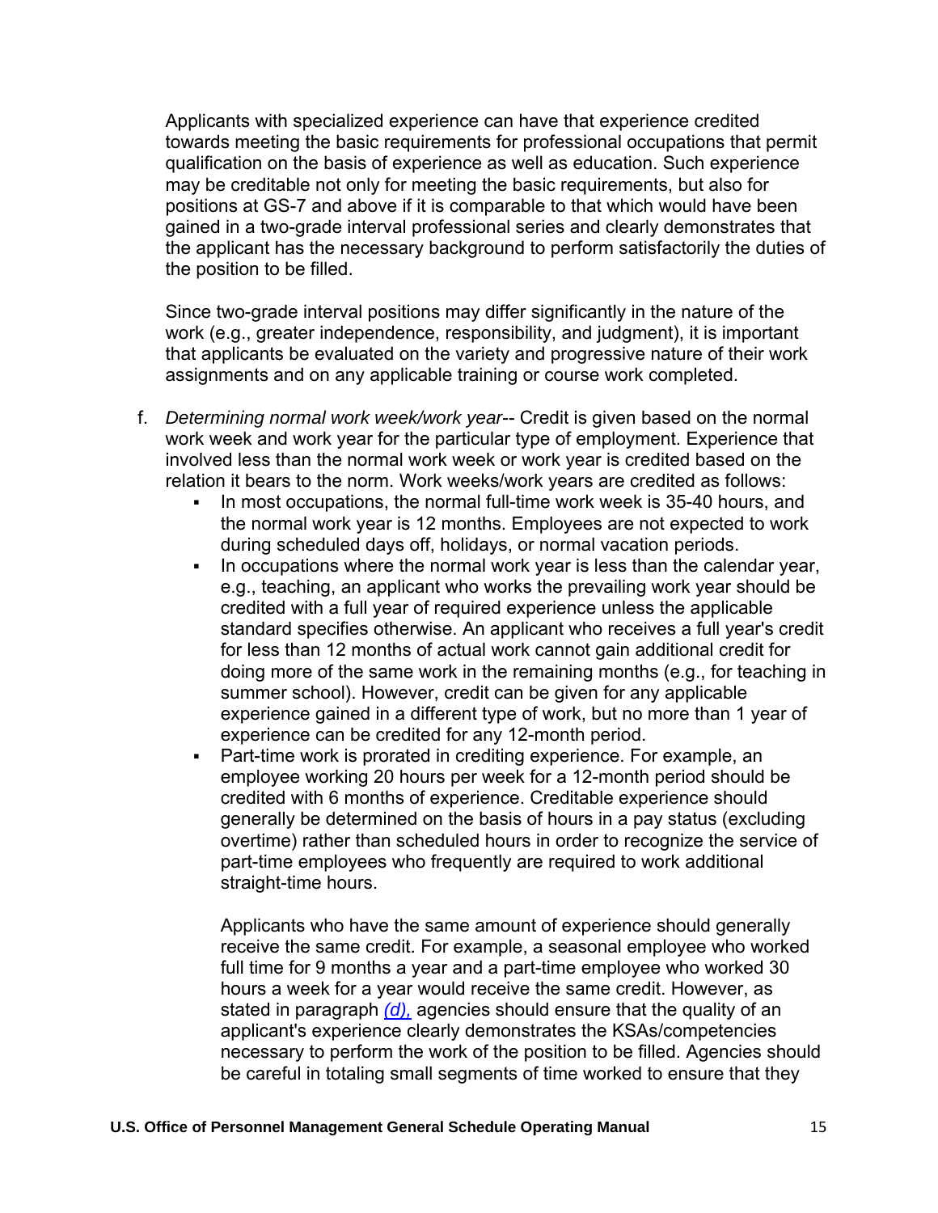Applicants with specialized experience can have that experience credited towards meeting the basic requirements for professional occupations that permit qualification on the basis of experience as well as education. Such experience may be creditable not only for meeting the basic requirements, but also for positions at GS-7 and above if it is comparable to that which would have been gained in a two-grade interval professional series and clearly demonstrates that the applicant has the necessary background to perform satisfactorily the duties of the position to be filled.

Since two-grade interval positions may differ significantly in the nature of the work (e.g., greater independence, responsibility, and judgment), it is important that applicants be evaluated on the variety and progressive nature of their work assignments and on any applicable training or course work completed.

f. *Determining normal work week/work year*-- Credit is given based on the normal work week and work year for the particular type of employment. Experience that involved less than the normal work week or work year is credited based on the relation it bears to the norm. Work weeks/work years are credited as follows:

- In most occupations, the normal full-time work week is 35-40 hours, and the normal work year is 12 months. Employees are not expected to work during scheduled days off, holidays, or normal vacation periods.
- In occupations where the normal work year is less than the calendar year, e.g., teaching, an applicant who works the prevailing work year should be credited with a full year of required experience unless the applicable standard specifies otherwise. An applicant who receives a full year's credit for less than 12 months of actual work cannot gain additional credit for doing more of the same work in the remaining months (e.g., for teaching in summer school). However, credit can be given for any applicable experience gained in a different type of work, but no more than 1 year of experience can be credited for any 12-month period.
- Part-time work is prorated in crediting experience. For example, an employee working 20 hours per week for a 12-month period should be credited with 6 months of experience. Creditable experience should generally be determined on the basis of hours in a pay status (excluding overtime) rather than scheduled hours in order to recognize the service of part-time employees who frequently are required to work additional straight-time hours.

  Applicants who have the same amount of experience should generally receive the same credit. For example, a seasonal employee who worked full time for 9 months a year and a part-time employee who worked 30 hours a week for a year would receive the same credit. However, as stated in paragraph *(d),* agencies should ensure that the quality of an applicant's experience clearly demonstrates the KSAs/competencies necessary to perform the work of the position to be filled. Agencies should be careful in totaling small segments of time worked to ensure that they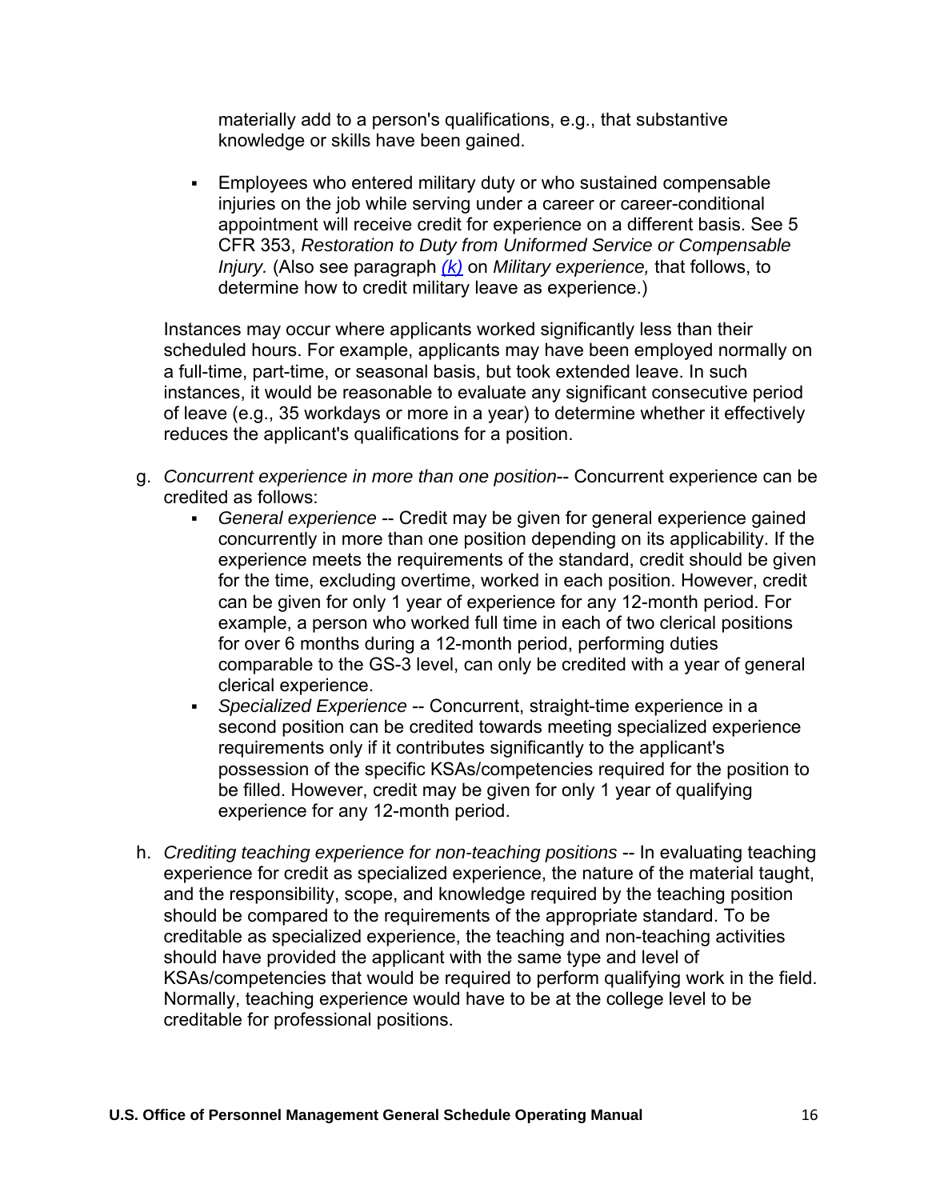materially add to a person's qualifications, e.g., that substantive knowledge or skills have been gained.

- Employees who entered military duty or who sustained compensable injuries on the job while serving under a career or career-conditional appointment will receive credit for experience on a different basis. See 5 CFR 353, *Restoration to Duty from Uniformed Service or Compensable Injury.* (Also see paragraph *(k)* on *Military experience,* that follows, to determine how to credit military leave as experience.)

Instances may occur where applicants worked significantly less than their scheduled hours. For example, applicants may have been employed normally on a full-time, part-time, or seasonal basis, but took extended leave. In such instances, it would be reasonable to evaluate any significant consecutive period of leave (e.g., 35 workdays or more in a year) to determine whether it effectively reduces the applicant's qualifications for a position.

g. *Concurrent experience in more than one position*-- Concurrent experience can be credited as follows:
   - *General experience* -- Credit may be given for general experience gained concurrently in more than one position depending on its applicability. If the experience meets the requirements of the standard, credit should be given for the time, excluding overtime, worked in each position. However, credit can be given for only 1 year of experience for any 12-month period. For example, a person who worked full time in each of two clerical positions for over 6 months during a 12-month period, performing duties comparable to the GS-3 level, can only be credited with a year of general clerical experience.
   - *Specialized Experience* -- Concurrent, straight-time experience in a second position can be credited towards meeting specialized experience requirements only if it contributes significantly to the applicant's possession of the specific KSAs/competencies required for the position to be filled. However, credit may be given for only 1 year of qualifying experience for any 12-month period.

h. *Crediting teaching experience for non-teaching positions* -- In evaluating teaching experience for credit as specialized experience, the nature of the material taught, and the responsibility, scope, and knowledge required by the teaching position should be compared to the requirements of the appropriate standard. To be creditable as specialized experience, the teaching and non-teaching activities should have provided the applicant with the same type and level of KSAs/competencies that would be required to perform qualifying work in the field. Normally, teaching experience would have to be at the college level to be creditable for professional positions.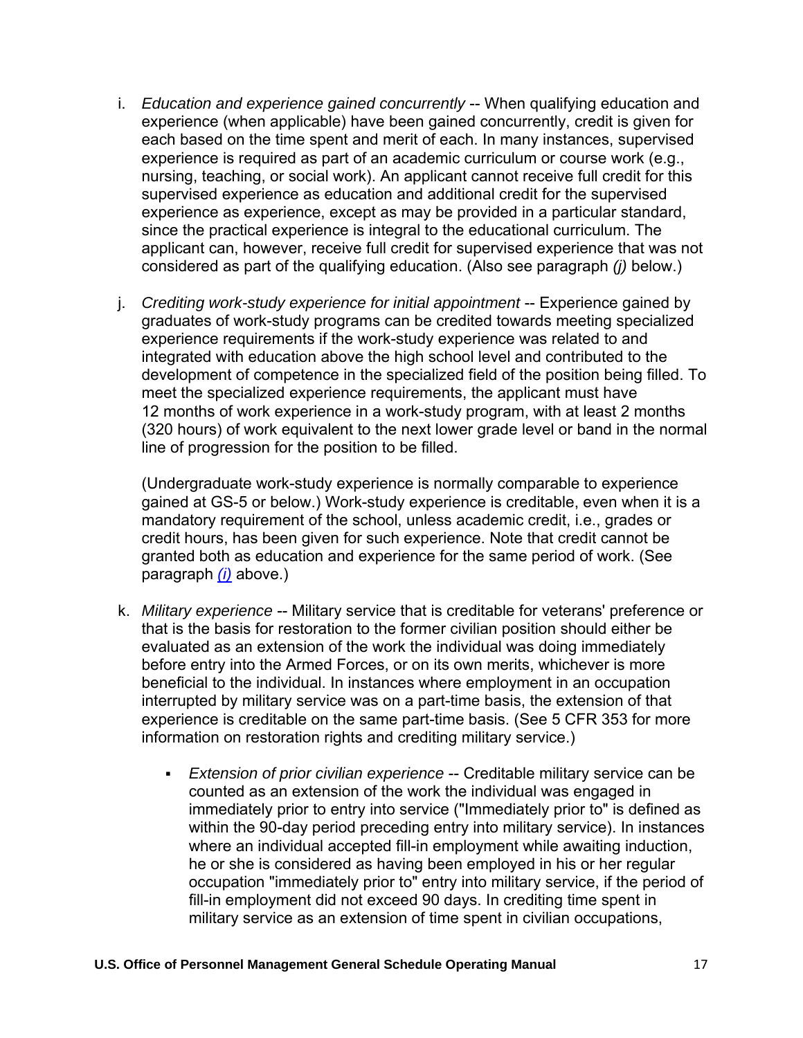i. *Education and experience gained concurrently* -- When qualifying education and experience (when applicable) have been gained concurrently, credit is given for each based on the time spent and merit of each. In many instances, supervised experience is required as part of an academic curriculum or course work (e.g., nursing, teaching, or social work). An applicant cannot receive full credit for this supervised experience as education and additional credit for the supervised experience as experience, except as may be provided in a particular standard, since the practical experience is integral to the educational curriculum. The applicant can, however, receive full credit for supervised experience that was not considered as part of the qualifying education. (Also see paragraph *(j)* below.)

j. *Crediting work-study experience for initial appointment* -- Experience gained by graduates of work-study programs can be credited towards meeting specialized experience requirements if the work-study experience was related to and integrated with education above the high school level and contributed to the development of competence in the specialized field of the position being filled. To meet the specialized experience requirements, the applicant must have 12 months of work experience in a work-study program, with at least 2 months (320 hours) of work equivalent to the next lower grade level or band in the normal line of progression for the position to be filled.

   (Undergraduate work-study experience is normally comparable to experience gained at GS-5 or below.) Work-study experience is creditable, even when it is a mandatory requirement of the school, unless academic credit, i.e., grades or credit hours, has been given for such experience. Note that credit cannot be granted both as education and experience for the same period of work. (See paragraph *(i)* above.)

k. *Military experience* -- Military service that is creditable for veterans' preference or that is the basis for restoration to the former civilian position should either be evaluated as an extension of the work the individual was doing immediately before entry into the Armed Forces, or on its own merits, whichever is more beneficial to the individual. In instances where employment in an occupation interrupted by military service was on a part-time basis, the extension of that experience is creditable on the same part-time basis. (See 5 CFR 353 for more information on restoration rights and crediting military service.)

   - *Extension of prior civilian experience* -- Creditable military service can be counted as an extension of the work the individual was engaged in immediately prior to entry into service ("Immediately prior to" is defined as within the 90-day period preceding entry into military service). In instances where an individual accepted fill-in employment while awaiting induction, he or she is considered as having been employed in his or her regular occupation "immediately prior to" entry into military service, if the period of fill-in employment did not exceed 90 days. In crediting time spent in military service as an extension of time spent in civilian occupations,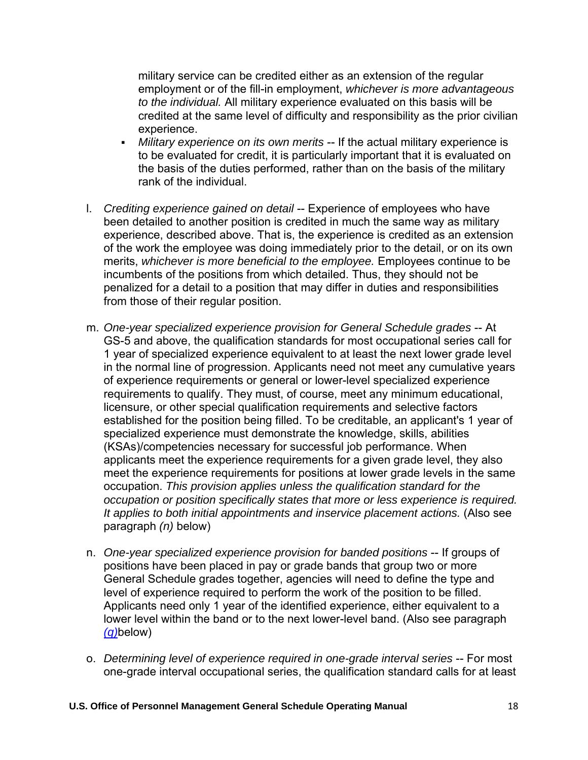military service can be credited either as an extension of the regular employment or of the fill-in employment, *whichever is more advantageous to the individual.* All military experience evaluated on this basis will be credited at the same level of difficulty and responsibility as the prior civilian experience.

- *Military experience on its own merits* -- If the actual military experience is to be evaluated for credit, it is particularly important that it is evaluated on the basis of the duties performed, rather than on the basis of the military rank of the individual.

l. *Crediting experience gained on detail* -- Experience of employees who have been detailed to another position is credited in much the same way as military experience, described above. That is, the experience is credited as an extension of the work the employee was doing immediately prior to the detail, or on its own merits, *whichever is more beneficial to the employee.* Employees continue to be incumbents of the positions from which detailed. Thus, they should not be penalized for a detail to a position that may differ in duties and responsibilities from those of their regular position.

m. *One-year specialized experience provision for General Schedule grades* -- At GS-5 and above, the qualification standards for most occupational series call for 1 year of specialized experience equivalent to at least the next lower grade level in the normal line of progression. Applicants need not meet any cumulative years of experience requirements or general or lower-level specialized experience requirements to qualify. They must, of course, meet any minimum educational, licensure, or other special qualification requirements and selective factors established for the position being filled. To be creditable, an applicant's 1 year of specialized experience must demonstrate the knowledge, skills, abilities (KSAs)/competencies necessary for successful job performance. When applicants meet the experience requirements for a given grade level, they also meet the experience requirements for positions at lower grade levels in the same occupation. *This provision applies unless the qualification standard for the occupation or position specifically states that more or less experience is required. It applies to both initial appointments and inservice placement actions.* (Also see paragraph *(n)* below)

n. *One-year specialized experience provision for banded positions* -- If groups of positions have been placed in pay or grade bands that group two or more General Schedule grades together, agencies will need to define the type and level of experience required to perform the work of the position to be filled. Applicants need only 1 year of the identified experience, either equivalent to a lower level within the band or to the next lower-level band. (Also see paragraph *(q)*below)

o. *Determining level of experience required in one-grade interval series* -- For most one-grade interval occupational series, the qualification standard calls for at least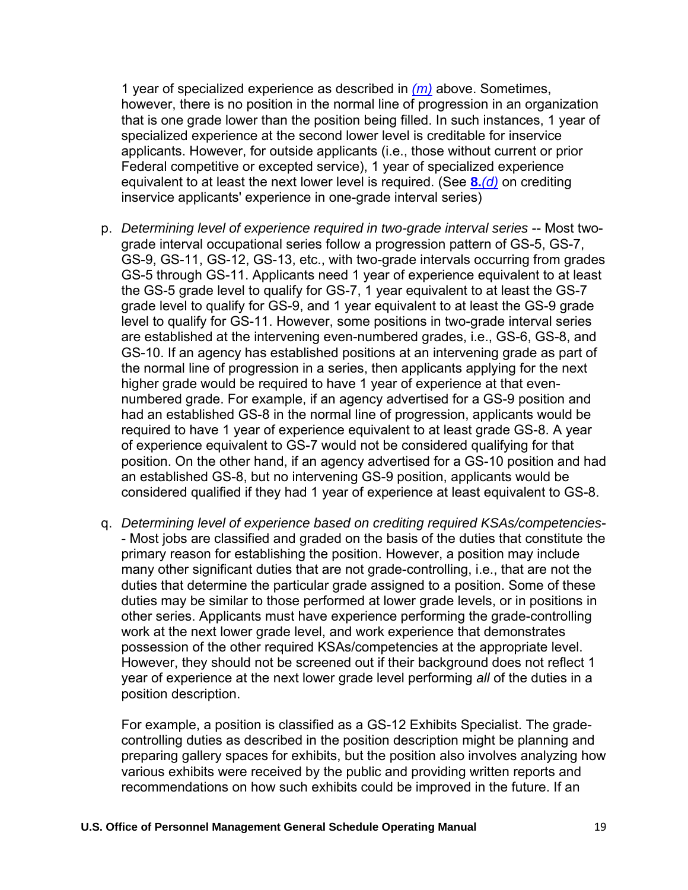1 year of specialized experience as described in *(m)* above. Sometimes, however, there is no position in the normal line of progression in an organization that is one grade lower than the position being filled. In such instances, 1 year of specialized experience at the second lower level is creditable for inservice applicants. However, for outside applicants (i.e., those without current or prior Federal competitive or excepted service), 1 year of specialized experience equivalent to at least the next lower level is required. (See **8.***(d)* on crediting inservice applicants' experience in one-grade interval series)

p. *Determining level of experience required in two-grade interval series* -- Most two-grade interval occupational series follow a progression pattern of GS-5, GS-7, GS-9, GS-11, GS-12, GS-13, etc., with two-grade intervals occurring from grades GS-5 through GS-11. Applicants need 1 year of experience equivalent to at least the GS-5 grade level to qualify for GS-7, 1 year equivalent to at least the GS-7 grade level to qualify for GS-9, and 1 year equivalent to at least the GS-9 grade level to qualify for GS-11. However, some positions in two-grade interval series are established at the intervening even-numbered grades, i.e., GS-6, GS-8, and GS-10. If an agency has established positions at an intervening grade as part of the normal line of progression in a series, then applicants applying for the next higher grade would be required to have 1 year of experience at that even-numbered grade. For example, if an agency advertised for a GS-9 position and had an established GS-8 in the normal line of progression, applicants would be required to have 1 year of experience equivalent to at least grade GS-8. A year of experience equivalent to GS-7 would not be considered qualifying for that position. On the other hand, if an agency advertised for a GS-10 position and had an established GS-8, but no intervening GS-9 position, applicants would be considered qualified if they had 1 year of experience at least equivalent to GS-8.

q. *Determining level of experience based on crediting required KSAs/competencies*-- Most jobs are classified and graded on the basis of the duties that constitute the primary reason for establishing the position. However, a position may include many other significant duties that are not grade-controlling, i.e., that are not the duties that determine the particular grade assigned to a position. Some of these duties may be similar to those performed at lower grade levels, or in positions in other series. Applicants must have experience performing the grade-controlling work at the next lower grade level, and work experience that demonstrates possession of the other required KSAs/competencies at the appropriate level. However, they should not be screened out if their background does not reflect 1 year of experience at the next lower grade level performing *all* of the duties in a position description.

   For example, a position is classified as a GS-12 Exhibits Specialist. The grade-controlling duties as described in the position description might be planning and preparing gallery spaces for exhibits, but the position also involves analyzing how various exhibits were received by the public and providing written reports and recommendations on how such exhibits could be improved in the future. If an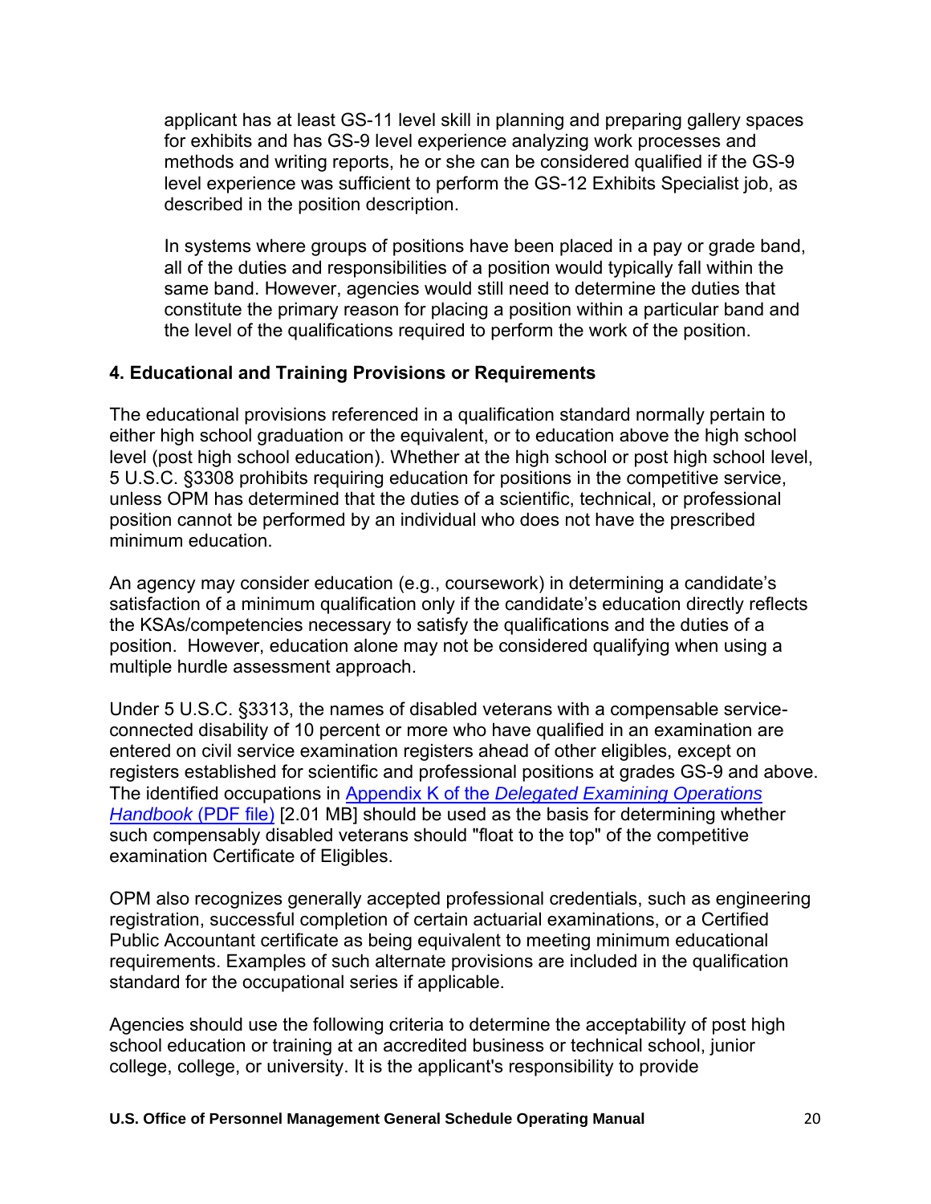applicant has at least GS-11 level skill in planning and preparing gallery spaces for exhibits and has GS-9 level experience analyzing work processes and methods and writing reports, he or she can be considered qualified if the GS-9 level experience was sufficient to perform the GS-12 Exhibits Specialist job, as described in the position description.

In systems where groups of positions have been placed in a pay or grade band, all of the duties and responsibilities of a position would typically fall within the same band. However, agencies would still need to determine the duties that constitute the primary reason for placing a position within a particular band and the level of the qualifications required to perform the work of the position.

### 4. Educational and Training Provisions or Requirements

The educational provisions referenced in a qualification standard normally pertain to either high school graduation or the equivalent, or to education above the high school level (post high school education). Whether at the high school or post high school level, 5 U.S.C. §3308 prohibits requiring education for positions in the competitive service, unless OPM has determined that the duties of a scientific, technical, or professional position cannot be performed by an individual who does not have the prescribed minimum education.

An agency may consider education (e.g., coursework) in determining a candidate's satisfaction of a minimum qualification only if the candidate's education directly reflects the KSAs/competencies necessary to satisfy the qualifications and the duties of a position. However, education alone may not be considered qualifying when using a multiple hurdle assessment approach.

Under 5 U.S.C. §3313, the names of disabled veterans with a compensable service-connected disability of 10 percent or more who have qualified in an examination are entered on civil service examination registers ahead of other eligibles, except on registers established for scientific and professional positions at grades GS-9 and above. The identified occupations in Appendix K of the *Delegated Examining Operations Handbook* (PDF file) [2.01 MB] should be used as the basis for determining whether such compensably disabled veterans should "float to the top" of the competitive examination Certificate of Eligibles.

OPM also recognizes generally accepted professional credentials, such as engineering registration, successful completion of certain actuarial examinations, or a Certified Public Accountant certificate as being equivalent to meeting minimum educational requirements. Examples of such alternate provisions are included in the qualification standard for the occupational series if applicable.

Agencies should use the following criteria to determine the acceptability of post high school education or training at an accredited business or technical school, junior college, college, or university. It is the applicant's responsibility to provide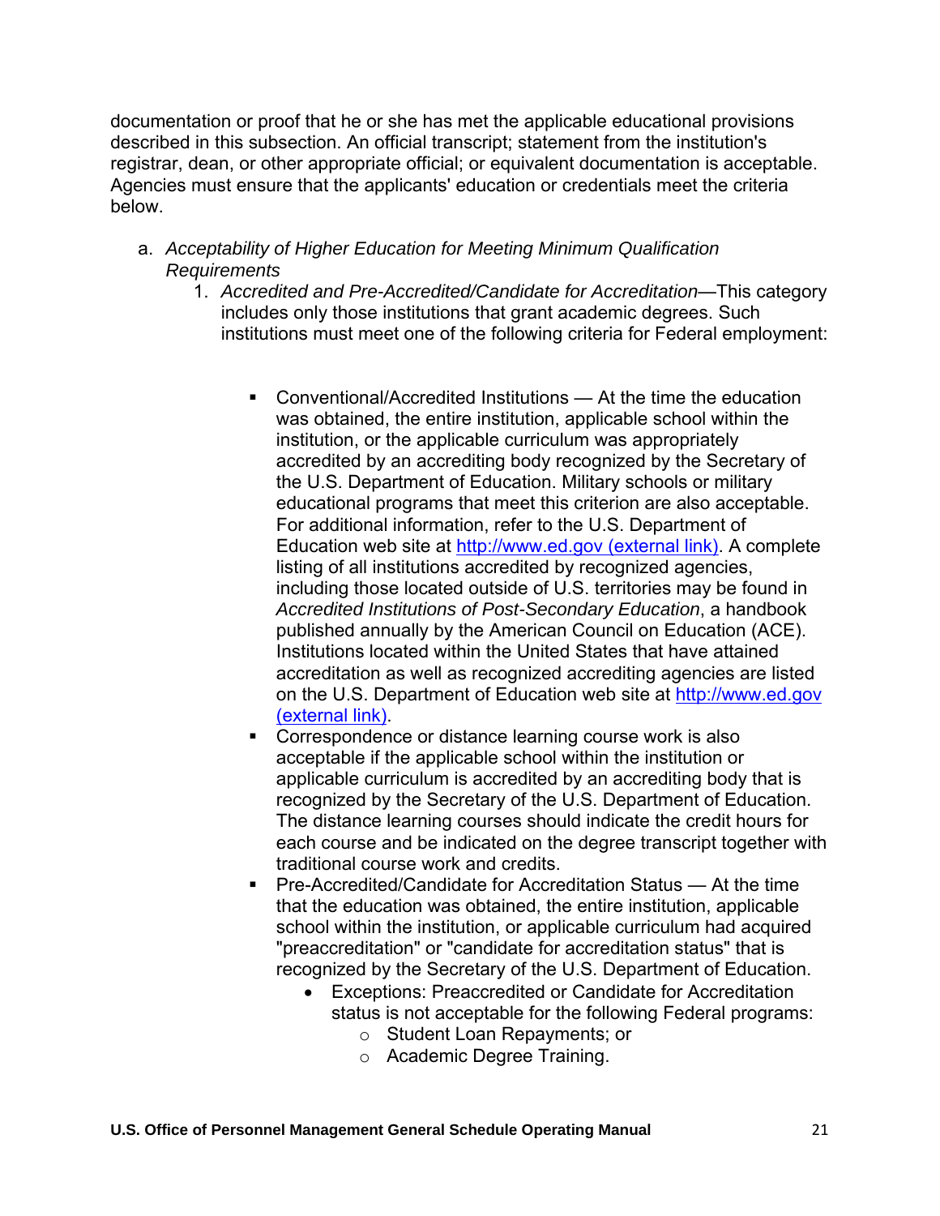documentation or proof that he or she has met the applicable educational provisions described in this subsection. An official transcript; statement from the institution's registrar, dean, or other appropriate official; or equivalent documentation is acceptable. Agencies must ensure that the applicants' education or credentials meet the criteria below.

a. *Acceptability of Higher Education for Meeting Minimum Qualification Requirements*
    1. *Accredited and Pre-Accredited/Candidate for Accreditation*—This category includes only those institutions that grant academic degrees. Such institutions must meet one of the following criteria for Federal employment:

        - Conventional/Accredited Institutions — At the time the education was obtained, the entire institution, applicable school within the institution, or the applicable curriculum was appropriately accredited by an accrediting body recognized by the Secretary of the U.S. Department of Education. Military schools or military educational programs that meet this criterion are also acceptable. For additional information, refer to the U.S. Department of Education web site at [http://www.ed.gov (external link)](http://www.ed.gov). A complete listing of all institutions accredited by recognized agencies, including those located outside of U.S. territories may be found in *Accredited Institutions of Post-Secondary Education*, a handbook published annually by the American Council on Education (ACE). Institutions located within the United States that have attained accreditation as well as recognized accrediting agencies are listed on the U.S. Department of Education web site at [http://www.ed.gov (external link)](http://www.ed.gov).
        - Correspondence or distance learning course work is also acceptable if the applicable school within the institution or applicable curriculum is accredited by an accrediting body that is recognized by the Secretary of the U.S. Department of Education. The distance learning courses should indicate the credit hours for each course and be indicated on the degree transcript together with traditional course work and credits.
        - Pre-Accredited/Candidate for Accreditation Status — At the time that the education was obtained, the entire institution, applicable school within the institution, or applicable curriculum had acquired "preaccreditation" or "candidate for accreditation status" that is recognized by the Secretary of the U.S. Department of Education.
            - Exceptions: Preaccredited or Candidate for Accreditation status is not acceptable for the following Federal programs:
                - Student Loan Repayments; or
                - Academic Degree Training.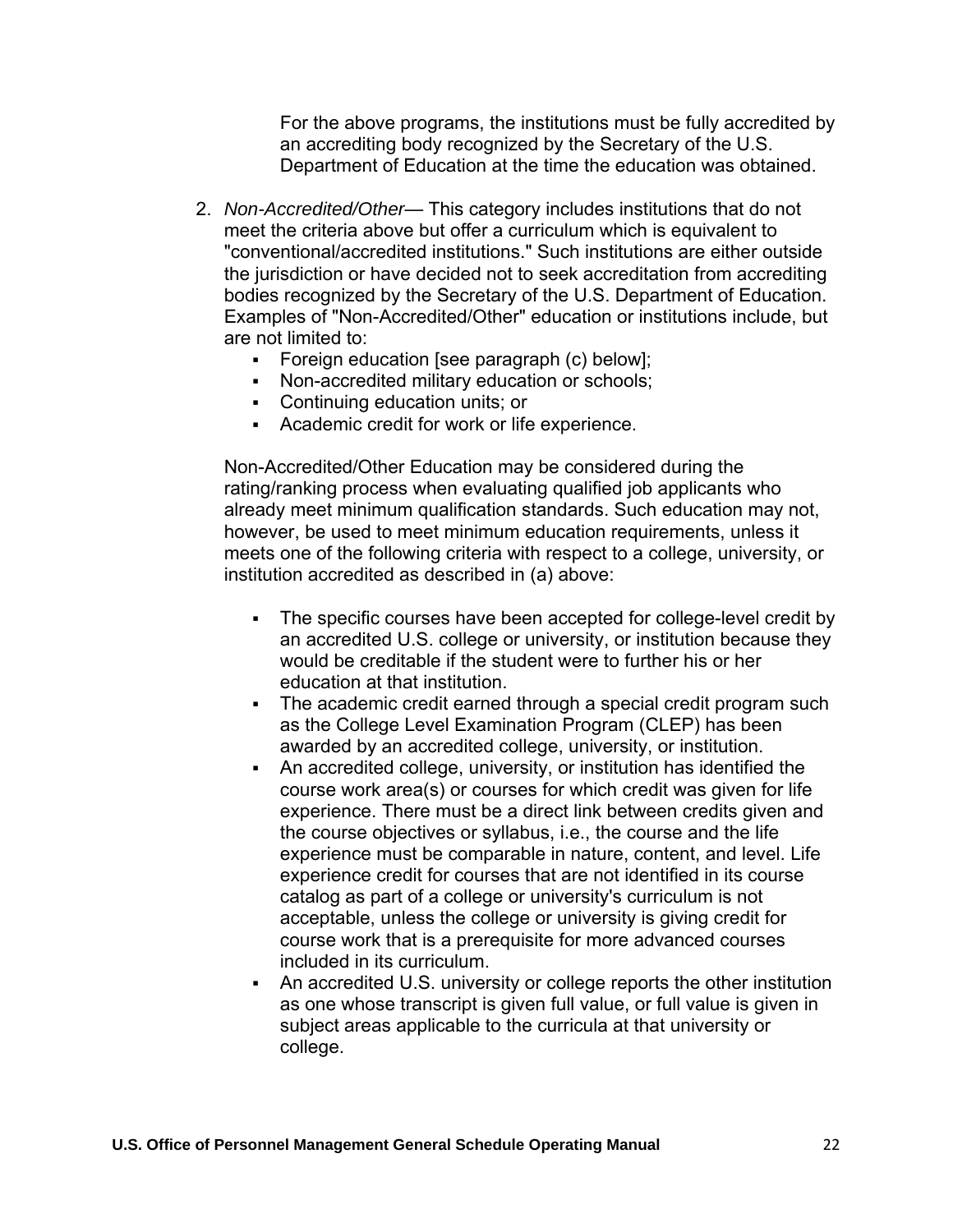For the above programs, the institutions must be fully accredited by an accrediting body recognized by the Secretary of the U.S. Department of Education at the time the education was obtained.

2. *Non-Accredited/Other*— This category includes institutions that do not meet the criteria above but offer a curriculum which is equivalent to "conventional/accredited institutions." Such institutions are either outside the jurisdiction or have decided not to seek accreditation from accrediting bodies recognized by the Secretary of the U.S. Department of Education. Examples of "Non-Accredited/Other" education or institutions include, but are not limited to:
   - Foreign education [see paragraph (c) below];
   - Non-accredited military education or schools;
   - Continuing education units; or
   - Academic credit for work or life experience.

   Non-Accredited/Other Education may be considered during the rating/ranking process when evaluating qualified job applicants who already meet minimum qualification standards. Such education may not, however, be used to meet minimum education requirements, unless it meets one of the following criteria with respect to a college, university, or institution accredited as described in (a) above:

   - The specific courses have been accepted for college-level credit by an accredited U.S. college or university, or institution because they would be creditable if the student were to further his or her education at that institution.
   - The academic credit earned through a special credit program such as the College Level Examination Program (CLEP) has been awarded by an accredited college, university, or institution.
   - An accredited college, university, or institution has identified the course work area(s) or courses for which credit was given for life experience. There must be a direct link between credits given and the course objectives or syllabus, i.e., the course and the life experience must be comparable in nature, content, and level. Life experience credit for courses that are not identified in its course catalog as part of a college or university's curriculum is not acceptable, unless the college or university is giving credit for course work that is a prerequisite for more advanced courses included in its curriculum.
   - An accredited U.S. university or college reports the other institution as one whose transcript is given full value, or full value is given in subject areas applicable to the curricula at that university or college.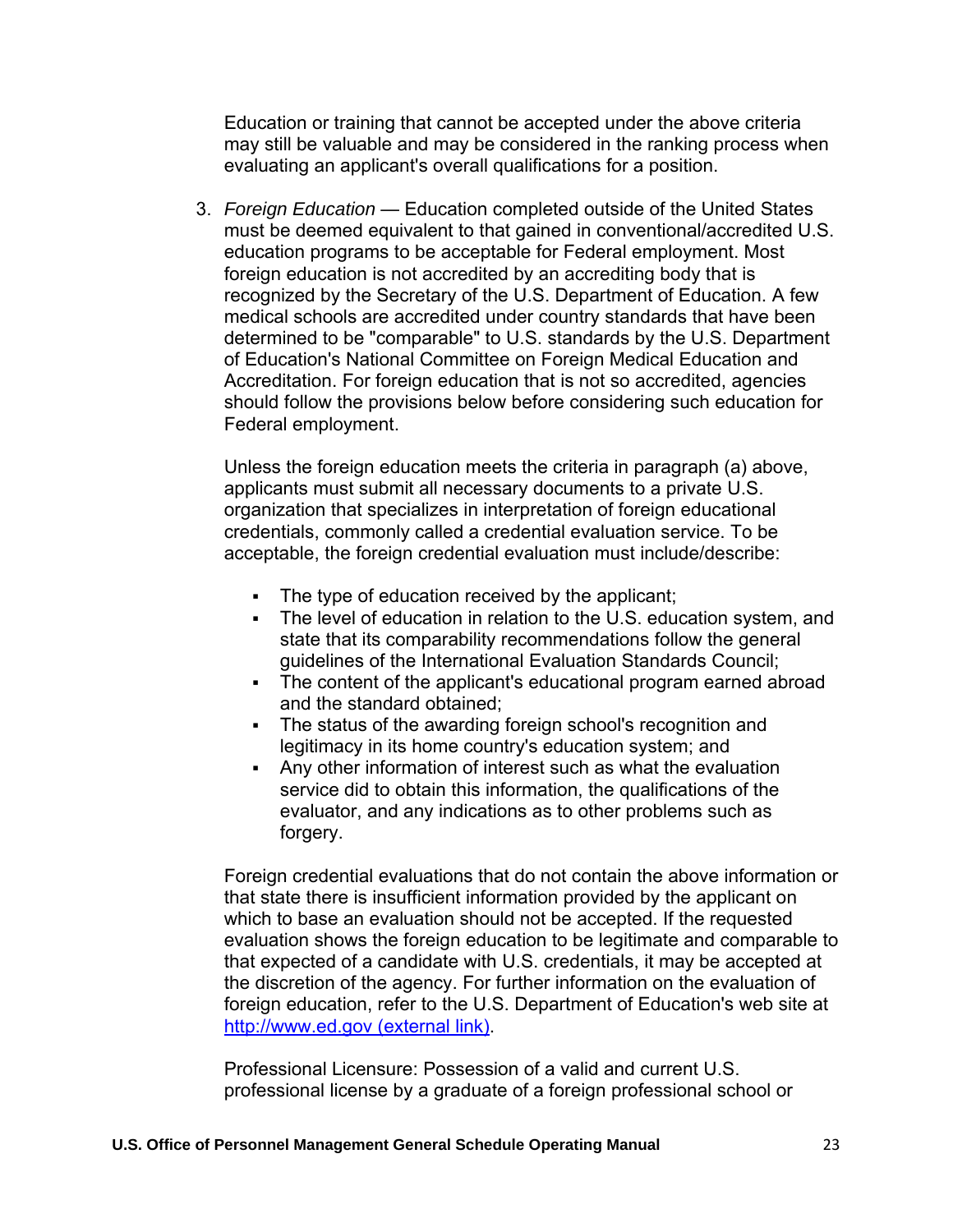Education or training that cannot be accepted under the above criteria may still be valuable and may be considered in the ranking process when evaluating an applicant's overall qualifications for a position.

3. *Foreign Education* — Education completed outside of the United States must be deemed equivalent to that gained in conventional/accredited U.S. education programs to be acceptable for Federal employment. Most foreign education is not accredited by an accrediting body that is recognized by the Secretary of the U.S. Department of Education. A few medical schools are accredited under country standards that have been determined to be "comparable" to U.S. standards by the U.S. Department of Education's National Committee on Foreign Medical Education and Accreditation. For foreign education that is not so accredited, agencies should follow the provisions below before considering such education for Federal employment.

   Unless the foreign education meets the criteria in paragraph (a) above, applicants must submit all necessary documents to a private U.S. organization that specializes in interpretation of foreign educational credentials, commonly called a credential evaluation service. To be acceptable, the foreign credential evaluation must include/describe:

   - The type of education received by the applicant;
   - The level of education in relation to the U.S. education system, and state that its comparability recommendations follow the general guidelines of the International Evaluation Standards Council;
   - The content of the applicant's educational program earned abroad and the standard obtained;
   - The status of the awarding foreign school's recognition and legitimacy in its home country's education system; and
   - Any other information of interest such as what the evaluation service did to obtain this information, the qualifications of the evaluator, and any indications as to other problems such as forgery.

   Foreign credential evaluations that do not contain the above information or that state there is insufficient information provided by the applicant on which to base an evaluation should not be accepted. If the requested evaluation shows the foreign education to be legitimate and comparable to that expected of a candidate with U.S. credentials, it may be accepted at the discretion of the agency. For further information on the evaluation of foreign education, refer to the U.S. Department of Education's web site at [http://www.ed.gov (external link)](http://www.ed.gov).

   Professional Licensure: Possession of a valid and current U.S. professional license by a graduate of a foreign professional school or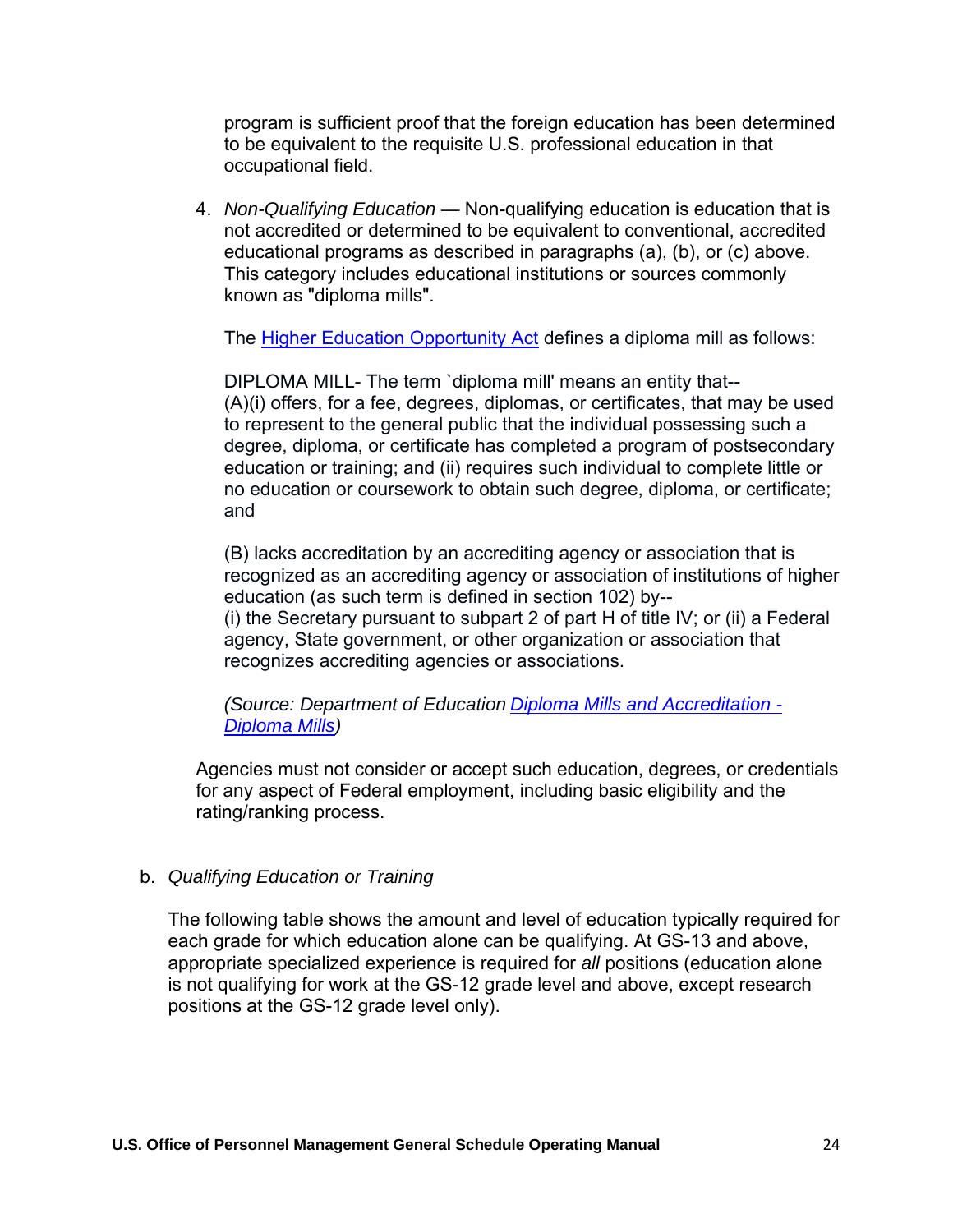program is sufficient proof that the foreign education has been determined to be equivalent to the requisite U.S. professional education in that occupational field.

4. *Non-Qualifying Education* — Non-qualifying education is education that is not accredited or determined to be equivalent to conventional, accredited educational programs as described in paragraphs (a), (b), or (c) above. This category includes educational institutions or sources commonly known as "diploma mills".

   The Higher Education Opportunity Act defines a diploma mill as follows:

   DIPLOMA MILL- The term `diploma mill' means an entity that--
   (A)(i) offers, for a fee, degrees, diplomas, or certificates, that may be used to represent to the general public that the individual possessing such a degree, diploma, or certificate has completed a program of postsecondary education or training; and (ii) requires such individual to complete little or no education or coursework to obtain such degree, diploma, or certificate; and

   (B) lacks accreditation by an accrediting agency or association that is recognized as an accrediting agency or association of institutions of higher education (as such term is defined in section 102) by--
   (i) the Secretary pursuant to subpart 2 of part H of title IV; or (ii) a Federal agency, State government, or other organization or association that recognizes accrediting agencies or associations.

   *(Source: Department of Education Diploma Mills and Accreditation - Diploma Mills)*

   Agencies must not consider or accept such education, degrees, or credentials for any aspect of Federal employment, including basic eligibility and the rating/ranking process.

b. *Qualifying Education or Training*

   The following table shows the amount and level of education typically required for each grade for which education alone can be qualifying. At GS-13 and above, appropriate specialized experience is required for *all* positions (education alone is not qualifying for work at the GS-12 grade level and above, except research positions at the GS-12 grade level only).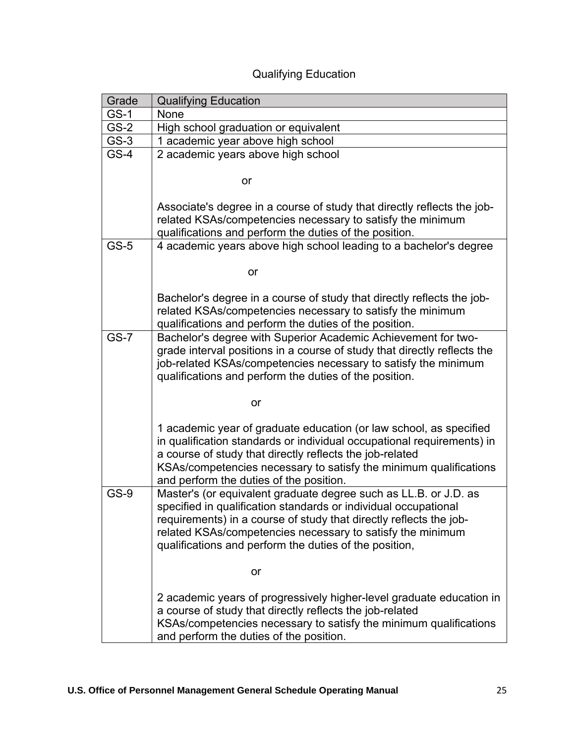Qualifying Education

| Grade | Qualifying Education |
|---|---|
| GS-1 | None |
| GS-2 | High school graduation or equivalent |
| GS-3 | 1 academic year above high school |
| GS-4 | 2 academic years above high school<br><br>or<br><br>Associate's degree in a course of study that directly reflects the job-related KSAs/competencies necessary to satisfy the minimum qualifications and perform the duties of the position. |
| GS-5 | 4 academic years above high school leading to a bachelor's degree<br><br>or<br><br>Bachelor's degree in a course of study that directly reflects the job-related KSAs/competencies necessary to satisfy the minimum qualifications and perform the duties of the position. |
| GS-7 | Bachelor's degree with Superior Academic Achievement for two-grade interval positions in a course of study that directly reflects the job-related KSAs/competencies necessary to satisfy the minimum qualifications and perform the duties of the position.<br><br>or<br><br>1 academic year of graduate education (or law school, as specified in qualification standards or individual occupational requirements) in a course of study that directly reflects the job-related KSAs/competencies necessary to satisfy the minimum qualifications and perform the duties of the position. |
| GS-9 | Master's (or equivalent graduate degree such as LL.B. or J.D. as specified in qualification standards or individual occupational requirements) in a course of study that directly reflects the job-related KSAs/competencies necessary to satisfy the minimum qualifications and perform the duties of the position,<br><br>or<br><br>2 academic years of progressively higher-level graduate education in a course of study that directly reflects the job-related KSAs/competencies necessary to satisfy the minimum qualifications and perform the duties of the position. |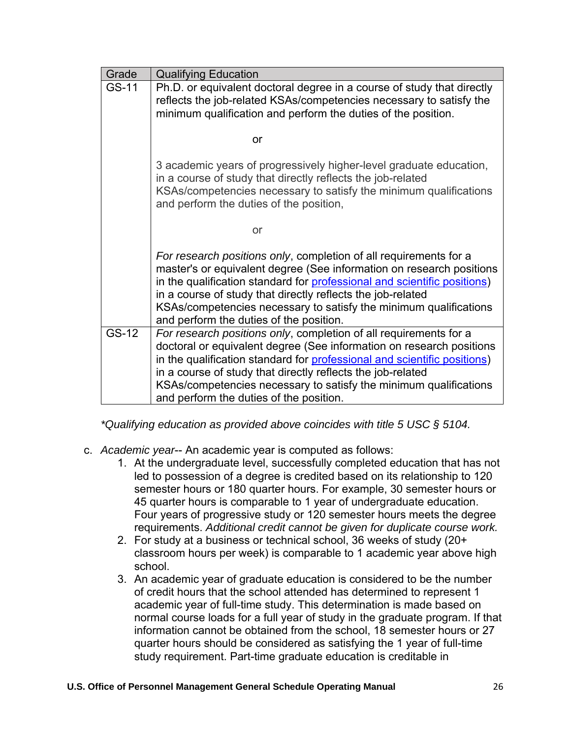| Grade | Qualifying Education |
|---|---|
| GS-11 | Ph.D. or equivalent doctoral degree in a course of study that directly reflects the job-related KSAs/competencies necessary to satisfy the minimum qualification and perform the duties of the position.<br><br>or<br><br>3 academic years of progressively higher-level graduate education, in a course of study that directly reflects the job-related KSAs/competencies necessary to satisfy the minimum qualifications and perform the duties of the position,<br><br>or<br><br>*For research positions only*, completion of all requirements for a master's or equivalent degree (See information on research positions in the qualification standard for professional and scientific positions) in a course of study that directly reflects the job-related KSAs/competencies necessary to satisfy the minimum qualifications and perform the duties of the position. |
| GS-12 | *For research positions only*, completion of all requirements for a doctoral or equivalent degree (See information on research positions in the qualification standard for professional and scientific positions) in a course of study that directly reflects the job-related KSAs/competencies necessary to satisfy the minimum qualifications and perform the duties of the position. |

*\*Qualifying education as provided above coincides with title 5 USC § 5104.*

c. *Academic year*-- An academic year is computed as follows:
   1. At the undergraduate level, successfully completed education that has not led to possession of a degree is credited based on its relationship to 120 semester hours or 180 quarter hours. For example, 30 semester hours or 45 quarter hours is comparable to 1 year of undergraduate education. Four years of progressive study or 120 semester hours meets the degree requirements. *Additional credit cannot be given for duplicate course work.*
   2. For study at a business or technical school, 36 weeks of study (20+ classroom hours per week) is comparable to 1 academic year above high school.
   3. An academic year of graduate education is considered to be the number of credit hours that the school attended has determined to represent 1 academic year of full-time study. This determination is made based on normal course loads for a full year of study in the graduate program. If that information cannot be obtained from the school, 18 semester hours or 27 quarter hours should be considered as satisfying the 1 year of full-time study requirement. Part-time graduate education is creditable in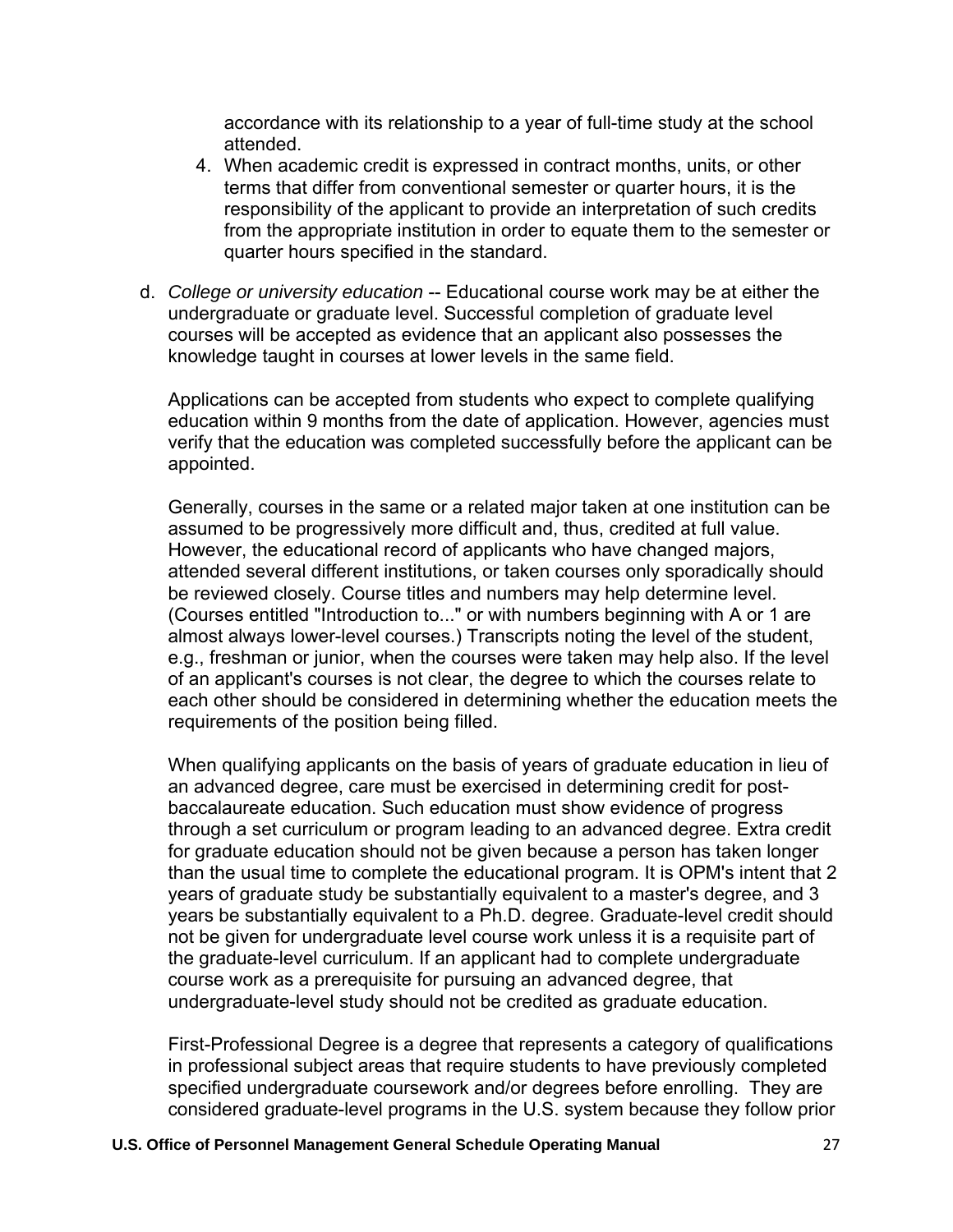accordance with its relationship to a year of full-time study at the school attended.

4. When academic credit is expressed in contract months, units, or other terms that differ from conventional semester or quarter hours, it is the responsibility of the applicant to provide an interpretation of such credits from the appropriate institution in order to equate them to the semester or quarter hours specified in the standard.

d. *College or university education* -- Educational course work may be at either the undergraduate or graduate level. Successful completion of graduate level courses will be accepted as evidence that an applicant also possesses the knowledge taught in courses at lower levels in the same field.

   Applications can be accepted from students who expect to complete qualifying education within 9 months from the date of application. However, agencies must verify that the education was completed successfully before the applicant can be appointed.

   Generally, courses in the same or a related major taken at one institution can be assumed to be progressively more difficult and, thus, credited at full value. However, the educational record of applicants who have changed majors, attended several different institutions, or taken courses only sporadically should be reviewed closely. Course titles and numbers may help determine level. (Courses entitled "Introduction to..." or with numbers beginning with A or 1 are almost always lower-level courses.) Transcripts noting the level of the student, e.g., freshman or junior, when the courses were taken may help also. If the level of an applicant's courses is not clear, the degree to which the courses relate to each other should be considered in determining whether the education meets the requirements of the position being filled.

   When qualifying applicants on the basis of years of graduate education in lieu of an advanced degree, care must be exercised in determining credit for post-baccalaureate education. Such education must show evidence of progress through a set curriculum or program leading to an advanced degree. Extra credit for graduate education should not be given because a person has taken longer than the usual time to complete the educational program. It is OPM's intent that 2 years of graduate study be substantially equivalent to a master's degree, and 3 years be substantially equivalent to a Ph.D. degree. Graduate-level credit should not be given for undergraduate level course work unless it is a requisite part of the graduate-level curriculum. If an applicant had to complete undergraduate course work as a prerequisite for pursuing an advanced degree, that undergraduate-level study should not be credited as graduate education.

   First-Professional Degree is a degree that represents a category of qualifications in professional subject areas that require students to have previously completed specified undergraduate coursework and/or degrees before enrolling. They are considered graduate-level programs in the U.S. system because they follow prior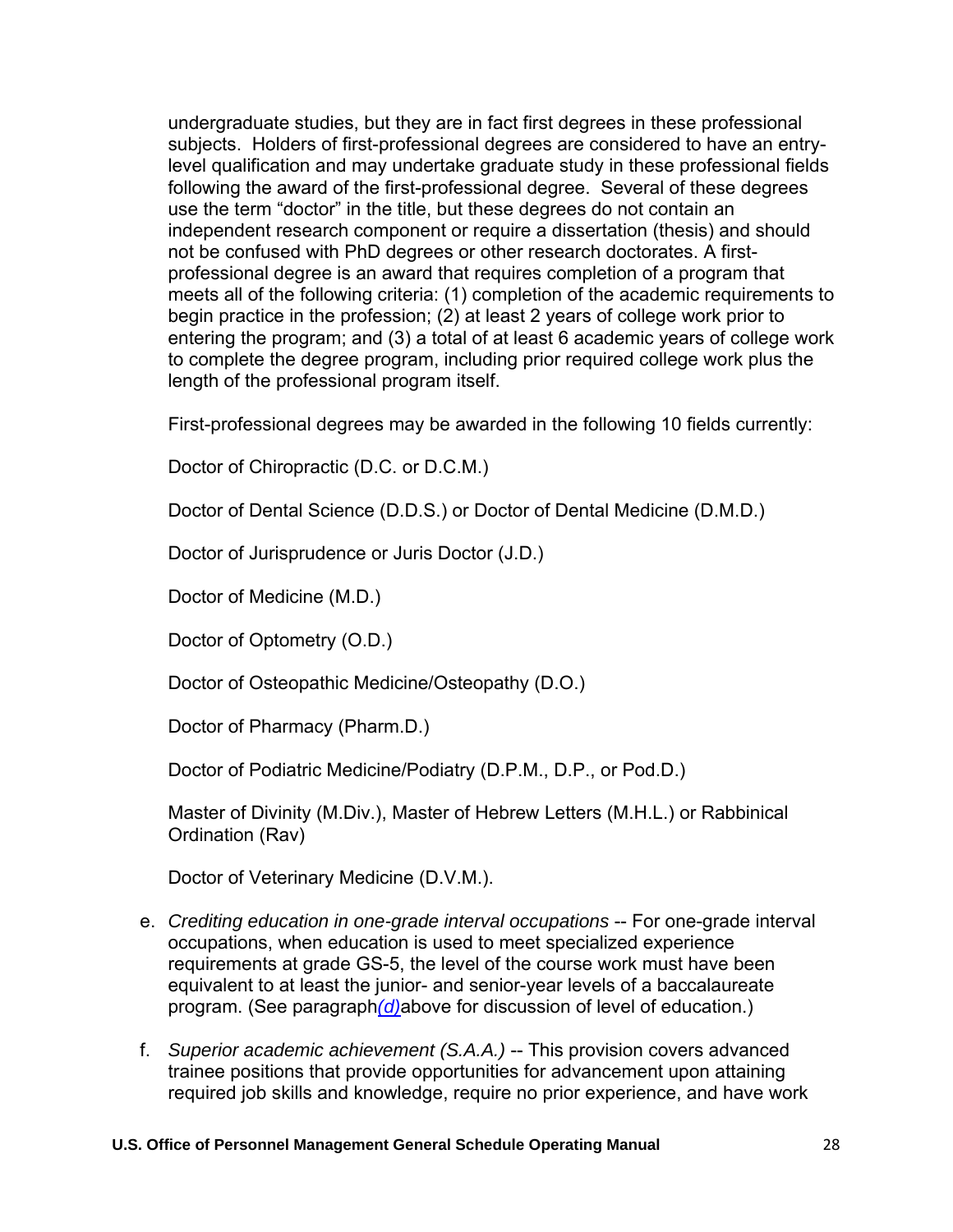undergraduate studies, but they are in fact first degrees in these professional subjects. Holders of first-professional degrees are considered to have an entry-level qualification and may undertake graduate study in these professional fields following the award of the first-professional degree. Several of these degrees use the term "doctor" in the title, but these degrees do not contain an independent research component or require a dissertation (thesis) and should not be confused with PhD degrees or other research doctorates. A first-professional degree is an award that requires completion of a program that meets all of the following criteria: (1) completion of the academic requirements to begin practice in the profession; (2) at least 2 years of college work prior to entering the program; and (3) a total of at least 6 academic years of college work to complete the degree program, including prior required college work plus the length of the professional program itself.

First-professional degrees may be awarded in the following 10 fields currently:

Doctor of Chiropractic (D.C. or D.C.M.)

Doctor of Dental Science (D.D.S.) or Doctor of Dental Medicine (D.M.D.)

Doctor of Jurisprudence or Juris Doctor (J.D.)

Doctor of Medicine (M.D.)

Doctor of Optometry (O.D.)

Doctor of Osteopathic Medicine/Osteopathy (D.O.)

Doctor of Pharmacy (Pharm.D.)

Doctor of Podiatric Medicine/Podiatry (D.P.M., D.P., or Pod.D.)

Master of Divinity (M.Div.), Master of Hebrew Letters (M.H.L.) or Rabbinical Ordination (Rav)

Doctor of Veterinary Medicine (D.V.M.).

e. *Crediting education in one-grade interval occupations* -- For one-grade interval occupations, when education is used to meet specialized experience requirements at grade GS-5, the level of the course work must have been equivalent to at least the junior- and senior-year levels of a baccalaureate program. (See paragraph *(d)* above for discussion of level of education.)

f. *Superior academic achievement (S.A.A.)* -- This provision covers advanced trainee positions that provide opportunities for advancement upon attaining required job skills and knowledge, require no prior experience, and have work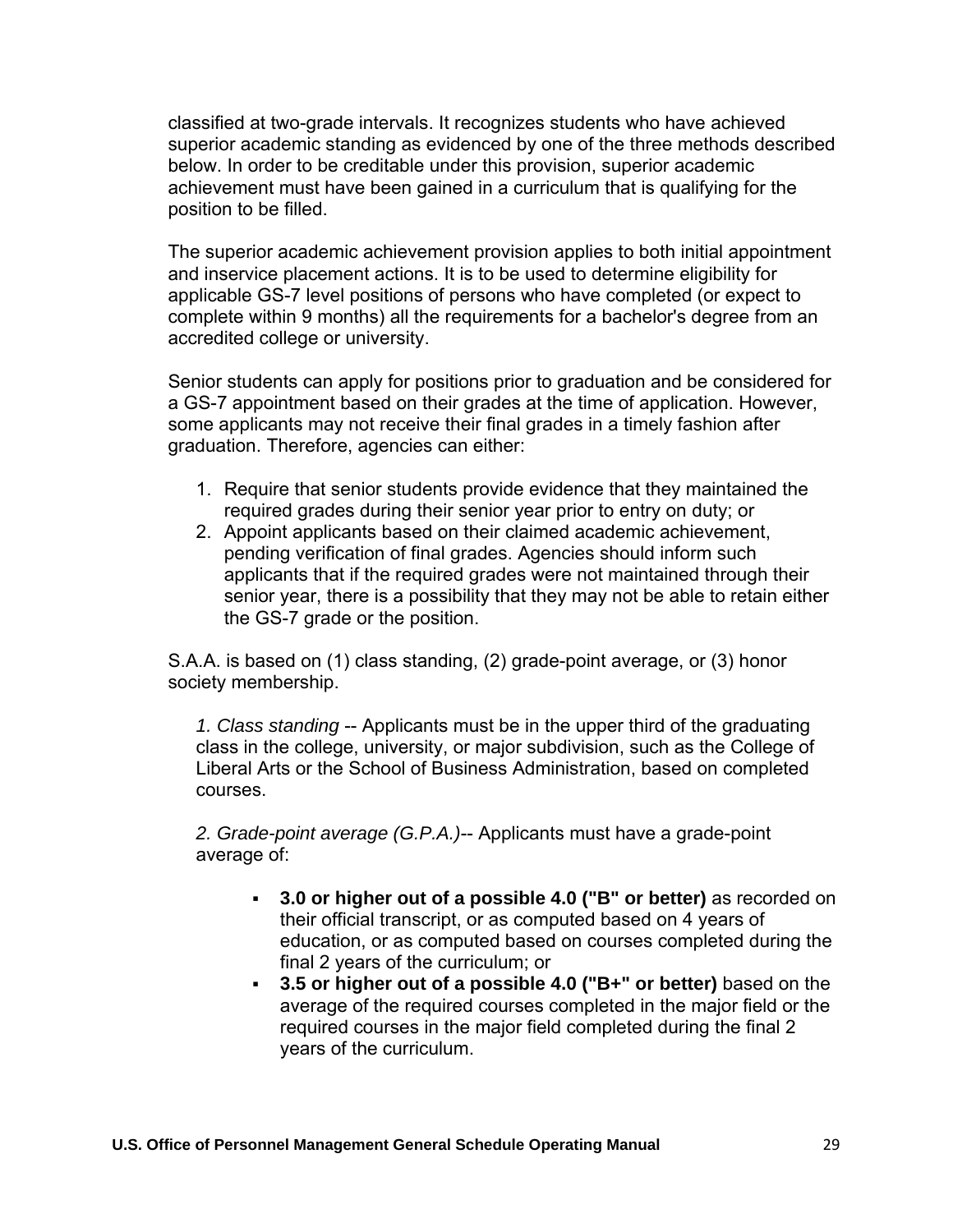classified at two-grade intervals. It recognizes students who have achieved superior academic standing as evidenced by one of the three methods described below. In order to be creditable under this provision, superior academic achievement must have been gained in a curriculum that is qualifying for the position to be filled.

The superior academic achievement provision applies to both initial appointment and inservice placement actions. It is to be used to determine eligibility for applicable GS-7 level positions of persons who have completed (or expect to complete within 9 months) all the requirements for a bachelor's degree from an accredited college or university.

Senior students can apply for positions prior to graduation and be considered for a GS-7 appointment based on their grades at the time of application. However, some applicants may not receive their final grades in a timely fashion after graduation. Therefore, agencies can either:

1. Require that senior students provide evidence that they maintained the required grades during their senior year prior to entry on duty; or
2. Appoint applicants based on their claimed academic achievement, pending verification of final grades. Agencies should inform such applicants that if the required grades were not maintained through their senior year, there is a possibility that they may not be able to retain either the GS-7 grade or the position.

S.A.A. is based on (1) class standing, (2) grade-point average, or (3) honor society membership.

*1. Class standing* -- Applicants must be in the upper third of the graduating class in the college, university, or major subdivision, such as the College of Liberal Arts or the School of Business Administration, based on completed courses.

*2. Grade-point average (G.P.A.)*-- Applicants must have a grade-point average of:

- **3.0 or higher out of a possible 4.0 ("B" or better)** as recorded on their official transcript, or as computed based on 4 years of education, or as computed based on courses completed during the final 2 years of the curriculum; or
- **3.5 or higher out of a possible 4.0 ("B+" or better)** based on the average of the required courses completed in the major field or the required courses in the major field completed during the final 2 years of the curriculum.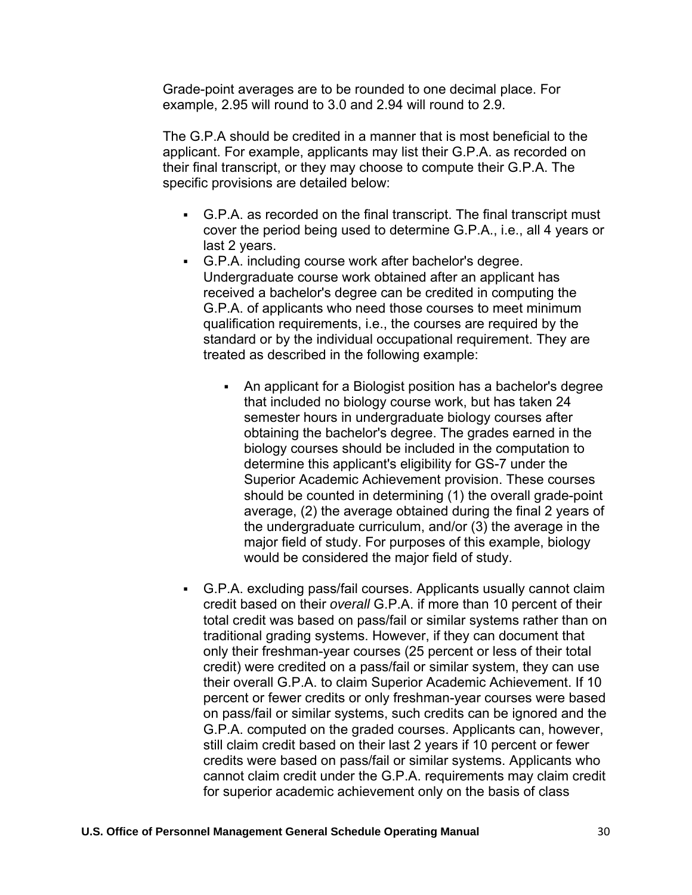Grade-point averages are to be rounded to one decimal place. For example, 2.95 will round to 3.0 and 2.94 will round to 2.9.

The G.P.A should be credited in a manner that is most beneficial to the applicant. For example, applicants may list their G.P.A. as recorded on their final transcript, or they may choose to compute their G.P.A. The specific provisions are detailed below:

- G.P.A. as recorded on the final transcript. The final transcript must cover the period being used to determine G.P.A., i.e., all 4 years or last 2 years.
- G.P.A. including course work after bachelor's degree. Undergraduate course work obtained after an applicant has received a bachelor's degree can be credited in computing the G.P.A. of applicants who need those courses to meet minimum qualification requirements, i.e., the courses are required by the standard or by the individual occupational requirement. They are treated as described in the following example:
    - An applicant for a Biologist position has a bachelor's degree that included no biology course work, but has taken 24 semester hours in undergraduate biology courses after obtaining the bachelor's degree. The grades earned in the biology courses should be included in the computation to determine this applicant's eligibility for GS-7 under the Superior Academic Achievement provision. These courses should be counted in determining (1) the overall grade-point average, (2) the average obtained during the final 2 years of the undergraduate curriculum, and/or (3) the average in the major field of study. For purposes of this example, biology would be considered the major field of study.
- G.P.A. excluding pass/fail courses. Applicants usually cannot claim credit based on their *overall* G.P.A. if more than 10 percent of their total credit was based on pass/fail or similar systems rather than on traditional grading systems. However, if they can document that only their freshman-year courses (25 percent or less of their total credit) were credited on a pass/fail or similar system, they can use their overall G.P.A. to claim Superior Academic Achievement. If 10 percent or fewer credits or only freshman-year courses were based on pass/fail or similar systems, such credits can be ignored and the G.P.A. computed on the graded courses. Applicants can, however, still claim credit based on their last 2 years if 10 percent or fewer credits were based on pass/fail or similar systems. Applicants who cannot claim credit under the G.P.A. requirements may claim credit for superior academic achievement only on the basis of class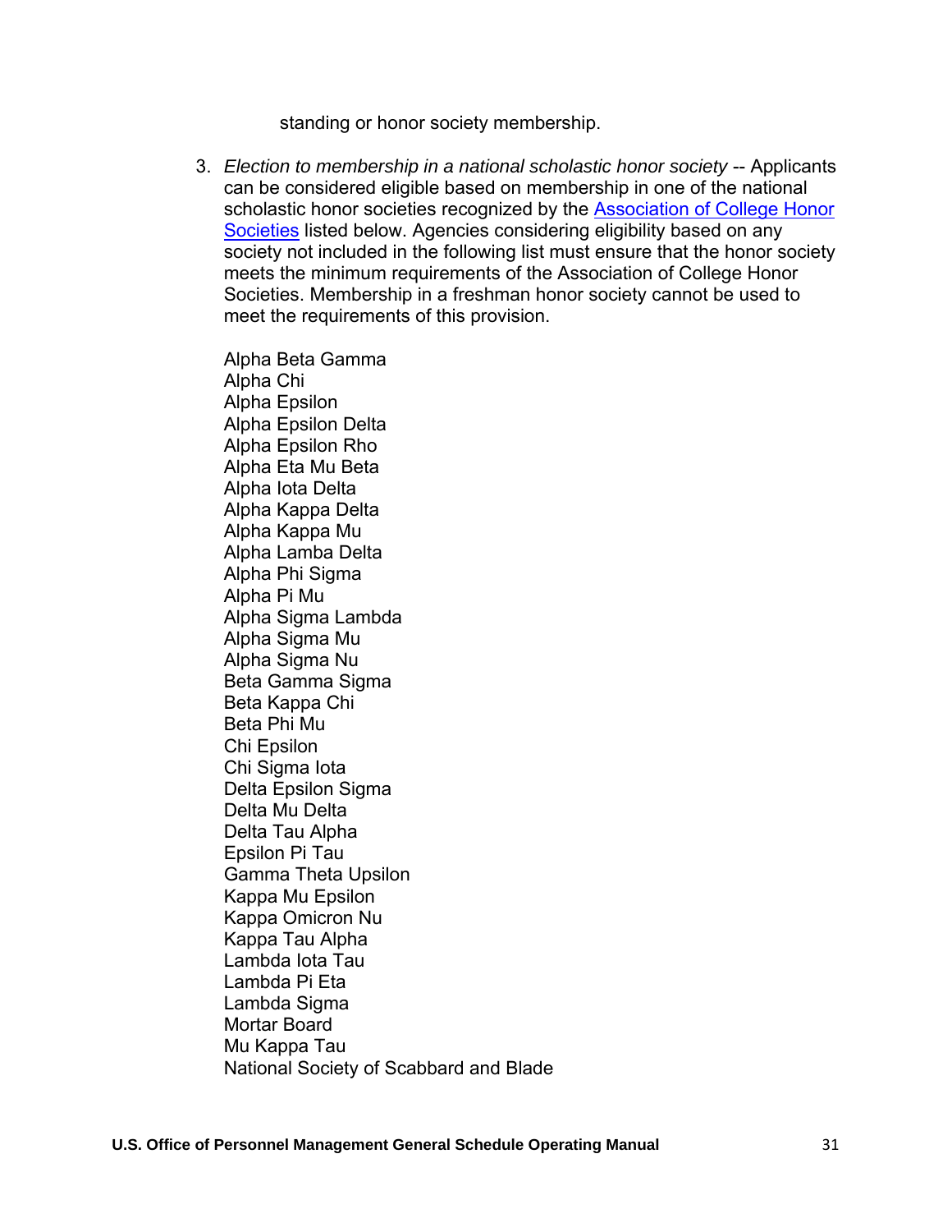standing or honor society membership.

3. *Election to membership in a national scholastic honor society* -- Applicants can be considered eligible based on membership in one of the national scholastic honor societies recognized by the [Association of College Honor Societies]() listed below. Agencies considering eligibility based on any society not included in the following list must ensure that the honor society meets the minimum requirements of the Association of College Honor Societies. Membership in a freshman honor society cannot be used to meet the requirements of this provision.

   Alpha Beta Gamma
   Alpha Chi
   Alpha Epsilon
   Alpha Epsilon Delta
   Alpha Epsilon Rho
   Alpha Eta Mu Beta
   Alpha Iota Delta
   Alpha Kappa Delta
   Alpha Kappa Mu
   Alpha Lamba Delta
   Alpha Phi Sigma
   Alpha Pi Mu
   Alpha Sigma Lambda
   Alpha Sigma Mu
   Alpha Sigma Nu
   Beta Gamma Sigma
   Beta Kappa Chi
   Beta Phi Mu
   Chi Epsilon
   Chi Sigma Iota
   Delta Epsilon Sigma
   Delta Mu Delta
   Delta Tau Alpha
   Epsilon Pi Tau
   Gamma Theta Upsilon
   Kappa Mu Epsilon
   Kappa Omicron Nu
   Kappa Tau Alpha
   Lambda Iota Tau
   Lambda Pi Eta
   Lambda Sigma
   Mortar Board
   Mu Kappa Tau
   National Society of Scabbard and Blade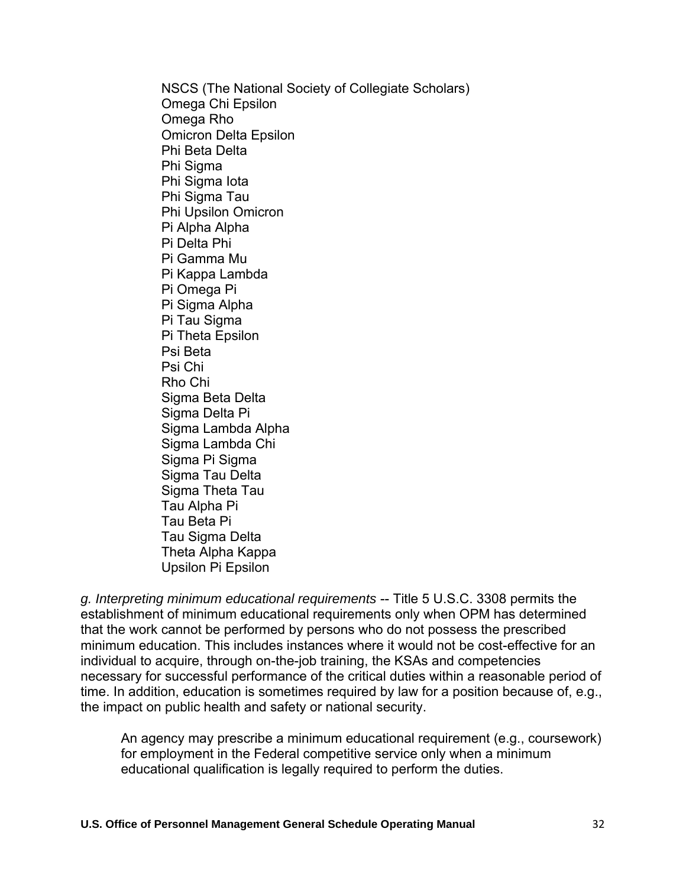NSCS (The National Society of Collegiate Scholars)
Omega Chi Epsilon
Omega Rho
Omicron Delta Epsilon
Phi Beta Delta
Phi Sigma
Phi Sigma Iota
Phi Sigma Tau
Phi Upsilon Omicron
Pi Alpha Alpha
Pi Delta Phi
Pi Gamma Mu
Pi Kappa Lambda
Pi Omega Pi
Pi Sigma Alpha
Pi Tau Sigma
Pi Theta Epsilon
Psi Beta
Psi Chi
Rho Chi
Sigma Beta Delta
Sigma Delta Pi
Sigma Lambda Alpha
Sigma Lambda Chi
Sigma Pi Sigma
Sigma Tau Delta
Sigma Theta Tau
Tau Alpha Pi
Tau Beta Pi
Tau Sigma Delta
Theta Alpha Kappa
Upsilon Pi Epsilon

*g. Interpreting minimum educational requirements* -- Title 5 U.S.C. 3308 permits the establishment of minimum educational requirements only when OPM has determined that the work cannot be performed by persons who do not possess the prescribed minimum education. This includes instances where it would not be cost-effective for an individual to acquire, through on-the-job training, the KSAs and competencies necessary for successful performance of the critical duties within a reasonable period of time. In addition, education is sometimes required by law for a position because of, e.g., the impact on public health and safety or national security.

> An agency may prescribe a minimum educational requirement (e.g., coursework) for employment in the Federal competitive service only when a minimum educational qualification is legally required to perform the duties.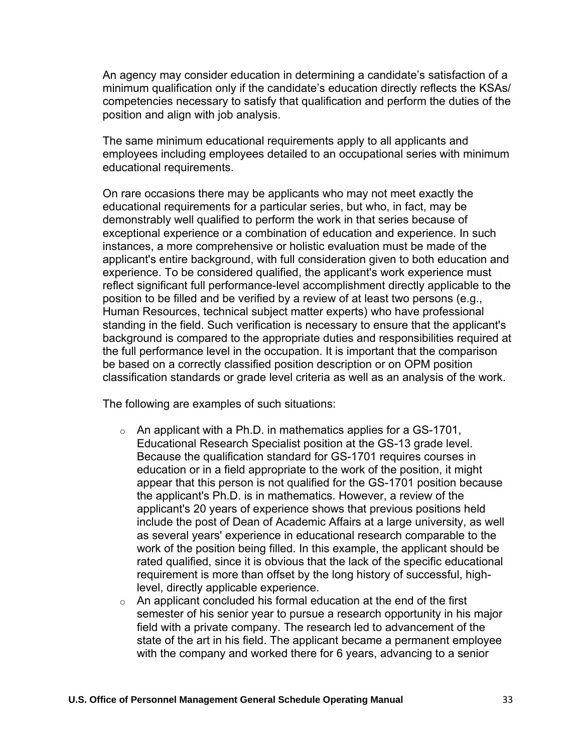An agency may consider education in determining a candidate's satisfaction of a minimum qualification only if the candidate's education directly reflects the KSAs/ competencies necessary to satisfy that qualification and perform the duties of the position and align with job analysis.

The same minimum educational requirements apply to all applicants and employees including employees detailed to an occupational series with minimum educational requirements.

On rare occasions there may be applicants who may not meet exactly the educational requirements for a particular series, but who, in fact, may be demonstrably well qualified to perform the work in that series because of exceptional experience or a combination of education and experience. In such instances, a more comprehensive or holistic evaluation must be made of the applicant's entire background, with full consideration given to both education and experience. To be considered qualified, the applicant's work experience must reflect significant full performance-level accomplishment directly applicable to the position to be filled and be verified by a review of at least two persons (e.g., Human Resources, technical subject matter experts) who have professional standing in the field. Such verification is necessary to ensure that the applicant's background is compared to the appropriate duties and responsibilities required at the full performance level in the occupation. It is important that the comparison be based on a correctly classified position description or on OPM position classification standards or grade level criteria as well as an analysis of the work.

The following are examples of such situations:

- An applicant with a Ph.D. in mathematics applies for a GS-1701, Educational Research Specialist position at the GS-13 grade level. Because the qualification standard for GS-1701 requires courses in education or in a field appropriate to the work of the position, it might appear that this person is not qualified for the GS-1701 position because the applicant's Ph.D. is in mathematics. However, a review of the applicant's 20 years of experience shows that previous positions held include the post of Dean of Academic Affairs at a large university, as well as several years' experience in educational research comparable to the work of the position being filled. In this example, the applicant should be rated qualified, since it is obvious that the lack of the specific educational requirement is more than offset by the long history of successful, high-level, directly applicable experience.
- An applicant concluded his formal education at the end of the first semester of his senior year to pursue a research opportunity in his major field with a private company. The research led to advancement of the state of the art in his field. The applicant became a permanent employee with the company and worked there for 6 years, advancing to a senior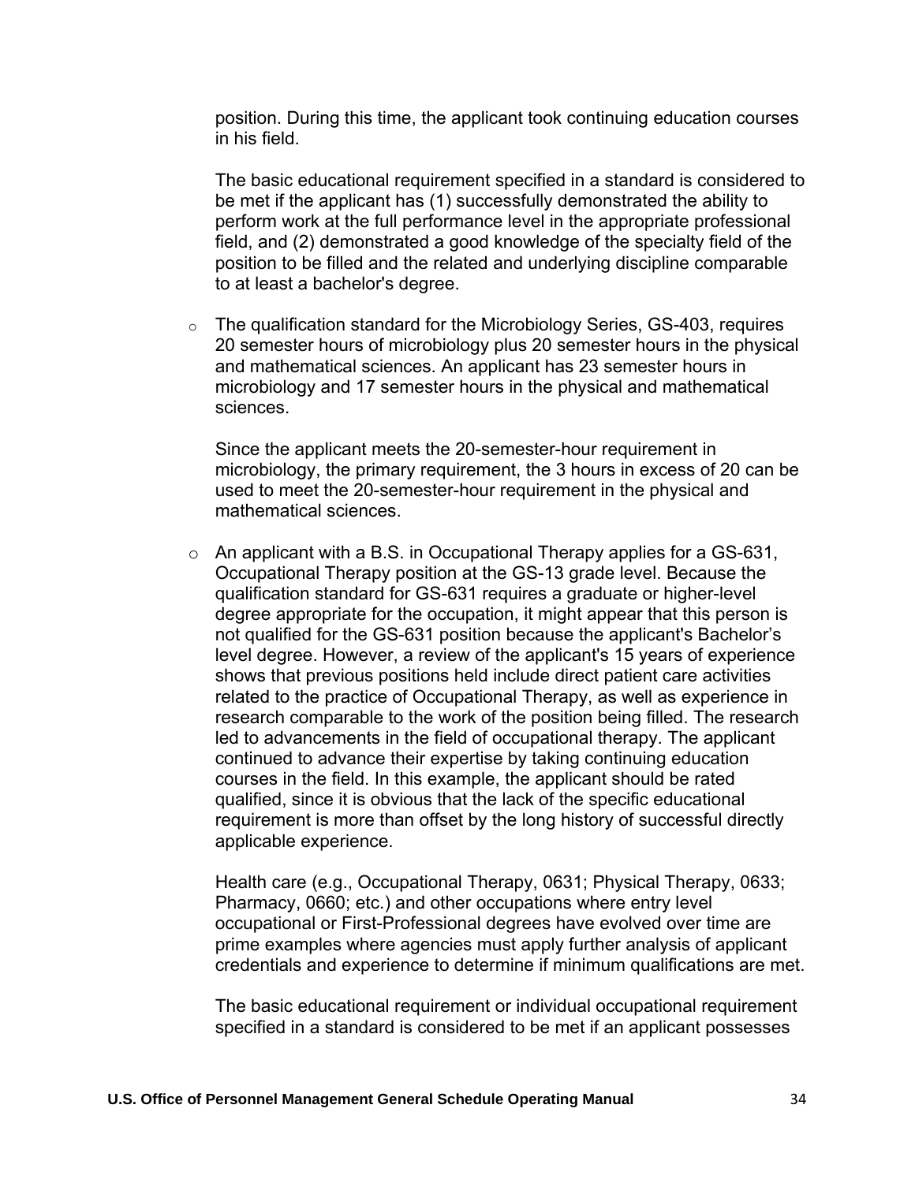position. During this time, the applicant took continuing education courses in his field.

The basic educational requirement specified in a standard is considered to be met if the applicant has (1) successfully demonstrated the ability to perform work at the full performance level in the appropriate professional field, and (2) demonstrated a good knowledge of the specialty field of the position to be filled and the related and underlying discipline comparable to at least a bachelor's degree.

- The qualification standard for the Microbiology Series, GS-403, requires 20 semester hours of microbiology plus 20 semester hours in the physical and mathematical sciences. An applicant has 23 semester hours in microbiology and 17 semester hours in the physical and mathematical sciences.

  Since the applicant meets the 20-semester-hour requirement in microbiology, the primary requirement, the 3 hours in excess of 20 can be used to meet the 20-semester-hour requirement in the physical and mathematical sciences.

- An applicant with a B.S. in Occupational Therapy applies for a GS-631, Occupational Therapy position at the GS-13 grade level. Because the qualification standard for GS-631 requires a graduate or higher-level degree appropriate for the occupation, it might appear that this person is not qualified for the GS-631 position because the applicant's Bachelor's level degree. However, a review of the applicant's 15 years of experience shows that previous positions held include direct patient care activities related to the practice of Occupational Therapy, as well as experience in research comparable to the work of the position being filled. The research led to advancements in the field of occupational therapy. The applicant continued to advance their expertise by taking continuing education courses in the field. In this example, the applicant should be rated qualified, since it is obvious that the lack of the specific educational requirement is more than offset by the long history of successful directly applicable experience.

  Health care (e.g., Occupational Therapy, 0631; Physical Therapy, 0633; Pharmacy, 0660; etc.) and other occupations where entry level occupational or First-Professional degrees have evolved over time are prime examples where agencies must apply further analysis of applicant credentials and experience to determine if minimum qualifications are met.

  The basic educational requirement or individual occupational requirement specified in a standard is considered to be met if an applicant possesses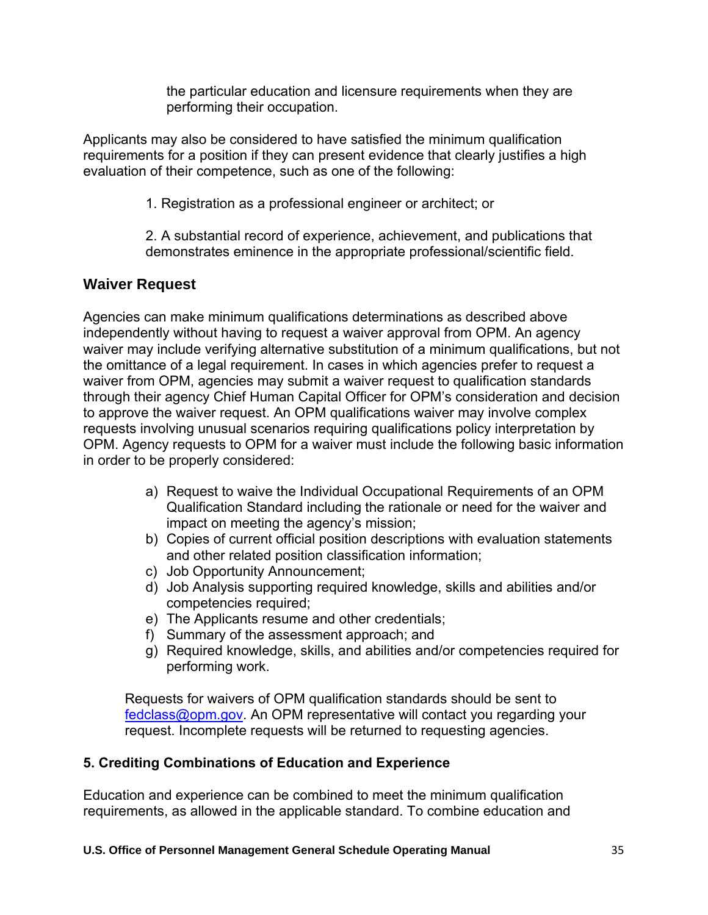the particular education and licensure requirements when they are performing their occupation.

Applicants may also be considered to have satisfied the minimum qualification requirements for a position if they can present evidence that clearly justifies a high evaluation of their competence, such as one of the following:

1. Registration as a professional engineer or architect; or

2. A substantial record of experience, achievement, and publications that demonstrates eminence in the appropriate professional/scientific field.

## Waiver Request

Agencies can make minimum qualifications determinations as described above independently without having to request a waiver approval from OPM. An agency waiver may include verifying alternative substitution of a minimum qualifications, but not the omittance of a legal requirement. In cases in which agencies prefer to request a waiver from OPM, agencies may submit a waiver request to qualification standards through their agency Chief Human Capital Officer for OPM's consideration and decision to approve the waiver request. An OPM qualifications waiver may involve complex requests involving unusual scenarios requiring qualifications policy interpretation by OPM. Agency requests to OPM for a waiver must include the following basic information in order to be properly considered:

a) Request to waive the Individual Occupational Requirements of an OPM Qualification Standard including the rationale or need for the waiver and impact on meeting the agency's mission;
b) Copies of current official position descriptions with evaluation statements and other related position classification information;
c) Job Opportunity Announcement;
d) Job Analysis supporting required knowledge, skills and abilities and/or competencies required;
e) The Applicants resume and other credentials;
f) Summary of the assessment approach; and
g) Required knowledge, skills, and abilities and/or competencies required for performing work.

Requests for waivers of OPM qualification standards should be sent to fedclass@opm.gov. An OPM representative will contact you regarding your request. Incomplete requests will be returned to requesting agencies.

### 5. Crediting Combinations of Education and Experience

Education and experience can be combined to meet the minimum qualification requirements, as allowed in the applicable standard. To combine education and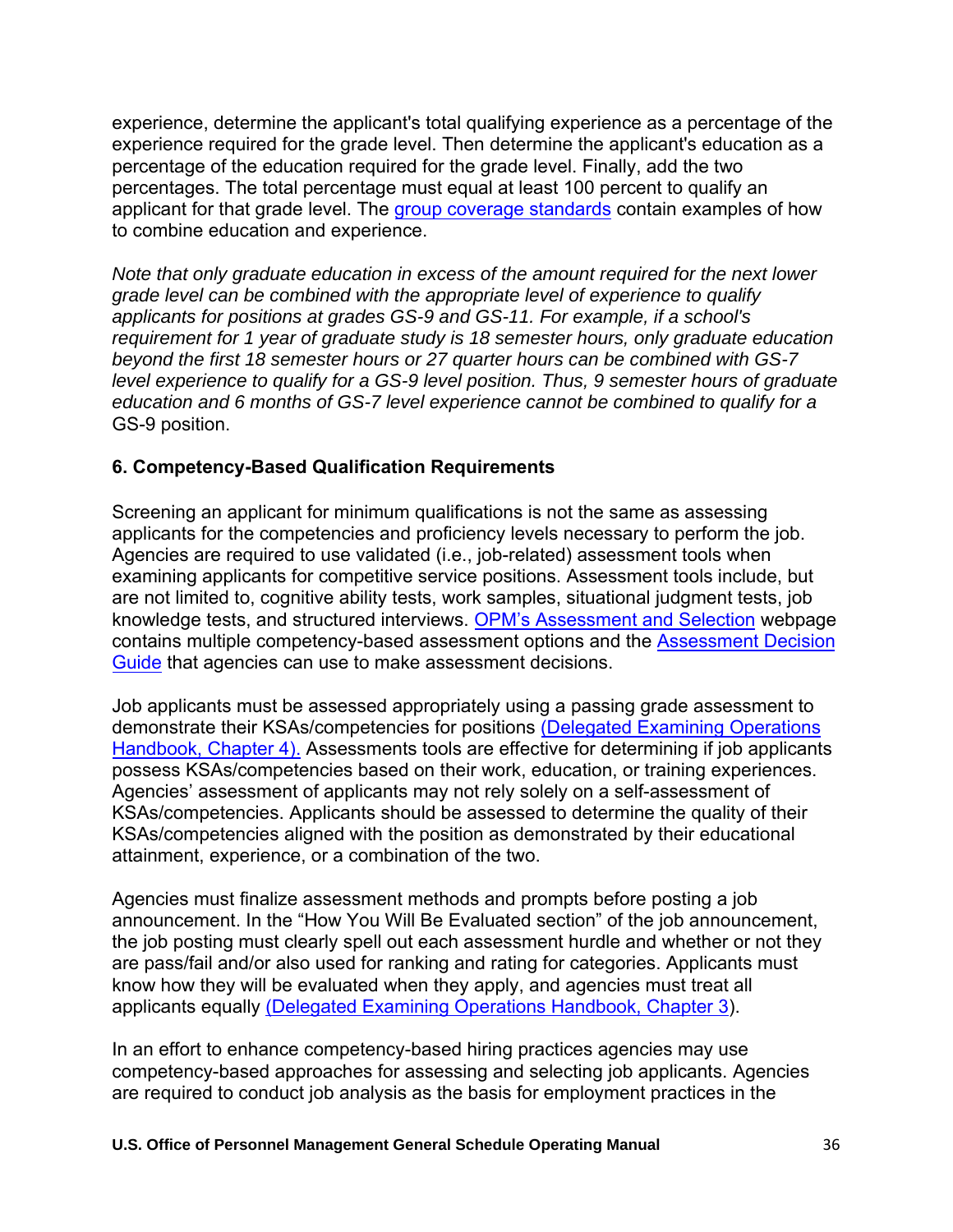experience, determine the applicant's total qualifying experience as a percentage of the experience required for the grade level. Then determine the applicant's education as a percentage of the education required for the grade level. Finally, add the two percentages. The total percentage must equal at least 100 percent to qualify an applicant for that grade level. The group coverage standards contain examples of how to combine education and experience.

*Note that only graduate education in excess of the amount required for the next lower grade level can be combined with the appropriate level of experience to qualify applicants for positions at grades GS-9 and GS-11. For example, if a school's requirement for 1 year of graduate study is 18 semester hours, only graduate education beyond the first 18 semester hours or 27 quarter hours can be combined with GS-7 level experience to qualify for a GS-9 level position. Thus, 9 semester hours of graduate education and 6 months of GS-7 level experience cannot be combined to qualify for a* GS-9 position.

### 6. Competency-Based Qualification Requirements

Screening an applicant for minimum qualifications is not the same as assessing applicants for the competencies and proficiency levels necessary to perform the job. Agencies are required to use validated (i.e., job-related) assessment tools when examining applicants for competitive service positions. Assessment tools include, but are not limited to, cognitive ability tests, work samples, situational judgment tests, job knowledge tests, and structured interviews. OPM's Assessment and Selection webpage contains multiple competency-based assessment options and the Assessment Decision Guide that agencies can use to make assessment decisions.

Job applicants must be assessed appropriately using a passing grade assessment to demonstrate their KSAs/competencies for positions (Delegated Examining Operations Handbook, Chapter 4). Assessments tools are effective for determining if job applicants possess KSAs/competencies based on their work, education, or training experiences. Agencies' assessment of applicants may not rely solely on a self-assessment of KSAs/competencies. Applicants should be assessed to determine the quality of their KSAs/competencies aligned with the position as demonstrated by their educational attainment, experience, or a combination of the two.

Agencies must finalize assessment methods and prompts before posting a job announcement. In the "How You Will Be Evaluated section" of the job announcement, the job posting must clearly spell out each assessment hurdle and whether or not they are pass/fail and/or also used for ranking and rating for categories. Applicants must know how they will be evaluated when they apply, and agencies must treat all applicants equally (Delegated Examining Operations Handbook, Chapter 3).

In an effort to enhance competency-based hiring practices agencies may use competency-based approaches for assessing and selecting job applicants. Agencies are required to conduct job analysis as the basis for employment practices in the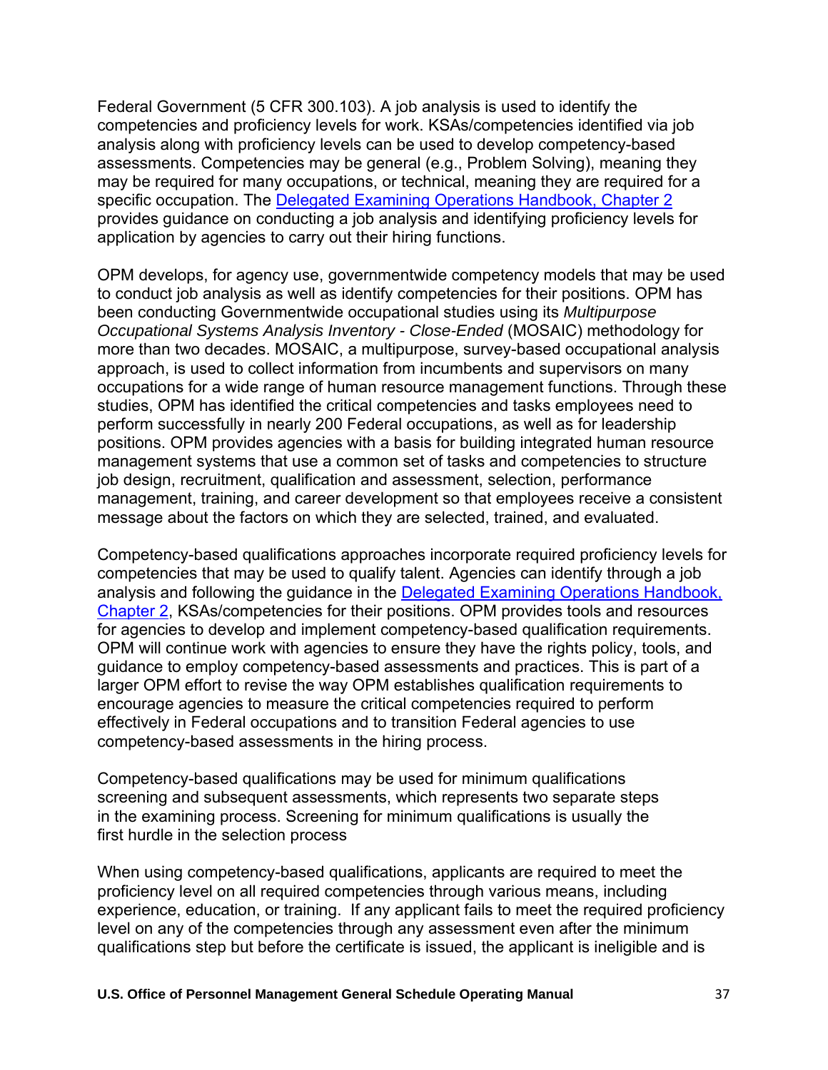Federal Government (5 CFR 300.103). A job analysis is used to identify the competencies and proficiency levels for work. KSAs/competencies identified via job analysis along with proficiency levels can be used to develop competency-based assessments. Competencies may be general (e.g., Problem Solving), meaning they may be required for many occupations, or technical, meaning they are required for a specific occupation. The [Delegated Examining Operations Handbook, Chapter 2](#) provides guidance on conducting a job analysis and identifying proficiency levels for application by agencies to carry out their hiring functions.

OPM develops, for agency use, governmentwide competency models that may be used to conduct job analysis as well as identify competencies for their positions. OPM has been conducting Governmentwide occupational studies using its *Multipurpose Occupational Systems Analysis Inventory - Close-Ended* (MOSAIC) methodology for more than two decades. MOSAIC, a multipurpose, survey-based occupational analysis approach, is used to collect information from incumbents and supervisors on many occupations for a wide range of human resource management functions. Through these studies, OPM has identified the critical competencies and tasks employees need to perform successfully in nearly 200 Federal occupations, as well as for leadership positions. OPM provides agencies with a basis for building integrated human resource management systems that use a common set of tasks and competencies to structure job design, recruitment, qualification and assessment, selection, performance management, training, and career development so that employees receive a consistent message about the factors on which they are selected, trained, and evaluated.

Competency-based qualifications approaches incorporate required proficiency levels for competencies that may be used to qualify talent. Agencies can identify through a job analysis and following the guidance in the [Delegated Examining Operations Handbook, Chapter 2](#), KSAs/competencies for their positions. OPM provides tools and resources for agencies to develop and implement competency-based qualification requirements. OPM will continue work with agencies to ensure they have the rights policy, tools, and guidance to employ competency-based assessments and practices. This is part of a larger OPM effort to revise the way OPM establishes qualification requirements to encourage agencies to measure the critical competencies required to perform effectively in Federal occupations and to transition Federal agencies to use competency-based assessments in the hiring process.

Competency-based qualifications may be used for minimum qualifications screening and subsequent assessments, which represents two separate steps in the examining process. Screening for minimum qualifications is usually the first hurdle in the selection process

When using competency-based qualifications, applicants are required to meet the proficiency level on all required competencies through various means, including experience, education, or training. If any applicant fails to meet the required proficiency level on any of the competencies through any assessment even after the minimum qualifications step but before the certificate is issued, the applicant is ineligible and is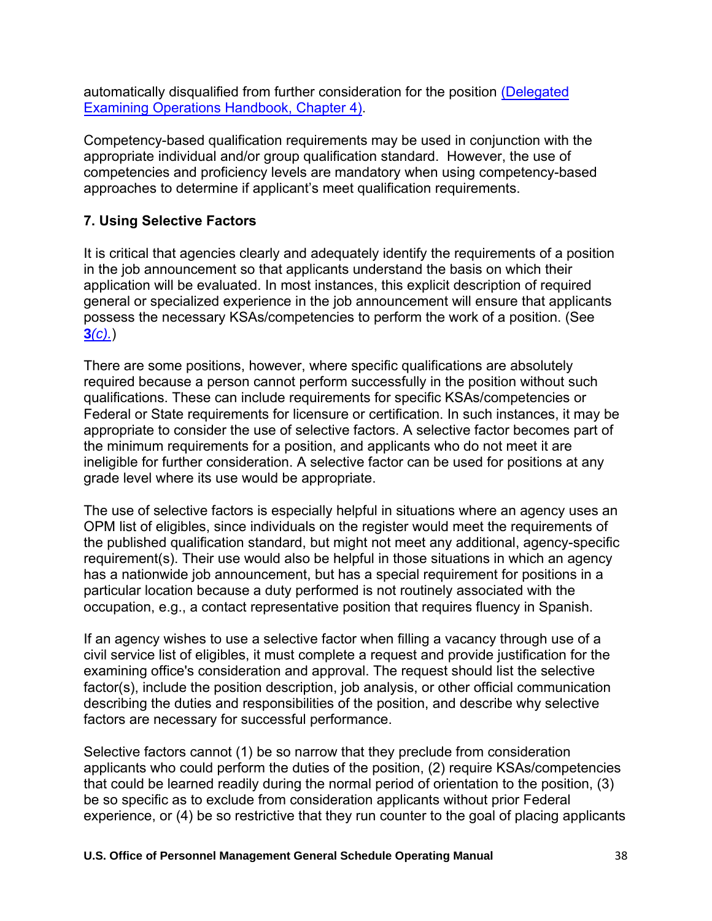automatically disqualified from further consideration for the position [(Delegated Examining Operations Handbook, Chapter 4)](#).

Competency-based qualification requirements may be used in conjunction with the appropriate individual and/or group qualification standard. However, the use of competencies and proficiency levels are mandatory when using competency-based approaches to determine if applicant's meet qualification requirements.

### 7. Using Selective Factors

It is critical that agencies clearly and adequately identify the requirements of a position in the job announcement so that applicants understand the basis on which their application will be evaluated. In most instances, this explicit description of required general or specialized experience in the job announcement will ensure that applicants possess the necessary KSAs/competencies to perform the work of a position. (See **3***(c)*.)

There are some positions, however, where specific qualifications are absolutely required because a person cannot perform successfully in the position without such qualifications. These can include requirements for specific KSAs/competencies or Federal or State requirements for licensure or certification. In such instances, it may be appropriate to consider the use of selective factors. A selective factor becomes part of the minimum requirements for a position, and applicants who do not meet it are ineligible for further consideration. A selective factor can be used for positions at any grade level where its use would be appropriate.

The use of selective factors is especially helpful in situations where an agency uses an OPM list of eligibles, since individuals on the register would meet the requirements of the published qualification standard, but might not meet any additional, agency-specific requirement(s). Their use would also be helpful in those situations in which an agency has a nationwide job announcement, but has a special requirement for positions in a particular location because a duty performed is not routinely associated with the occupation, e.g., a contact representative position that requires fluency in Spanish.

If an agency wishes to use a selective factor when filling a vacancy through use of a civil service list of eligibles, it must complete a request and provide justification for the examining office's consideration and approval. The request should list the selective factor(s), include the position description, job analysis, or other official communication describing the duties and responsibilities of the position, and describe why selective factors are necessary for successful performance.

Selective factors cannot (1) be so narrow that they preclude from consideration applicants who could perform the duties of the position, (2) require KSAs/competencies that could be learned readily during the normal period of orientation to the position, (3) be so specific as to exclude from consideration applicants without prior Federal experience, or (4) be so restrictive that they run counter to the goal of placing applicants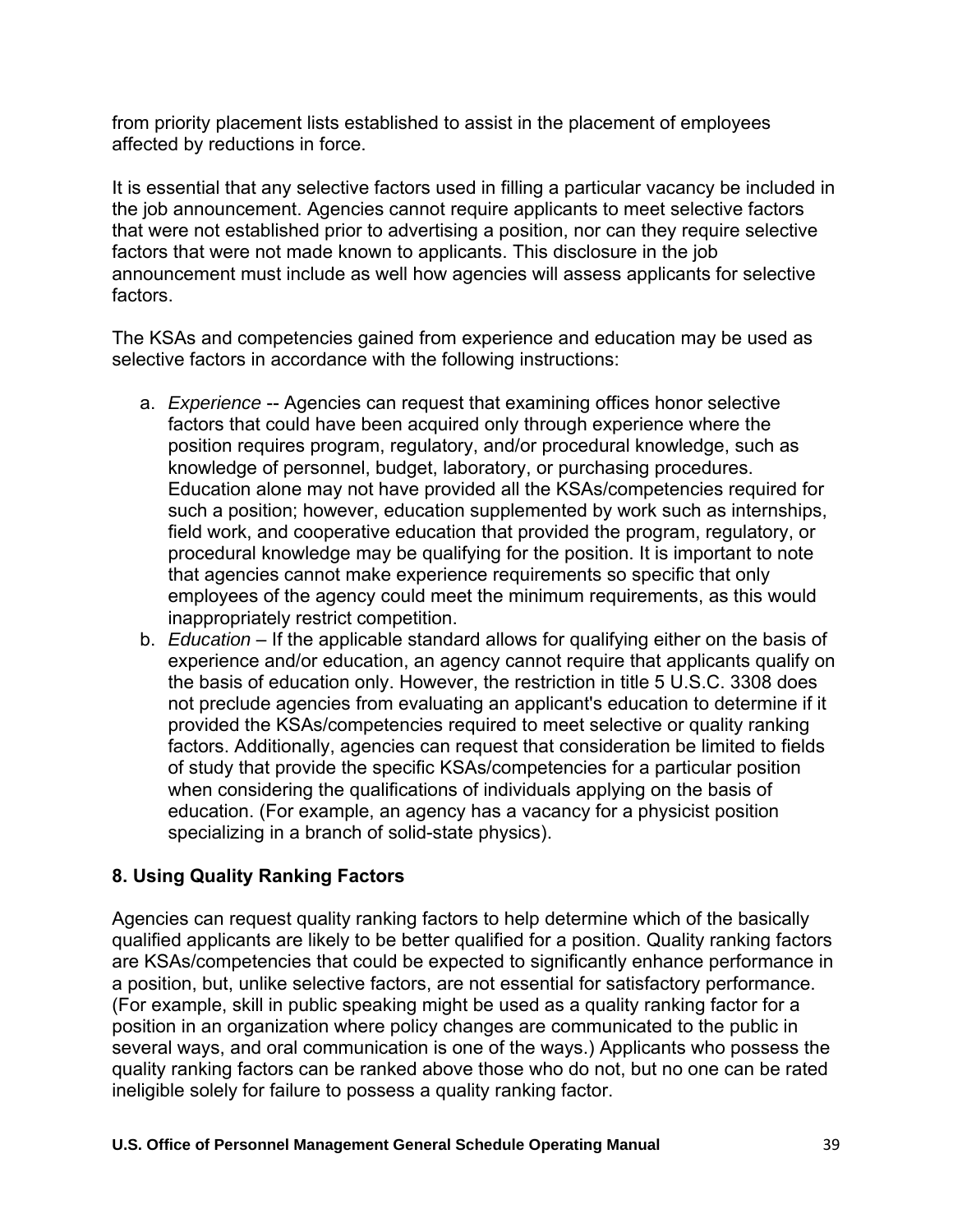from priority placement lists established to assist in the placement of employees affected by reductions in force.

It is essential that any selective factors used in filling a particular vacancy be included in the job announcement. Agencies cannot require applicants to meet selective factors that were not established prior to advertising a position, nor can they require selective factors that were not made known to applicants. This disclosure in the job announcement must include as well how agencies will assess applicants for selective factors.

The KSAs and competencies gained from experience and education may be used as selective factors in accordance with the following instructions:

a. *Experience* -- Agencies can request that examining offices honor selective factors that could have been acquired only through experience where the position requires program, regulatory, and/or procedural knowledge, such as knowledge of personnel, budget, laboratory, or purchasing procedures. Education alone may not have provided all the KSAs/competencies required for such a position; however, education supplemented by work such as internships, field work, and cooperative education that provided the program, regulatory, or procedural knowledge may be qualifying for the position. It is important to note that agencies cannot make experience requirements so specific that only employees of the agency could meet the minimum requirements, as this would inappropriately restrict competition.
b. *Education* – If the applicable standard allows for qualifying either on the basis of experience and/or education, an agency cannot require that applicants qualify on the basis of education only. However, the restriction in title 5 U.S.C. 3308 does not preclude agencies from evaluating an applicant's education to determine if it provided the KSAs/competencies required to meet selective or quality ranking factors. Additionally, agencies can request that consideration be limited to fields of study that provide the specific KSAs/competencies for a particular position when considering the qualifications of individuals applying on the basis of education. (For example, an agency has a vacancy for a physicist position specializing in a branch of solid-state physics).

### 8. Using Quality Ranking Factors

Agencies can request quality ranking factors to help determine which of the basically qualified applicants are likely to be better qualified for a position. Quality ranking factors are KSAs/competencies that could be expected to significantly enhance performance in a position, but, unlike selective factors, are not essential for satisfactory performance. (For example, skill in public speaking might be used as a quality ranking factor for a position in an organization where policy changes are communicated to the public in several ways, and oral communication is one of the ways.) Applicants who possess the quality ranking factors can be ranked above those who do not, but no one can be rated ineligible solely for failure to possess a quality ranking factor.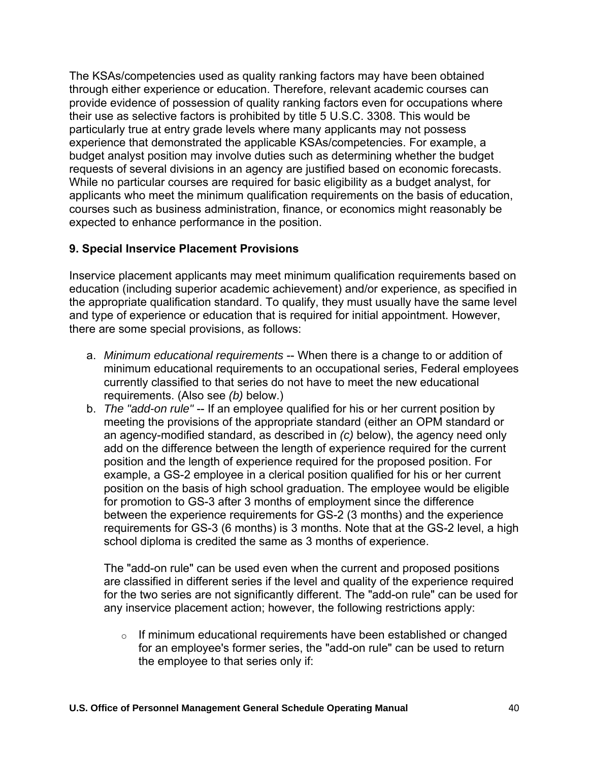The KSAs/competencies used as quality ranking factors may have been obtained through either experience or education. Therefore, relevant academic courses can provide evidence of possession of quality ranking factors even for occupations where their use as selective factors is prohibited by title 5 U.S.C. 3308. This would be particularly true at entry grade levels where many applicants may not possess experience that demonstrated the applicable KSAs/competencies. For example, a budget analyst position may involve duties such as determining whether the budget requests of several divisions in an agency are justified based on economic forecasts. While no particular courses are required for basic eligibility as a budget analyst, for applicants who meet the minimum qualification requirements on the basis of education, courses such as business administration, finance, or economics might reasonably be expected to enhance performance in the position.

### 9. Special Inservice Placement Provisions

Inservice placement applicants may meet minimum qualification requirements based on education (including superior academic achievement) and/or experience, as specified in the appropriate qualification standard. To qualify, they must usually have the same level and type of experience or education that is required for initial appointment. However, there are some special provisions, as follows:

a. *Minimum educational requirements* -- When there is a change to or addition of minimum educational requirements to an occupational series, Federal employees currently classified to that series do not have to meet the new educational requirements. (Also see *(b)* below.)
b. *The "add-on rule"* -- If an employee qualified for his or her current position by meeting the provisions of the appropriate standard (either an OPM standard or an agency-modified standard, as described in *(c)* below), the agency need only add on the difference between the length of experience required for the current position and the length of experience required for the proposed position. For example, a GS-2 employee in a clerical position qualified for his or her current position on the basis of high school graduation. The employee would be eligible for promotion to GS-3 after 3 months of employment since the difference between the experience requirements for GS-2 (3 months) and the experience requirements for GS-3 (6 months) is 3 months. Note that at the GS-2 level, a high school diploma is credited the same as 3 months of experience.

   The "add-on rule" can be used even when the current and proposed positions are classified in different series if the level and quality of the experience required for the two series are not significantly different. The "add-on rule" can be used for any inservice placement action; however, the following restrictions apply:

   - If minimum educational requirements have been established or changed for an employee's former series, the "add-on rule" can be used to return the employee to that series only if: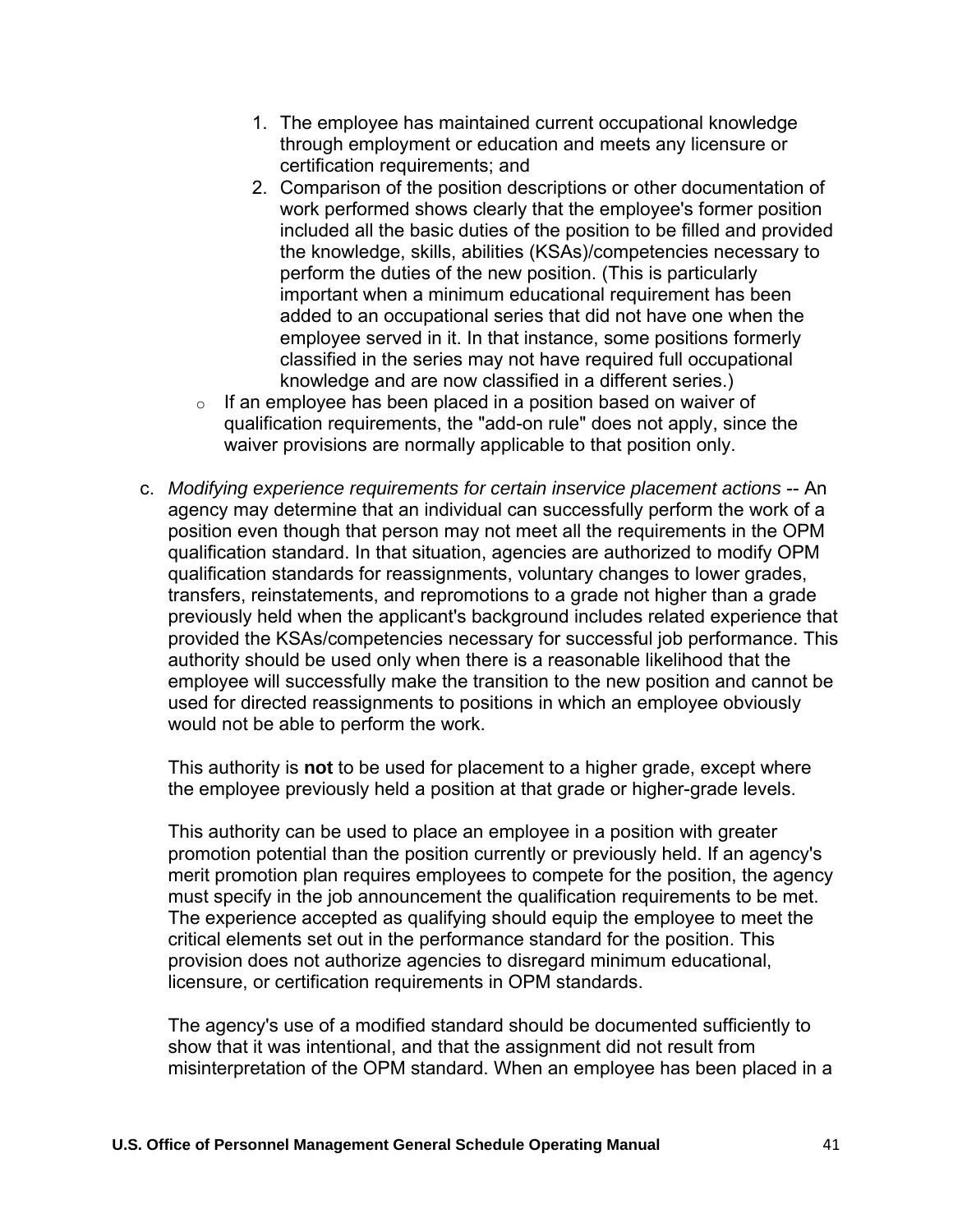1. The employee has maintained current occupational knowledge through employment or education and meets any licensure or certification requirements; and
2. Comparison of the position descriptions or other documentation of work performed shows clearly that the employee's former position included all the basic duties of the position to be filled and provided the knowledge, skills, abilities (KSAs)/competencies necessary to perform the duties of the new position. (This is particularly important when a minimum educational requirement has been added to an occupational series that did not have one when the employee served in it. In that instance, some positions formerly classified in the series may not have required full occupational knowledge and are now classified in a different series.)

- If an employee has been placed in a position based on waiver of qualification requirements, the "add-on rule" does not apply, since the waiver provisions are normally applicable to that position only.

c. *Modifying experience requirements for certain inservice placement actions* -- An agency may determine that an individual can successfully perform the work of a position even though that person may not meet all the requirements in the OPM qualification standard. In that situation, agencies are authorized to modify OPM qualification standards for reassignments, voluntary changes to lower grades, transfers, reinstatements, and repromotions to a grade not higher than a grade previously held when the applicant's background includes related experience that provided the KSAs/competencies necessary for successful job performance. This authority should be used only when there is a reasonable likelihood that the employee will successfully make the transition to the new position and cannot be used for directed reassignments to positions in which an employee obviously would not be able to perform the work.

   This authority is **not** to be used for placement to a higher grade, except where the employee previously held a position at that grade or higher-grade levels.

   This authority can be used to place an employee in a position with greater promotion potential than the position currently or previously held. If an agency's merit promotion plan requires employees to compete for the position, the agency must specify in the job announcement the qualification requirements to be met. The experience accepted as qualifying should equip the employee to meet the critical elements set out in the performance standard for the position. This provision does not authorize agencies to disregard minimum educational, licensure, or certification requirements in OPM standards.

   The agency's use of a modified standard should be documented sufficiently to show that it was intentional, and that the assignment did not result from misinterpretation of the OPM standard. When an employee has been placed in a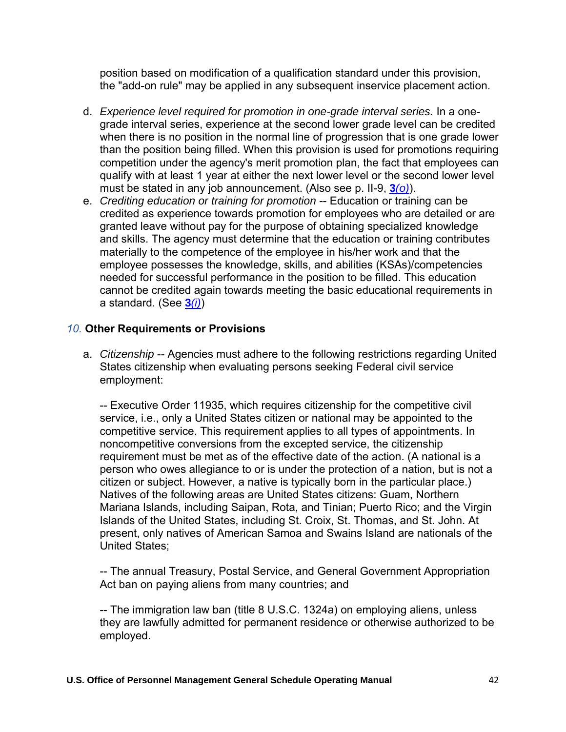position based on modification of a qualification standard under this provision, the "add-on rule" may be applied in any subsequent inservice placement action.

d. *Experience level required for promotion in one-grade interval series.* In a one-grade interval series, experience at the second lower grade level can be credited when there is no position in the normal line of progression that is one grade lower than the position being filled. When this provision is used for promotions requiring competition under the agency's merit promotion plan, the fact that employees can qualify with at least 1 year at either the next lower level or the second lower level must be stated in any job announcement. (Also see p. II-9, **3***(o)*).

e. *Crediting education or training for promotion* -- Education or training can be credited as experience towards promotion for employees who are detailed or are granted leave without pay for the purpose of obtaining specialized knowledge and skills. The agency must determine that the education or training contributes materially to the competence of the employee in his/her work and that the employee possesses the knowledge, skills, and abilities (KSAs)/competencies needed for successful performance in the position to be filled. This education cannot be credited again towards meeting the basic educational requirements in a standard. (See **3***(i)*)

### *10.* Other Requirements or Provisions

a. *Citizenship* -- Agencies must adhere to the following restrictions regarding United States citizenship when evaluating persons seeking Federal civil service employment:

-- Executive Order 11935, which requires citizenship for the competitive civil service, i.e., only a United States citizen or national may be appointed to the competitive service. This requirement applies to all types of appointments. In noncompetitive conversions from the excepted service, the citizenship requirement must be met as of the effective date of the action. (A national is a person who owes allegiance to or is under the protection of a nation, but is not a citizen or subject. However, a native is typically born in the particular place.) Natives of the following areas are United States citizens: Guam, Northern Mariana Islands, including Saipan, Rota, and Tinian; Puerto Rico; and the Virgin Islands of the United States, including St. Croix, St. Thomas, and St. John. At present, only natives of American Samoa and Swains Island are nationals of the United States;

-- The annual Treasury, Postal Service, and General Government Appropriation Act ban on paying aliens from many countries; and

-- The immigration law ban (title 8 U.S.C. 1324a) on employing aliens, unless they are lawfully admitted for permanent residence or otherwise authorized to be employed.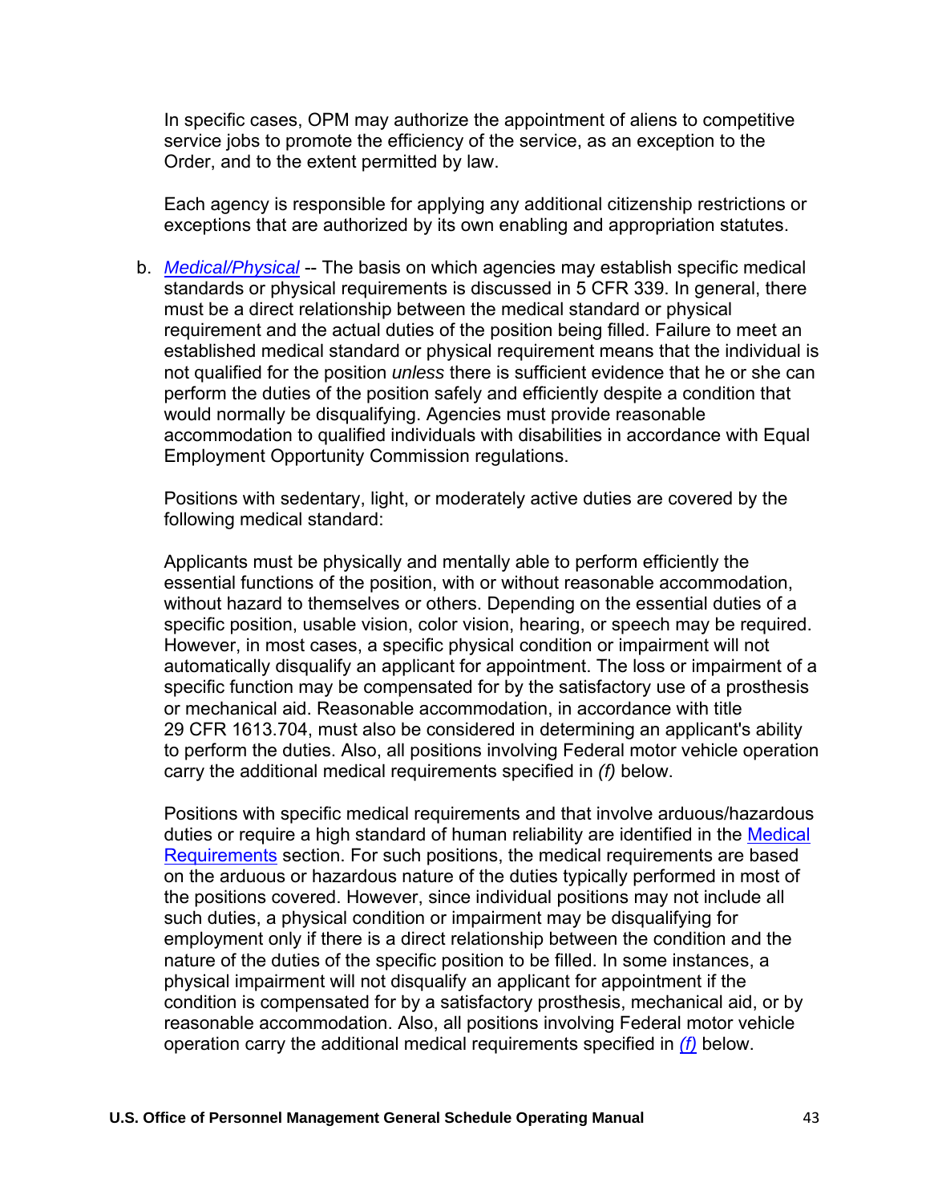In specific cases, OPM may authorize the appointment of aliens to competitive service jobs to promote the efficiency of the service, as an exception to the Order, and to the extent permitted by law.

Each agency is responsible for applying any additional citizenship restrictions or exceptions that are authorized by its own enabling and appropriation statutes.

b. *Medical/Physical* -- The basis on which agencies may establish specific medical standards or physical requirements is discussed in 5 CFR 339. In general, there must be a direct relationship between the medical standard or physical requirement and the actual duties of the position being filled. Failure to meet an established medical standard or physical requirement means that the individual is not qualified for the position *unless* there is sufficient evidence that he or she can perform the duties of the position safely and efficiently despite a condition that would normally be disqualifying. Agencies must provide reasonable accommodation to qualified individuals with disabilities in accordance with Equal Employment Opportunity Commission regulations.

   Positions with sedentary, light, or moderately active duties are covered by the following medical standard:

   Applicants must be physically and mentally able to perform efficiently the essential functions of the position, with or without reasonable accommodation, without hazard to themselves or others. Depending on the essential duties of a specific position, usable vision, color vision, hearing, or speech may be required. However, in most cases, a specific physical condition or impairment will not automatically disqualify an applicant for appointment. The loss or impairment of a specific function may be compensated for by the satisfactory use of a prosthesis or mechanical aid. Reasonable accommodation, in accordance with title 29 CFR 1613.704, must also be considered in determining an applicant's ability to perform the duties. Also, all positions involving Federal motor vehicle operation carry the additional medical requirements specified in *(f)* below.

   Positions with specific medical requirements and that involve arduous/hazardous duties or require a high standard of human reliability are identified in the Medical Requirements section. For such positions, the medical requirements are based on the arduous or hazardous nature of the duties typically performed in most of the positions covered. However, since individual positions may not include all such duties, a physical condition or impairment may be disqualifying for employment only if there is a direct relationship between the condition and the nature of the duties of the specific position to be filled. In some instances, a physical impairment will not disqualify an applicant for appointment if the condition is compensated for by a satisfactory prosthesis, mechanical aid, or by reasonable accommodation. Also, all positions involving Federal motor vehicle operation carry the additional medical requirements specified in *(f)* below.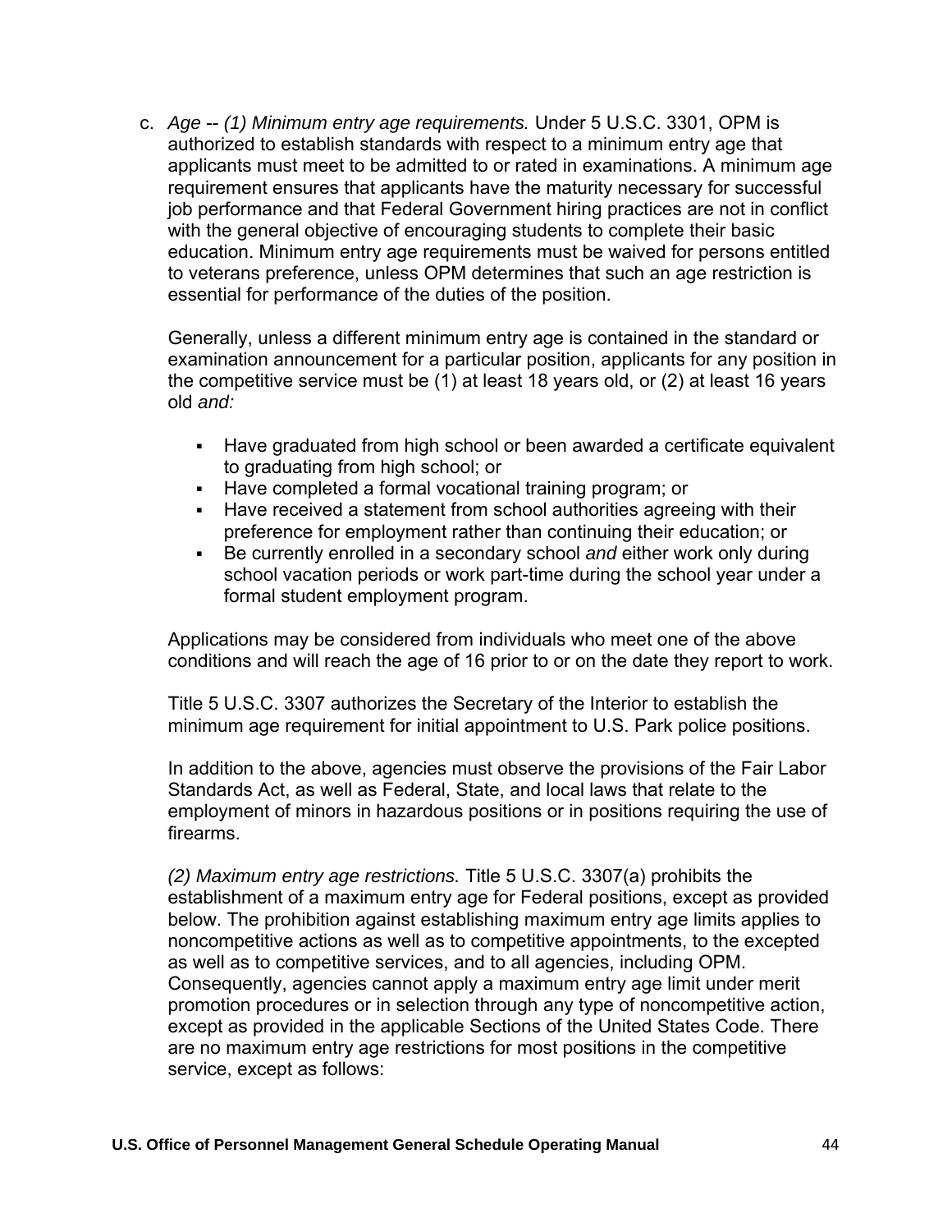c. *Age* -- *(1) Minimum entry age requirements.* Under 5 U.S.C. 3301, OPM is authorized to establish standards with respect to a minimum entry age that applicants must meet to be admitted to or rated in examinations. A minimum age requirement ensures that applicants have the maturity necessary for successful job performance and that Federal Government hiring practices are not in conflict with the general objective of encouraging students to complete their basic education. Minimum entry age requirements must be waived for persons entitled to veterans preference, unless OPM determines that such an age restriction is essential for performance of the duties of the position.

Generally, unless a different minimum entry age is contained in the standard or examination announcement for a particular position, applicants for any position in the competitive service must be (1) at least 18 years old, or (2) at least 16 years old *and:*

- Have graduated from high school or been awarded a certificate equivalent to graduating from high school; or
- Have completed a formal vocational training program; or
- Have received a statement from school authorities agreeing with their preference for employment rather than continuing their education; or
- Be currently enrolled in a secondary school *and* either work only during school vacation periods or work part-time during the school year under a formal student employment program.

Applications may be considered from individuals who meet one of the above conditions and will reach the age of 16 prior to or on the date they report to work.

Title 5 U.S.C. 3307 authorizes the Secretary of the Interior to establish the minimum age requirement for initial appointment to U.S. Park police positions.

In addition to the above, agencies must observe the provisions of the Fair Labor Standards Act, as well as Federal, State, and local laws that relate to the employment of minors in hazardous positions or in positions requiring the use of firearms.

*(2) Maximum entry age restrictions.* Title 5 U.S.C. 3307(a) prohibits the establishment of a maximum entry age for Federal positions, except as provided below. The prohibition against establishing maximum entry age limits applies to noncompetitive actions as well as to competitive appointments, to the excepted as well as to competitive services, and to all agencies, including OPM. Consequently, agencies cannot apply a maximum entry age limit under merit promotion procedures or in selection through any type of noncompetitive action, except as provided in the applicable Sections of the United States Code. There are no maximum entry age restrictions for most positions in the competitive service, except as follows: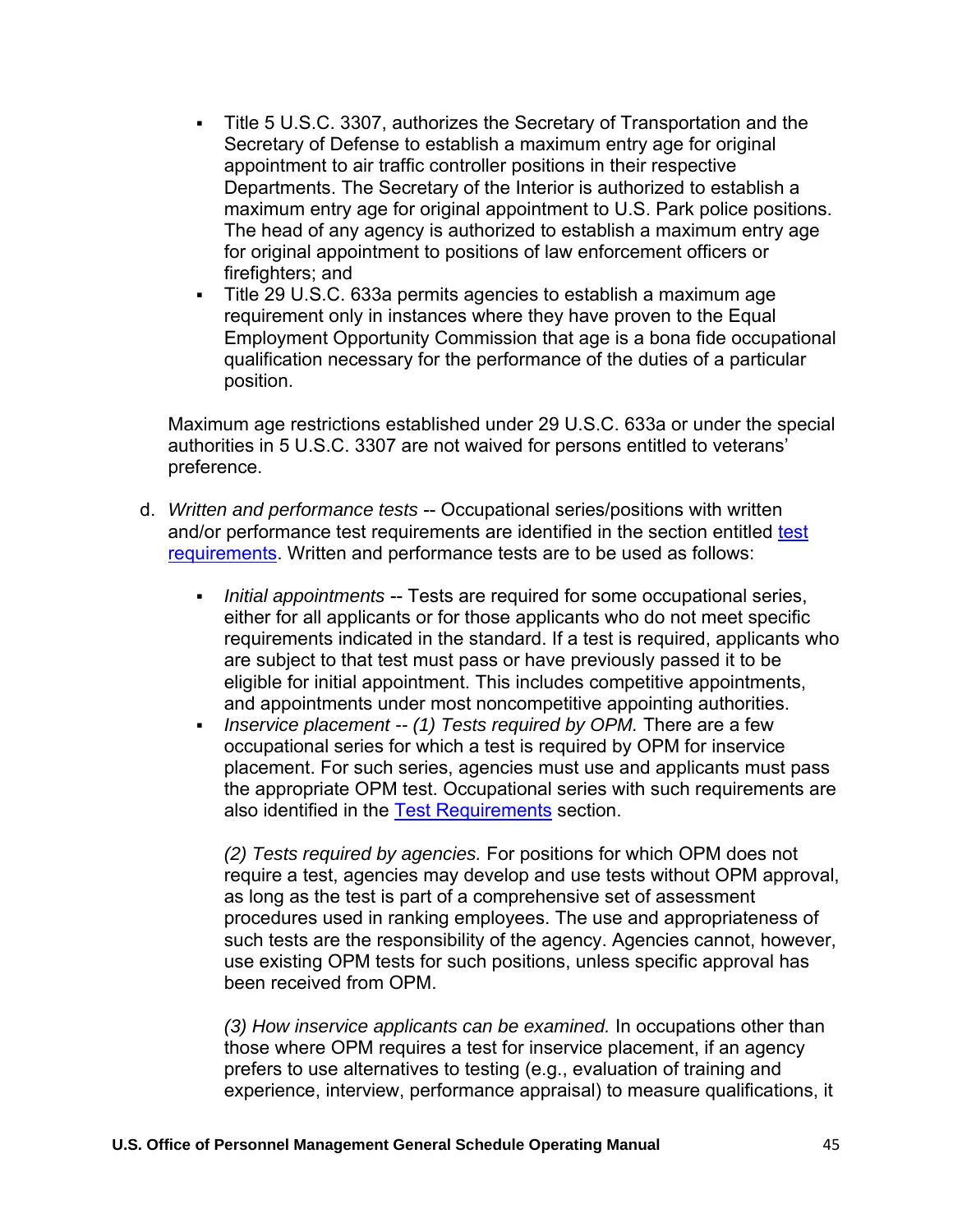- Title 5 U.S.C. 3307, authorizes the Secretary of Transportation and the Secretary of Defense to establish a maximum entry age for original appointment to air traffic controller positions in their respective Departments. The Secretary of the Interior is authorized to establish a maximum entry age for original appointment to U.S. Park police positions. The head of any agency is authorized to establish a maximum entry age for original appointment to positions of law enforcement officers or firefighters; and
- Title 29 U.S.C. 633a permits agencies to establish a maximum age requirement only in instances where they have proven to the Equal Employment Opportunity Commission that age is a bona fide occupational qualification necessary for the performance of the duties of a particular position.

Maximum age restrictions established under 29 U.S.C. 633a or under the special authorities in 5 U.S.C. 3307 are not waived for persons entitled to veterans' preference.

d. *Written and performance tests* -- Occupational series/positions with written and/or performance test requirements are identified in the section entitled test requirements. Written and performance tests are to be used as follows:

- *Initial appointments* -- Tests are required for some occupational series, either for all applicants or for those applicants who do not meet specific requirements indicated in the standard. If a test is required, applicants who are subject to that test must pass or have previously passed it to be eligible for initial appointment. This includes competitive appointments, and appointments under most noncompetitive appointing authorities.
- *Inservice placement -- (1) Tests required by OPM.* There are a few occupational series for which a test is required by OPM for inservice placement. For such series, agencies must use and applicants must pass the appropriate OPM test. Occupational series with such requirements are also identified in the Test Requirements section.

  *(2) Tests required by agencies.* For positions for which OPM does not require a test, agencies may develop and use tests without OPM approval, as long as the test is part of a comprehensive set of assessment procedures used in ranking employees. The use and appropriateness of such tests are the responsibility of the agency. Agencies cannot, however, use existing OPM tests for such positions, unless specific approval has been received from OPM.

  *(3) How inservice applicants can be examined.* In occupations other than those where OPM requires a test for inservice placement, if an agency prefers to use alternatives to testing (e.g., evaluation of training and experience, interview, performance appraisal) to measure qualifications, it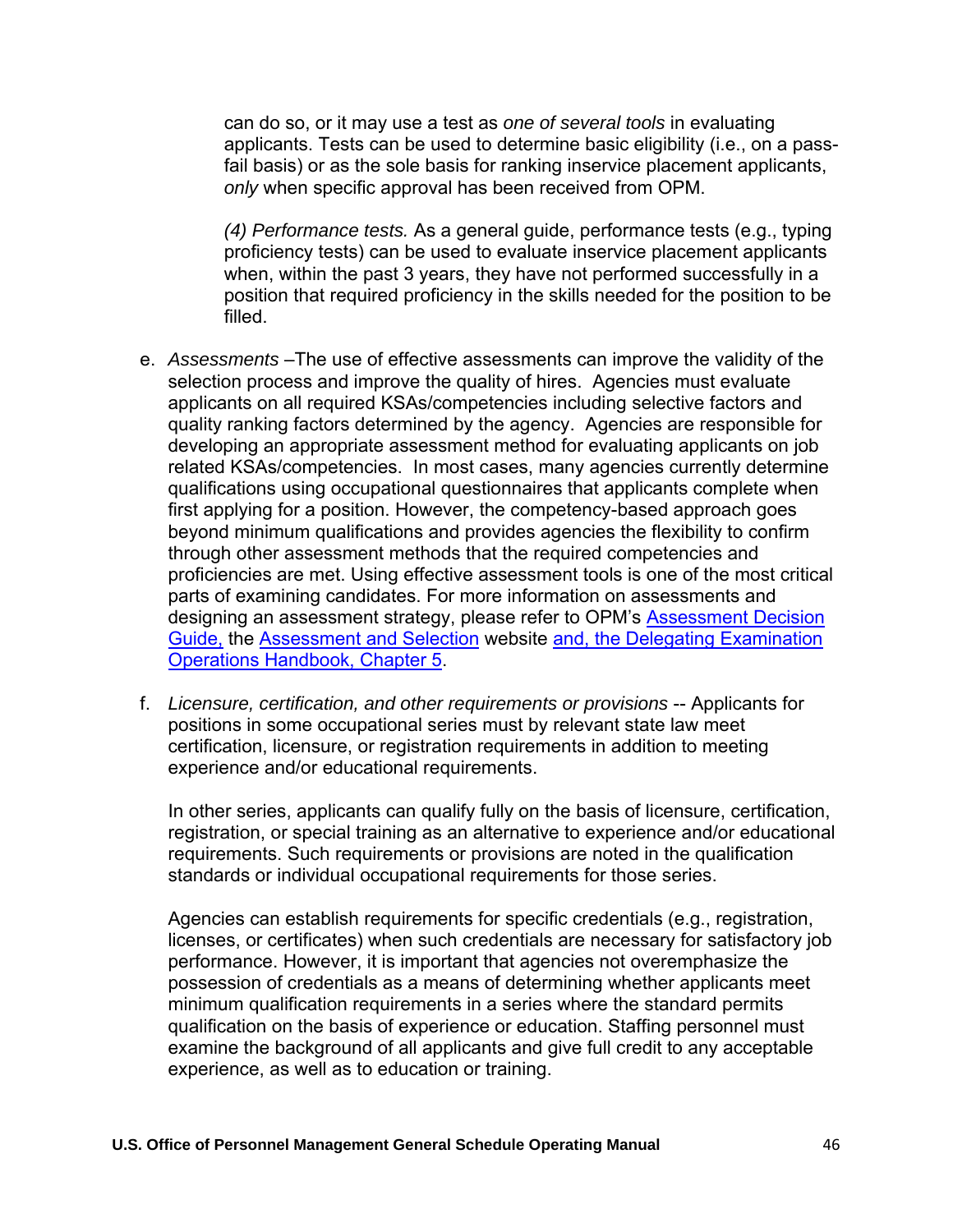can do so, or it may use a test as *one of several tools* in evaluating applicants. Tests can be used to determine basic eligibility (i.e., on a pass-fail basis) or as the sole basis for ranking inservice placement applicants, *only* when specific approval has been received from OPM.

*(4) Performance tests.* As a general guide, performance tests (e.g., typing proficiency tests) can be used to evaluate inservice placement applicants when, within the past 3 years, they have not performed successfully in a position that required proficiency in the skills needed for the position to be filled.

e. *Assessments* –The use of effective assessments can improve the validity of the selection process and improve the quality of hires. Agencies must evaluate applicants on all required KSAs/competencies including selective factors and quality ranking factors determined by the agency. Agencies are responsible for developing an appropriate assessment method for evaluating applicants on job related KSAs/competencies. In most cases, many agencies currently determine qualifications using occupational questionnaires that applicants complete when first applying for a position. However, the competency-based approach goes beyond minimum qualifications and provides agencies the flexibility to confirm through other assessment methods that the required competencies and proficiencies are met. Using effective assessment tools is one of the most critical parts of examining candidates. For more information on assessments and designing an assessment strategy, please refer to OPM's Assessment Decision Guide, the Assessment and Selection website and, the Delegating Examination Operations Handbook, Chapter 5.

f. *Licensure, certification, and other requirements or provisions* -- Applicants for positions in some occupational series must by relevant state law meet certification, licensure, or registration requirements in addition to meeting experience and/or educational requirements.

   In other series, applicants can qualify fully on the basis of licensure, certification, registration, or special training as an alternative to experience and/or educational requirements. Such requirements or provisions are noted in the qualification standards or individual occupational requirements for those series.

   Agencies can establish requirements for specific credentials (e.g., registration, licenses, or certificates) when such credentials are necessary for satisfactory job performance. However, it is important that agencies not overemphasize the possession of credentials as a means of determining whether applicants meet minimum qualification requirements in a series where the standard permits qualification on the basis of experience or education. Staffing personnel must examine the background of all applicants and give full credit to any acceptable experience, as well as to education or training.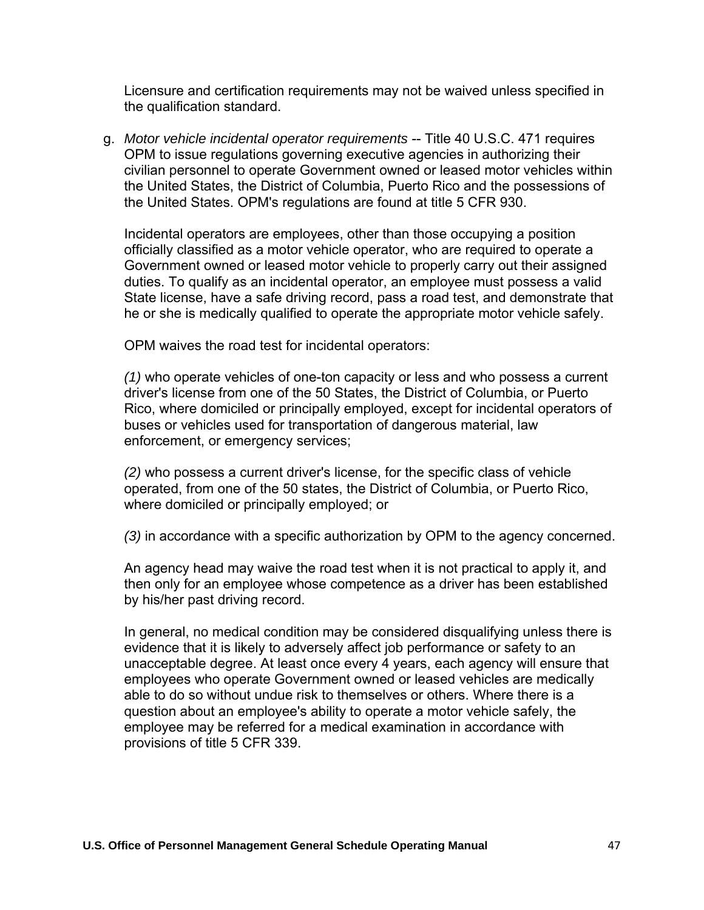Licensure and certification requirements may not be waived unless specified in the qualification standard.

g. *Motor vehicle incidental operator requirements* -- Title 40 U.S.C. 471 requires OPM to issue regulations governing executive agencies in authorizing their civilian personnel to operate Government owned or leased motor vehicles within the United States, the District of Columbia, Puerto Rico and the possessions of the United States. OPM's regulations are found at title 5 CFR 930.

   Incidental operators are employees, other than those occupying a position officially classified as a motor vehicle operator, who are required to operate a Government owned or leased motor vehicle to properly carry out their assigned duties. To qualify as an incidental operator, an employee must possess a valid State license, have a safe driving record, pass a road test, and demonstrate that he or she is medically qualified to operate the appropriate motor vehicle safely.

   OPM waives the road test for incidental operators:

   *(1)* who operate vehicles of one-ton capacity or less and who possess a current driver's license from one of the 50 States, the District of Columbia, or Puerto Rico, where domiciled or principally employed, except for incidental operators of buses or vehicles used for transportation of dangerous material, law enforcement, or emergency services;

   *(2)* who possess a current driver's license, for the specific class of vehicle operated, from one of the 50 states, the District of Columbia, or Puerto Rico, where domiciled or principally employed; or

   *(3)* in accordance with a specific authorization by OPM to the agency concerned.

   An agency head may waive the road test when it is not practical to apply it, and then only for an employee whose competence as a driver has been established by his/her past driving record.

   In general, no medical condition may be considered disqualifying unless there is evidence that it is likely to adversely affect job performance or safety to an unacceptable degree. At least once every 4 years, each agency will ensure that employees who operate Government owned or leased vehicles are medically able to do so without undue risk to themselves or others. Where there is a question about an employee's ability to operate a motor vehicle safely, the employee may be referred for a medical examination in accordance with provisions of title 5 CFR 339.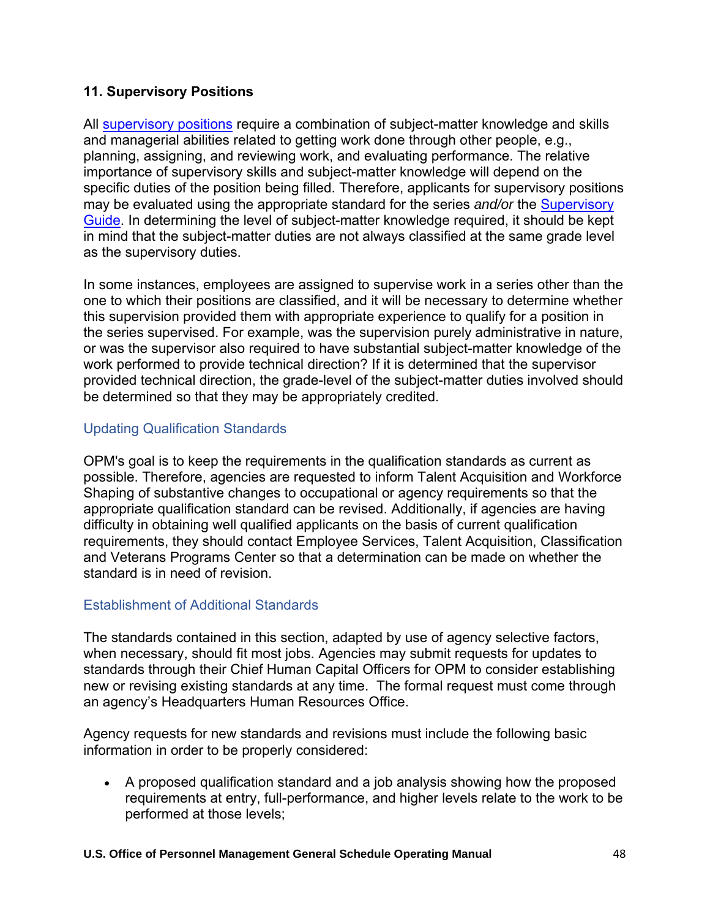### 11. Supervisory Positions

All supervisory positions require a combination of subject-matter knowledge and skills and managerial abilities related to getting work done through other people, e.g., planning, assigning, and reviewing work, and evaluating performance. The relative importance of supervisory skills and subject-matter knowledge will depend on the specific duties of the position being filled. Therefore, applicants for supervisory positions may be evaluated using the appropriate standard for the series *and/or* the Supervisory Guide. In determining the level of subject-matter knowledge required, it should be kept in mind that the subject-matter duties are not always classified at the same grade level as the supervisory duties.

In some instances, employees are assigned to supervise work in a series other than the one to which their positions are classified, and it will be necessary to determine whether this supervision provided them with appropriate experience to qualify for a position in the series supervised. For example, was the supervision purely administrative in nature, or was the supervisor also required to have substantial subject-matter knowledge of the work performed to provide technical direction? If it is determined that the supervisor provided technical direction, the grade-level of the subject-matter duties involved should be determined so that they may be appropriately credited.

## Updating Qualification Standards

OPM's goal is to keep the requirements in the qualification standards as current as possible. Therefore, agencies are requested to inform Talent Acquisition and Workforce Shaping of substantive changes to occupational or agency requirements so that the appropriate qualification standard can be revised. Additionally, if agencies are having difficulty in obtaining well qualified applicants on the basis of current qualification requirements, they should contact Employee Services, Talent Acquisition, Classification and Veterans Programs Center so that a determination can be made on whether the standard is in need of revision.

## Establishment of Additional Standards

The standards contained in this section, adapted by use of agency selective factors, when necessary, should fit most jobs. Agencies may submit requests for updates to standards through their Chief Human Capital Officers for OPM to consider establishing new or revising existing standards at any time. The formal request must come through an agency's Headquarters Human Resources Office.

Agency requests for new standards and revisions must include the following basic information in order to be properly considered:

- A proposed qualification standard and a job analysis showing how the proposed requirements at entry, full-performance, and higher levels relate to the work to be performed at those levels;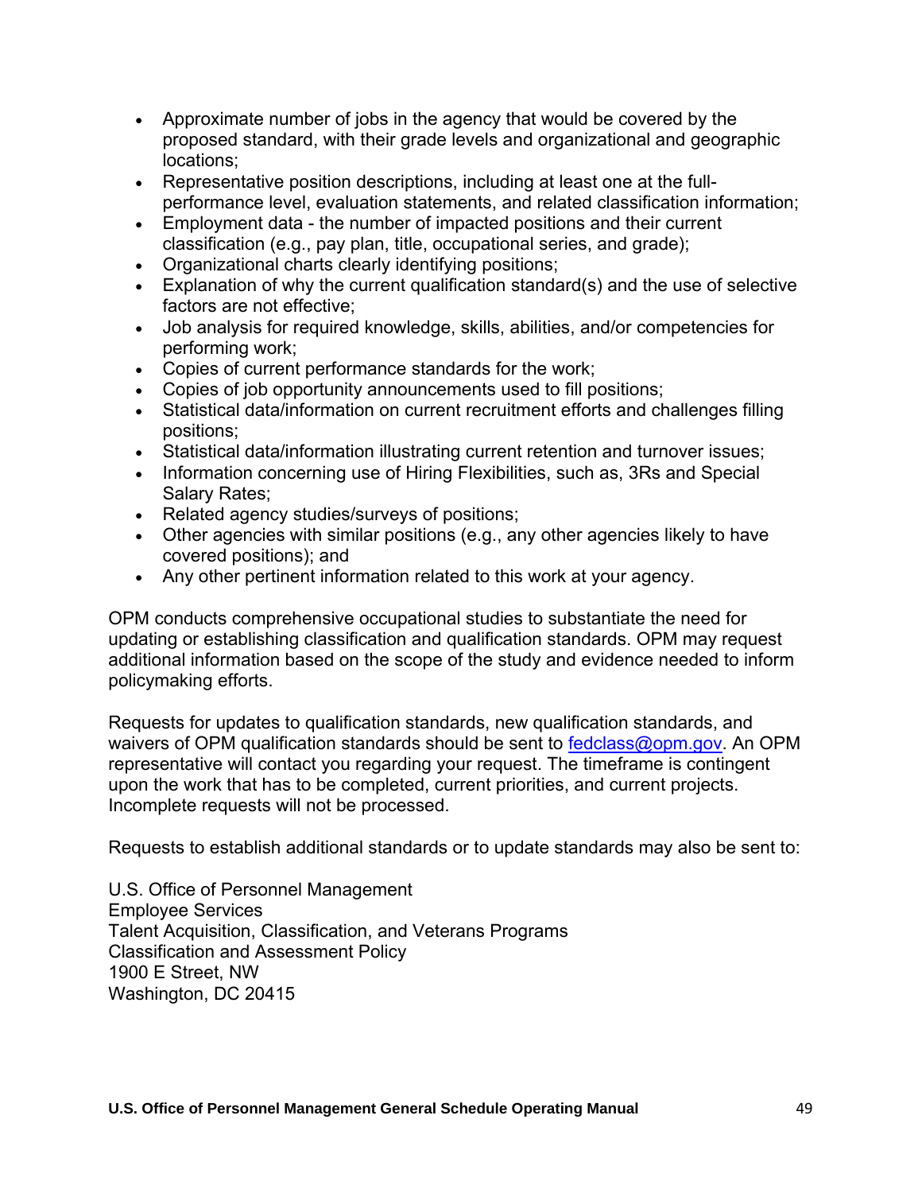- Approximate number of jobs in the agency that would be covered by the proposed standard, with their grade levels and organizational and geographic locations;
- Representative position descriptions, including at least one at the full-performance level, evaluation statements, and related classification information;
- Employment data - the number of impacted positions and their current classification (e.g., pay plan, title, occupational series, and grade);
- Organizational charts clearly identifying positions;
- Explanation of why the current qualification standard(s) and the use of selective factors are not effective;
- Job analysis for required knowledge, skills, abilities, and/or competencies for performing work;
- Copies of current performance standards for the work;
- Copies of job opportunity announcements used to fill positions;
- Statistical data/information on current recruitment efforts and challenges filling positions;
- Statistical data/information illustrating current retention and turnover issues;
- Information concerning use of Hiring Flexibilities, such as, 3Rs and Special Salary Rates;
- Related agency studies/surveys of positions;
- Other agencies with similar positions (e.g., any other agencies likely to have covered positions); and
- Any other pertinent information related to this work at your agency.

OPM conducts comprehensive occupational studies to substantiate the need for updating or establishing classification and qualification standards. OPM may request additional information based on the scope of the study and evidence needed to inform policymaking efforts.

Requests for updates to qualification standards, new qualification standards, and waivers of OPM qualification standards should be sent to fedclass@opm.gov. An OPM representative will contact you regarding your request. The timeframe is contingent upon the work that has to be completed, current priorities, and current projects. Incomplete requests will not be processed.

Requests to establish additional standards or to update standards may also be sent to:

U.S. Office of Personnel Management
Employee Services
Talent Acquisition, Classification, and Veterans Programs
Classification and Assessment Policy
1900 E Street, NW
Washington, DC 20415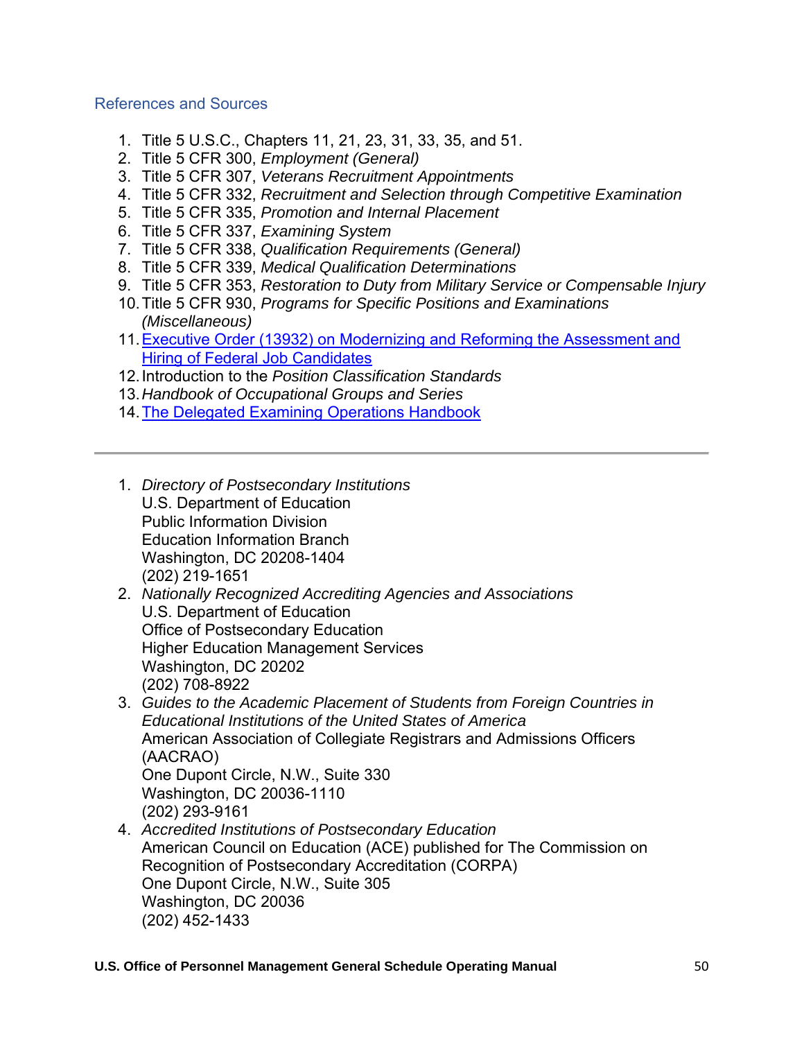## References and Sources

1. Title 5 U.S.C., Chapters 11, 21, 23, 31, 33, 35, and 51.
2. Title 5 CFR 300, *Employment (General)*
3. Title 5 CFR 307, *Veterans Recruitment Appointments*
4. Title 5 CFR 332, *Recruitment and Selection through Competitive Examination*
5. Title 5 CFR 335, *Promotion and Internal Placement*
6. Title 5 CFR 337, *Examining System*
7. Title 5 CFR 338, *Qualification Requirements (General)*
8. Title 5 CFR 339, *Medical Qualification Determinations*
9. Title 5 CFR 353, *Restoration to Duty from Military Service or Compensable Injury*
10. Title 5 CFR 930, *Programs for Specific Positions and Examinations (Miscellaneous)*
11. Executive Order (13932) on Modernizing and Reforming the Assessment and Hiring of Federal Job Candidates
12. Introduction to the *Position Classification Standards*
13. *Handbook of Occupational Groups and Series*
14. The Delegated Examining Operations Handbook

---

1. *Directory of Postsecondary Institutions*
   U.S. Department of Education
   Public Information Division
   Education Information Branch
   Washington, DC 20208-1404
   (202) 219-1651
2. *Nationally Recognized Accrediting Agencies and Associations*
   U.S. Department of Education
   Office of Postsecondary Education
   Higher Education Management Services
   Washington, DC 20202
   (202) 708-8922
3. *Guides to the Academic Placement of Students from Foreign Countries in Educational Institutions of the United States of America*
   American Association of Collegiate Registrars and Admissions Officers (AACRAO)
   One Dupont Circle, N.W., Suite 330
   Washington, DC 20036-1110
   (202) 293-9161
4. *Accredited Institutions of Postsecondary Education*
   American Council on Education (ACE) published for The Commission on Recognition of Postsecondary Accreditation (CORPA)
   One Dupont Circle, N.W., Suite 305
   Washington, DC 20036
   (202) 452-1433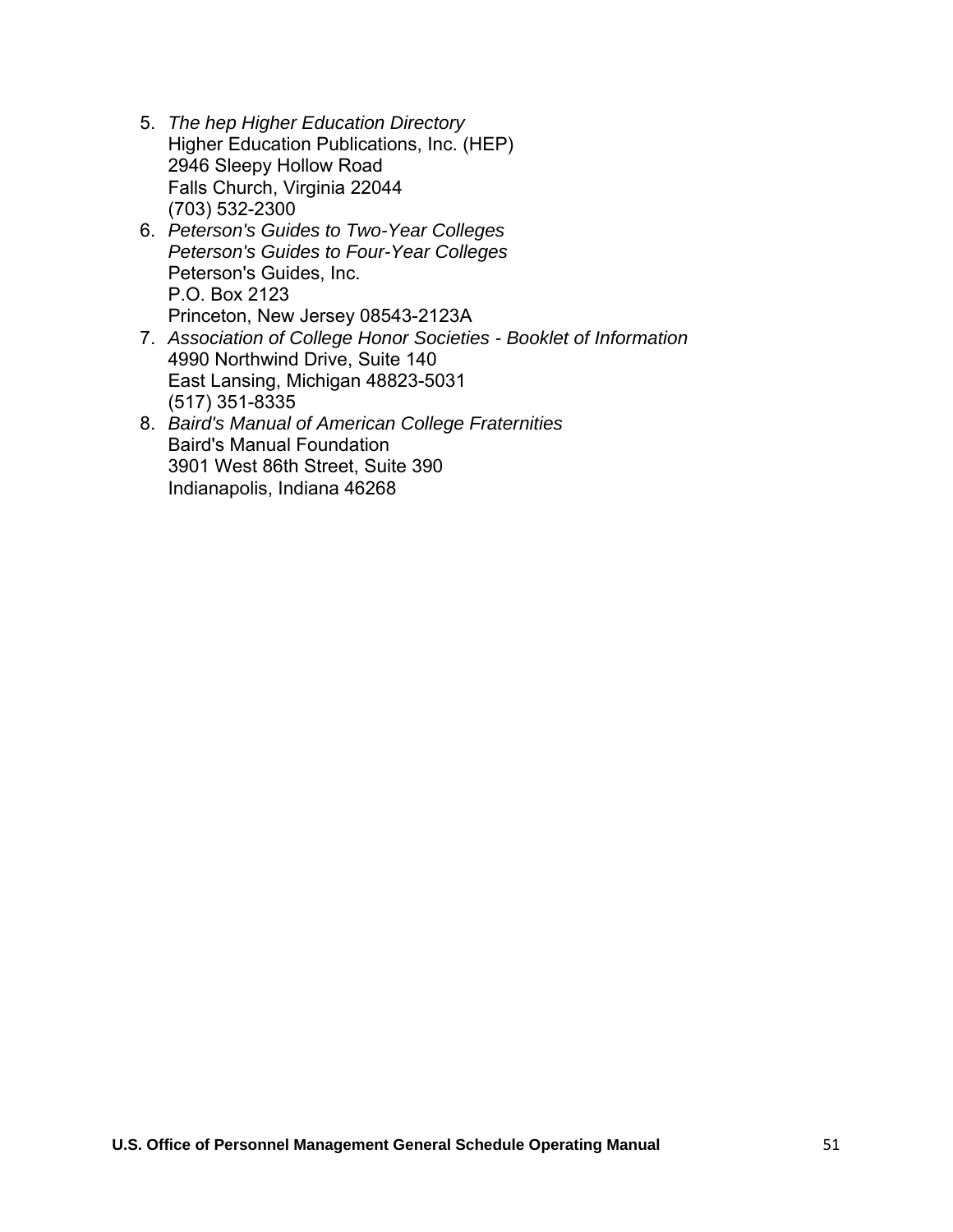5. *The hep Higher Education Directory*
   Higher Education Publications, Inc. (HEP)
   2946 Sleepy Hollow Road
   Falls Church, Virginia 22044
   (703) 532-2300
6. *Peterson's Guides to Two-Year Colleges*
   *Peterson's Guides to Four-Year Colleges*
   Peterson's Guides, Inc.
   P.O. Box 2123
   Princeton, New Jersey 08543-2123A
7. *Association of College Honor Societies - Booklet of Information*
   4990 Northwind Drive, Suite 140
   East Lansing, Michigan 48823-5031
   (517) 351-8335
8. *Baird's Manual of American College Fraternities*
   Baird's Manual Foundation
   3901 West 86th Street, Suite 390
   Indianapolis, Indiana 46268